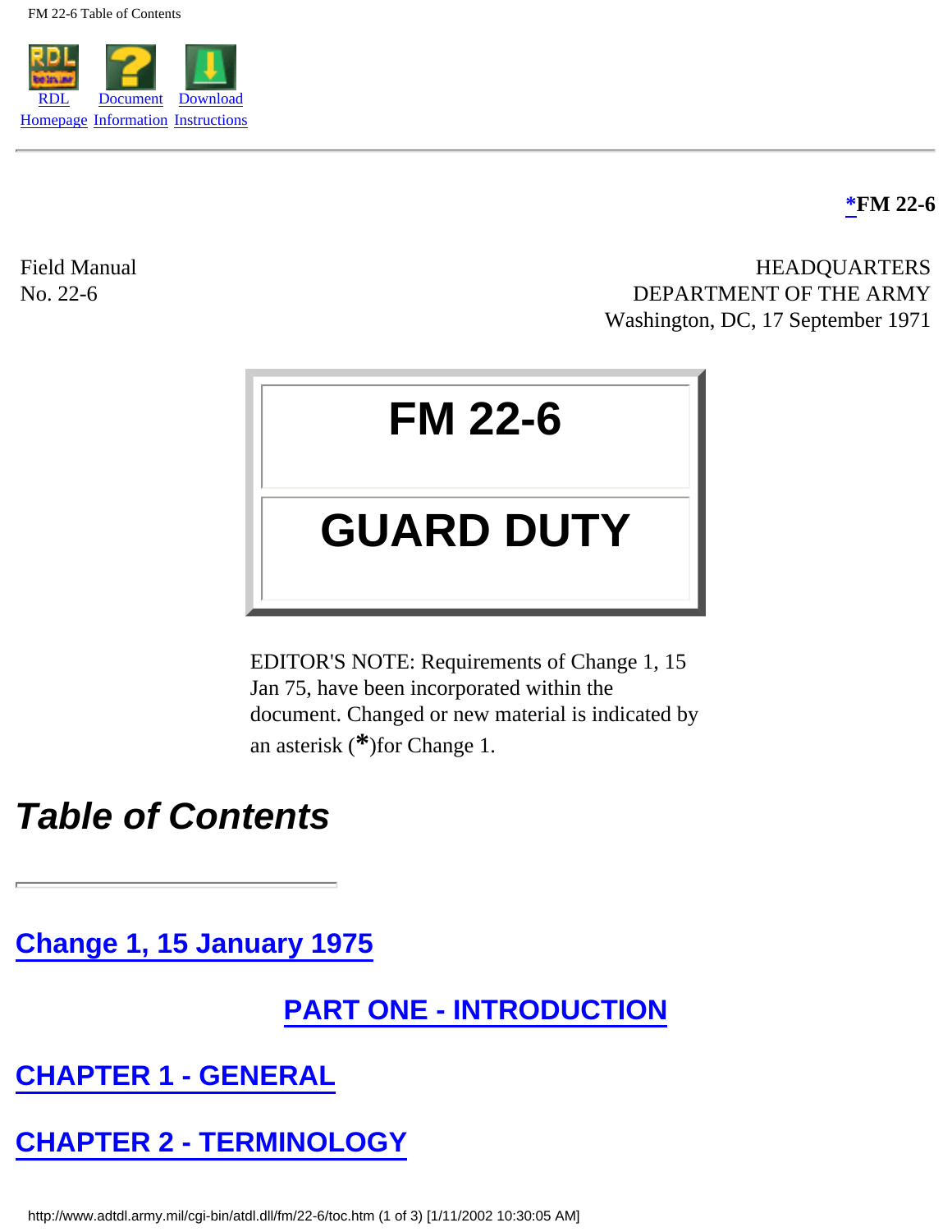*FM 22-6

Field Manual
No. 22-6

HEADQUARTERS
DEPARTMENT OF THE ARMY
Washington, DC, 17 September 1971

# FM 22-6

# GUARD DUTY

EDITOR'S NOTE: Requirements of Change 1, 15 Jan 75, have been incorporated within the document. Changed or new material is indicated by an asterisk (*)for Change 1.

## *Table of Contents*

---

## Change 1, 15 January 1975

## PART ONE - INTRODUCTION

## CHAPTER 1 - GENERAL

## CHAPTER 2 - TERMINOLOGY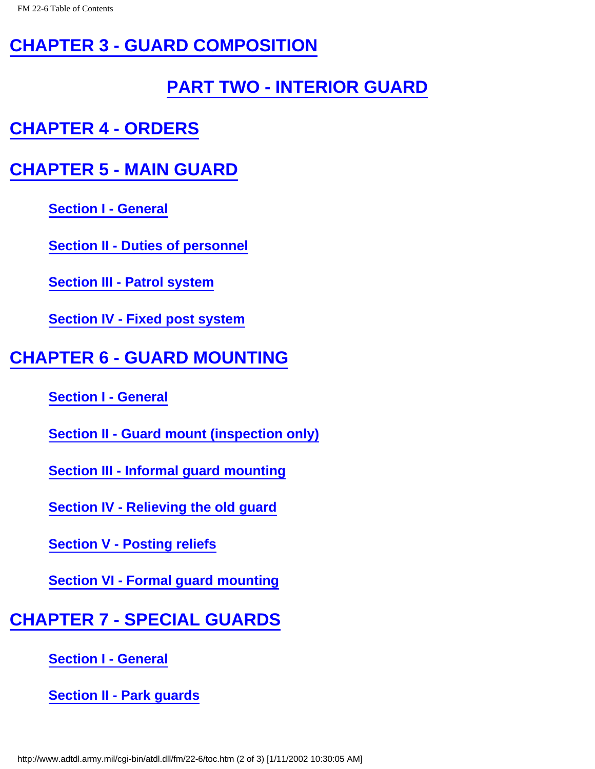## CHAPTER 3 - GUARD COMPOSITION

# PART TWO - INTERIOR GUARD

## CHAPTER 4 - ORDERS

## CHAPTER 5 - MAIN GUARD

- Section I - General
- Section II - Duties of personnel
- Section III - Patrol system
- Section IV - Fixed post system

## CHAPTER 6 - GUARD MOUNTING

- Section I - General
- Section II - Guard mount (inspection only)
- Section III - Informal guard mounting
- Section IV - Relieving the old guard
- Section V - Posting reliefs
- Section VI - Formal guard mounting

## CHAPTER 7 - SPECIAL GUARDS

- Section I - General
- Section II - Park guards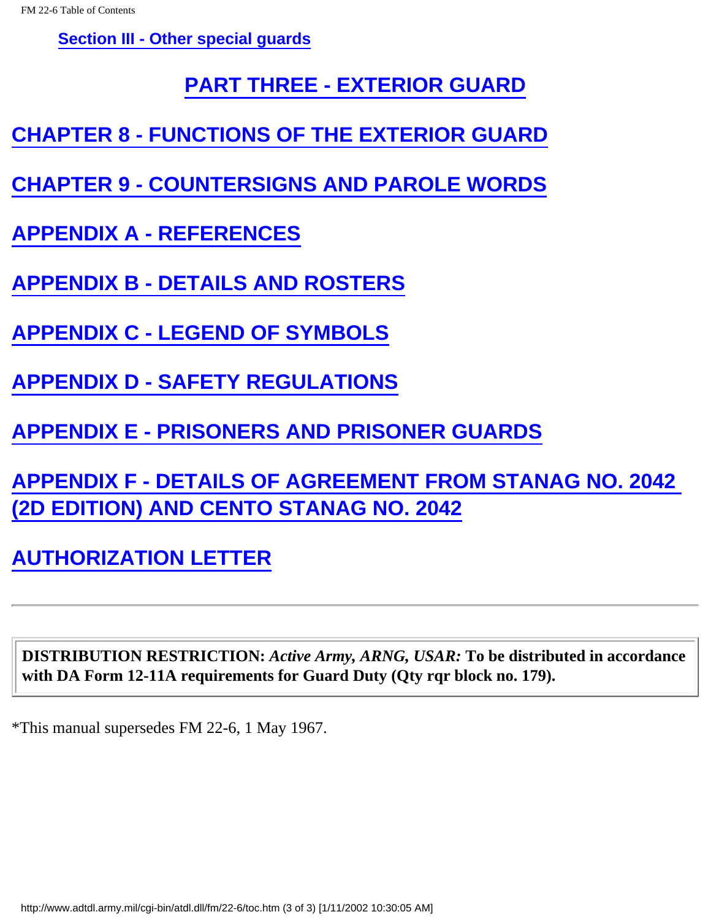**Section III - Other special guards**

# PART THREE - EXTERIOR GUARD

## CHAPTER 8 - FUNCTIONS OF THE EXTERIOR GUARD

## CHAPTER 9 - COUNTERSIGNS AND PAROLE WORDS

## APPENDIX A - REFERENCES

## APPENDIX B - DETAILS AND ROSTERS

## APPENDIX C - LEGEND OF SYMBOLS

## APPENDIX D - SAFETY REGULATIONS

## APPENDIX E - PRISONERS AND PRISONER GUARDS

## APPENDIX F - DETAILS OF AGREEMENT FROM STANAG NO. 2042 (2D EDITION) AND CENTO STANAG NO. 2042

## AUTHORIZATION LETTER

---

**DISTRIBUTION RESTRICTION:** ***Active Army, ARNG, USAR:*** **To be distributed in accordance with DA Form 12-11A requirements for Guard Duty (Qty rqr block no. 179).**

*This manual supersedes FM 22-6, 1 May 1967.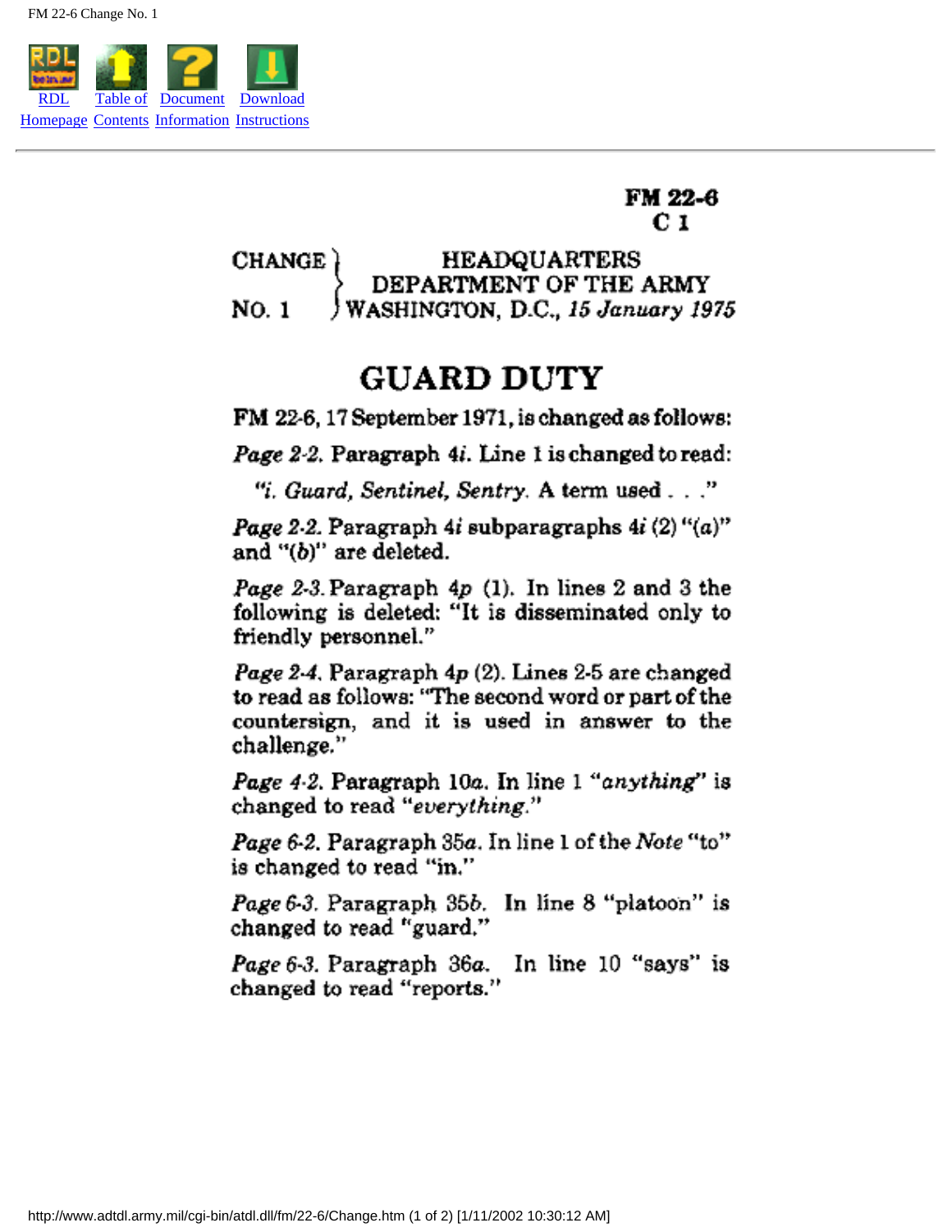FM 22-6
C 1

CHANGE NO. 1

HEADQUARTERS
DEPARTMENT OF THE ARMY
WASHINGTON, D.C., *15 January 1975*

# GUARD DUTY

**FM 22-6, 17 September 1971, is changed as follows:**

*Page 2-2.* Paragraph 4*i*. Line 1 is changed to read:

"*i. Guard, Sentinel, Sentry.* A term used . . ."

*Page 2-2.* Paragraph 4*i* subparagraphs 4*i* (2) "(*a*)" and "(*b*)" are deleted.

*Page 2-3.* Paragraph 4*p* (1). In lines 2 and 3 the following is deleted: "It is disseminated only to friendly personnel."

*Page 2-4.* Paragraph 4*p* (2). Lines 2-5 are changed to read as follows: "The second word or part of the countersign, and it is used in answer to the challenge."

*Page 4-2.* Paragraph 10*a*. In line 1 "*anything*" is changed to read "*everything*."

*Page 6-2.* Paragraph 35*a*. In line 1 of the *Note* "to" is changed to read "in."

*Page 6-3.* Paragraph 35*b*. In line 8 "platoon" is changed to read "guard."

*Page 6-3.* Paragraph 36*a*. In line 10 "says" is changed to read "reports."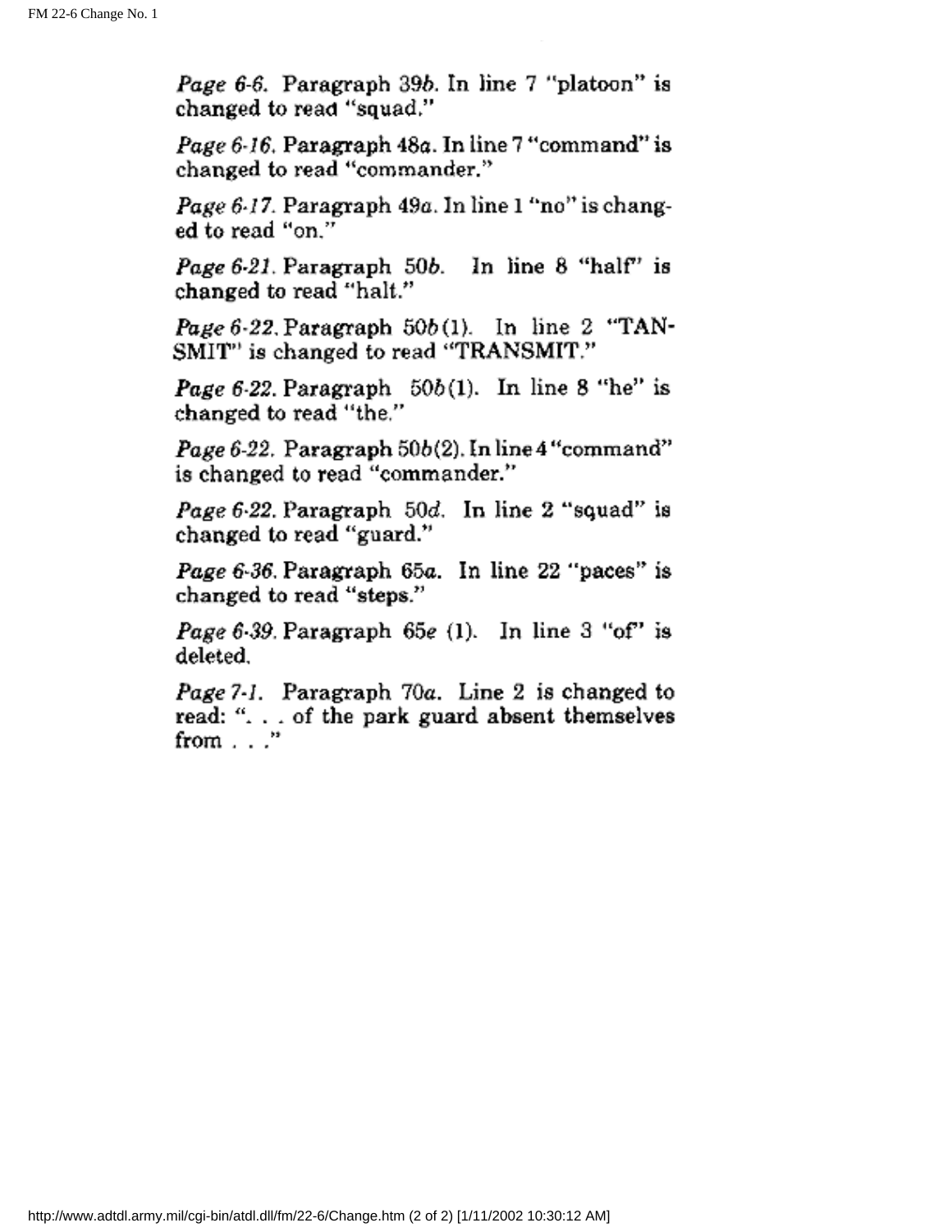*Page 6-6.* Paragraph 39*b*. In line 7 "platoon" is changed to read "squad."

*Page 6-16.* Paragraph 48*a*. In line 7 "command" is changed to read "commander."

*Page 6-17.* Paragraph 49*a*. In line 1 "no" is changed to read "on."

*Page 6-21.* Paragraph 50*b*. In line 8 "half" is changed to read "halt."

*Page 6-22.* Paragraph 50*b*(1). In line 2 "TANSMIT" is changed to read "TRANSMIT."

*Page 6-22.* Paragraph 50*b*(1). In line 8 "he" is changed to read "the."

*Page 6-22.* Paragraph 50*b*(2). In line 4 "command" is changed to read "commander."

*Page 6-22.* Paragraph 50*d*. In line 2 "squad" is changed to read "guard."

*Page 6-36.* Paragraph 65*a*. In line 22 "paces" is changed to read "steps."

*Page 6-39.* Paragraph 65*e* (1). In line 3 "of" is deleted.

*Page 7-1.* Paragraph 70*a*. Line 2 is changed to read: ". . . of the park guard absent themselves from . . ."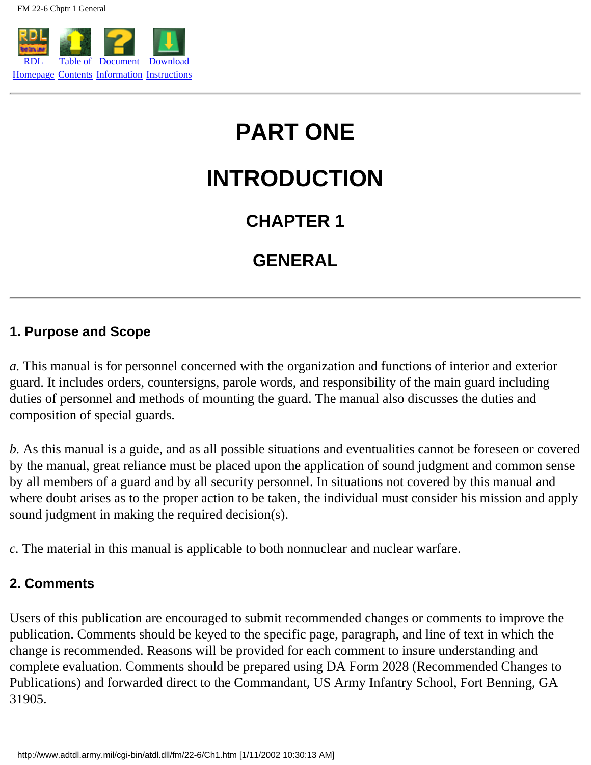# PART ONE

# INTRODUCTION

## CHAPTER 1

## GENERAL

### 1. Purpose and Scope

*a.* This manual is for personnel concerned with the organization and functions of interior and exterior guard. It includes orders, countersigns, parole words, and responsibility of the main guard including duties of personnel and methods of mounting the guard. The manual also discusses the duties and composition of special guards.

*b.* As this manual is a guide, and as all possible situations and eventualities cannot be foreseen or covered by the manual, great reliance must be placed upon the application of sound judgment and common sense by all members of a guard and by all security personnel. In situations not covered by this manual and where doubt arises as to the proper action to be taken, the individual must consider his mission and apply sound judgment in making the required decision(s).

*c.* The material in this manual is applicable to both nonnuclear and nuclear warfare.

### 2. Comments

Users of this publication are encouraged to submit recommended changes or comments to improve the publication. Comments should be keyed to the specific page, paragraph, and line of text in which the change is recommended. Reasons will be provided for each comment to insure understanding and complete evaluation. Comments should be prepared using DA Form 2028 (Recommended Changes to Publications) and forwarded direct to the Commandant, US Army Infantry School, Fort Benning, GA 31905.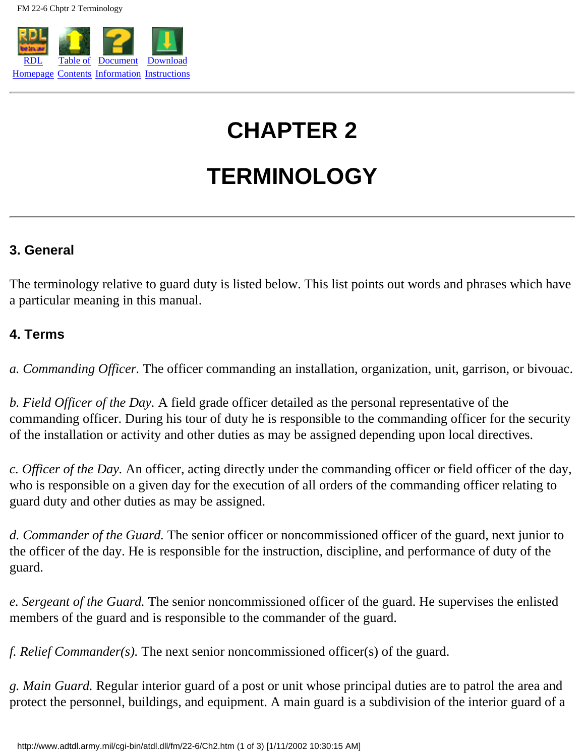# CHAPTER 2

# TERMINOLOGY

### 3. General

The terminology relative to guard duty is listed below. This list points out words and phrases which have a particular meaning in this manual.

### 4. Terms

*a. Commanding Officer.* The officer commanding an installation, organization, unit, garrison, or bivouac.

*b. Field Officer of the Day.* A field grade officer detailed as the personal representative of the commanding officer. During his tour of duty he is responsible to the commanding officer for the security of the installation or activity and other duties as may be assigned depending upon local directives.

*c. Officer of the Day.* An officer, acting directly under the commanding officer or field officer of the day, who is responsible on a given day for the execution of all orders of the commanding officer relating to guard duty and other duties as may be assigned.

*d. Commander of the Guard.* The senior officer or noncommissioned officer of the guard, next junior to the officer of the day. He is responsible for the instruction, discipline, and performance of duty of the guard.

*e. Sergeant of the Guard.* The senior noncommissioned officer of the guard. He supervises the enlisted members of the guard and is responsible to the commander of the guard.

*f. Relief Commander(s).* The next senior noncommissioned officer(s) of the guard.

*g. Main Guard.* Regular interior guard of a post or unit whose principal duties are to patrol the area and protect the personnel, buildings, and equipment. A main guard is a subdivision of the interior guard of a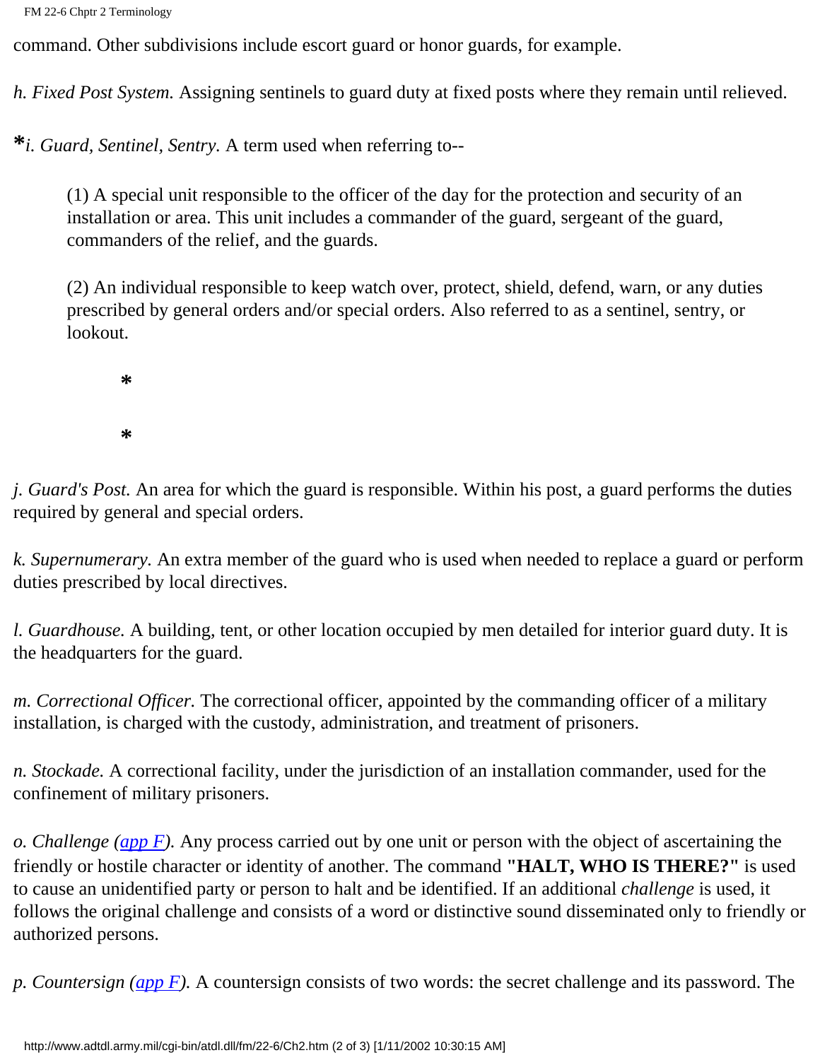command. Other subdivisions include escort guard or honor guards, for example.

*h. Fixed Post System.* Assigning sentinels to guard duty at fixed posts where they remain until relieved.

**\***i. Guard, Sentinel, Sentry.* A term used when referring to--

> (1) A special unit responsible to the officer of the day for the protection and security of an installation or area. This unit includes a commander of the guard, sergeant of the guard, commanders of the relief, and the guards.
>
> (2) An individual responsible to keep watch over, protect, shield, defend, warn, or any duties prescribed by general orders and/or special orders. Also referred to as a sentinel, sentry, or lookout.
>
> \*
>
> \*

*j. Guard's Post.* An area for which the guard is responsible. Within his post, a guard performs the duties required by general and special orders.

*k. Supernumerary.* An extra member of the guard who is used when needed to replace a guard or perform duties prescribed by local directives.

*l. Guardhouse.* A building, tent, or other location occupied by men detailed for interior guard duty. It is the headquarters for the guard.

*m. Correctional Officer.* The correctional officer, appointed by the commanding officer of a military installation, is charged with the custody, administration, and treatment of prisoners.

*n. Stockade.* A correctional facility, under the jurisdiction of an installation commander, used for the confinement of military prisoners.

*o. Challenge (app F).* Any process carried out by one unit or person with the object of ascertaining the friendly or hostile character or identity of another. The command **"HALT, WHO IS THERE?"** is used to cause an unidentified party or person to halt and be identified. If an additional *challenge* is used, it follows the original challenge and consists of a word or distinctive sound disseminated only to friendly or authorized persons.

*p. Countersign (app F).* A countersign consists of two words: the secret challenge and its password. The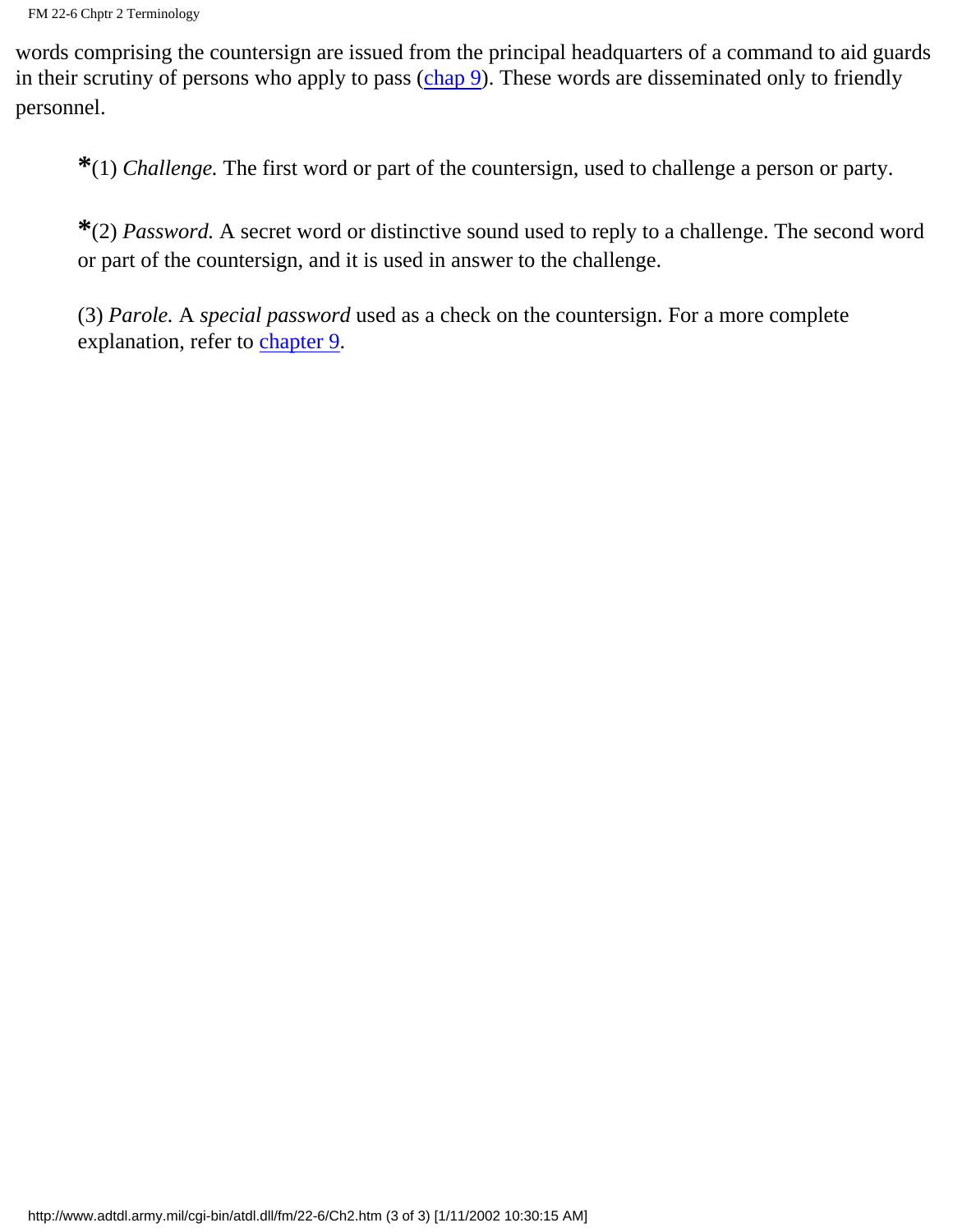words comprising the countersign are issued from the principal headquarters of a command to aid guards in their scrutiny of persons who apply to pass (chap 9). These words are disseminated only to friendly personnel.

**\***(1) *Challenge.* The first word or part of the countersign, used to challenge a person or party.

**\***(2) *Password.* A secret word or distinctive sound used to reply to a challenge. The second word or part of the countersign, and it is used in answer to the challenge.

(3) *Parole.* A *special password* used as a check on the countersign. For a more complete explanation, refer to chapter 9.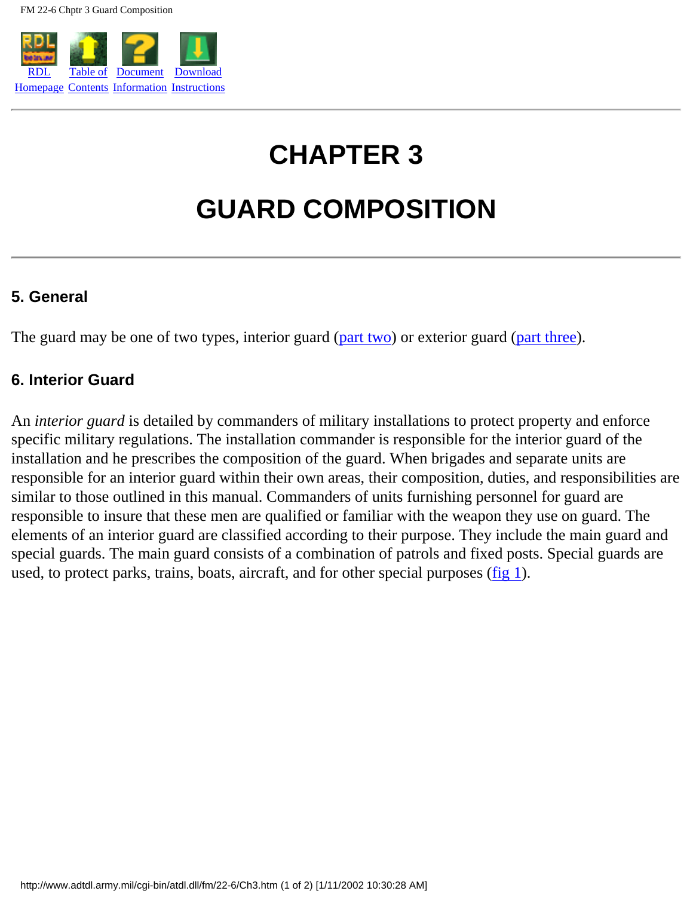# CHAPTER 3

# GUARD COMPOSITION

## 5. General

The guard may be one of two types, interior guard (part two) or exterior guard (part three).

## 6. Interior Guard

An *interior guard* is detailed by commanders of military installations to protect property and enforce specific military regulations. The installation commander is responsible for the interior guard of the installation and he prescribes the composition of the guard. When brigades and separate units are responsible for an interior guard within their own areas, their composition, duties, and responsibilities are similar to those outlined in this manual. Commanders of units furnishing personnel for guard are responsible to insure that these men are qualified or familiar with the weapon they use on guard. The elements of an interior guard are classified according to their purpose. They include the main guard and special guards. The main guard consists of a combination of patrols and fixed posts. Special guards are used, to protect parks, trains, boats, aircraft, and for other special purposes (fig 1).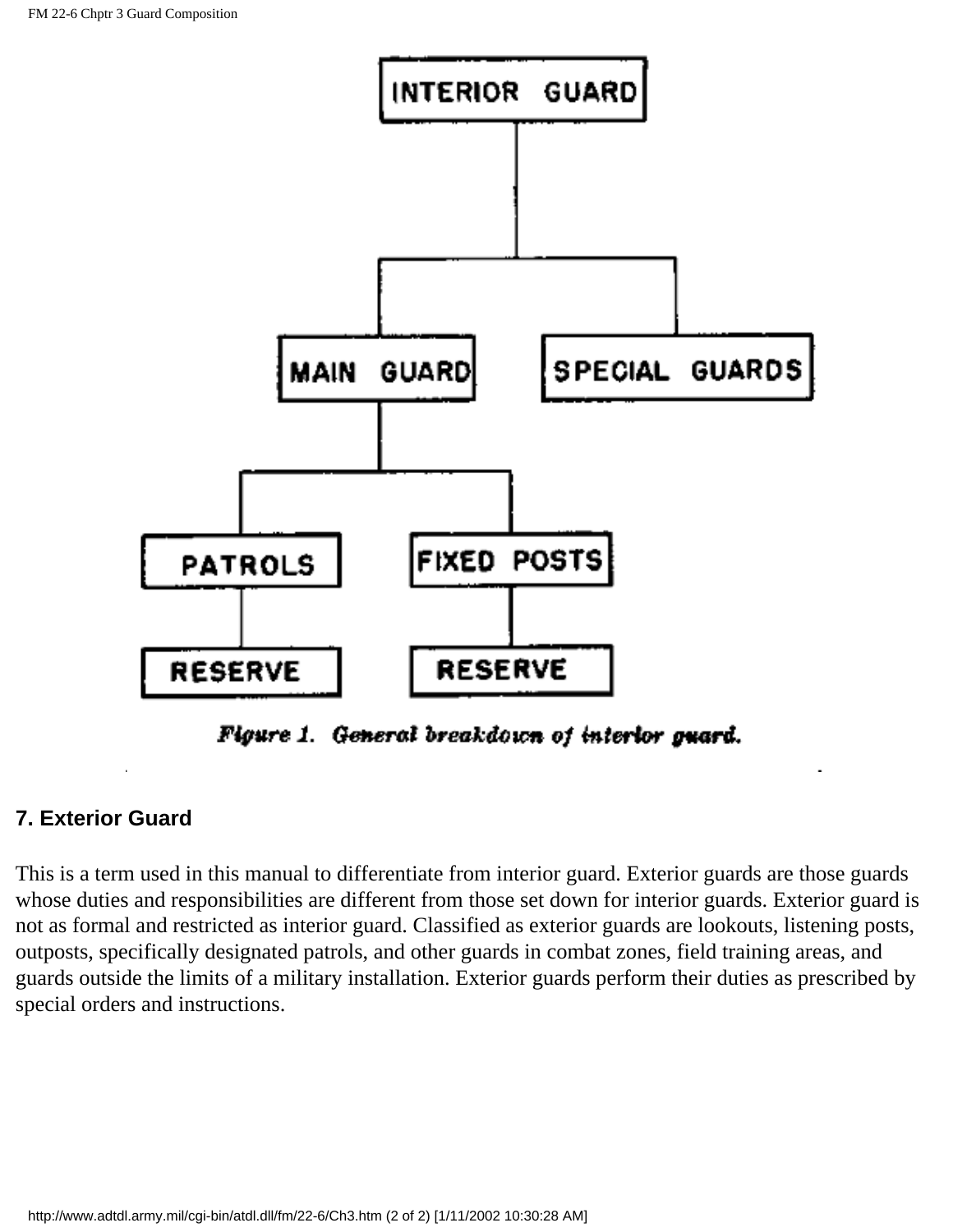INTERIOR GUARD

MAIN GUARD

SPECIAL GUARDS

PATROLS

FIXED POSTS

RESERVE

RESERVE

*Figure 1. General breakdown of interior guard.*

### 7. Exterior Guard

This is a term used in this manual to differentiate from interior guard. Exterior guards are those guards whose duties and responsibilities are different from those set down for interior guards. Exterior guard is not as formal and restricted as interior guard. Classified as exterior guards are lookouts, listening posts, outposts, specifically designated patrols, and other guards in combat zones, field training areas, and guards outside the limits of a military installation. Exterior guards perform their duties as prescribed by special orders and instructions.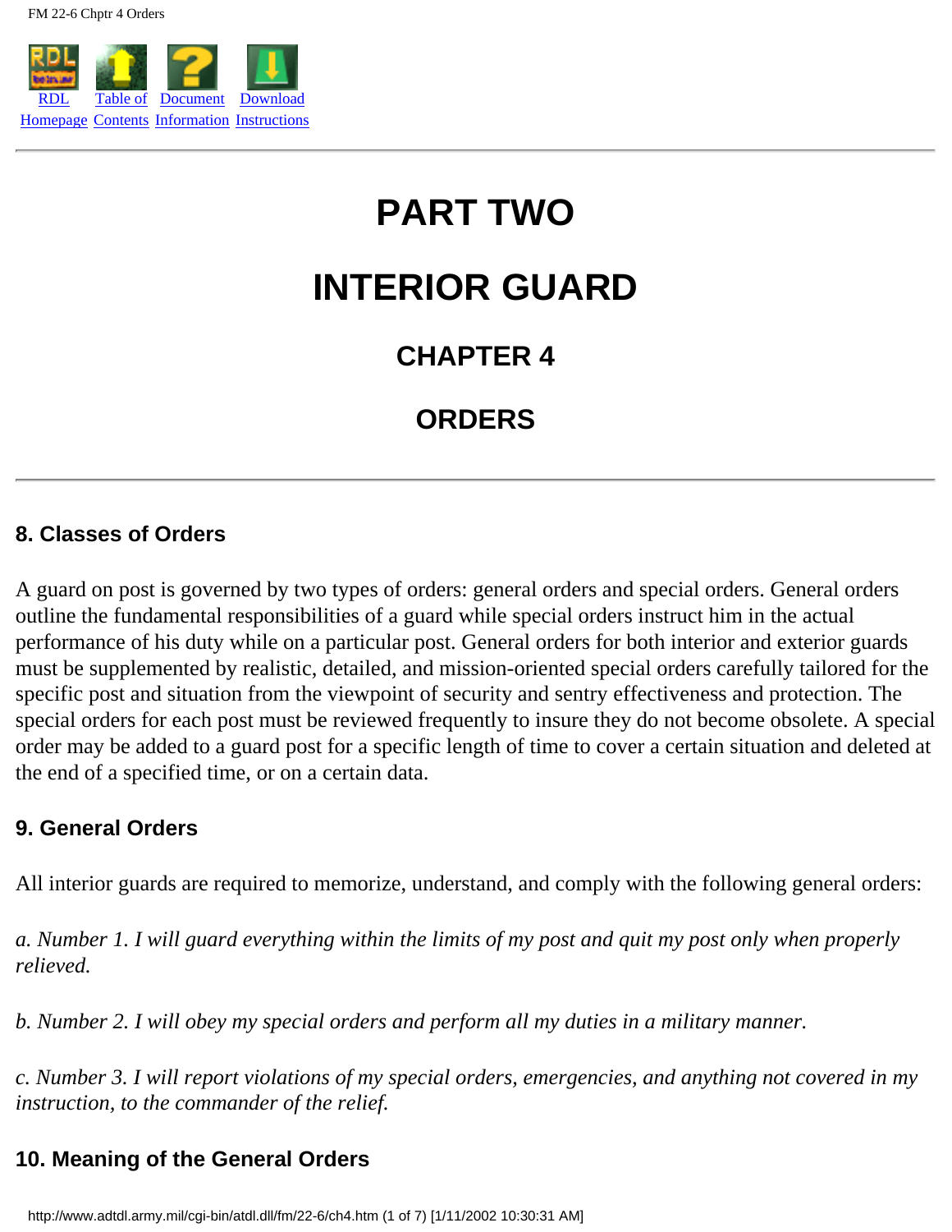# PART TWO

# INTERIOR GUARD

## CHAPTER 4

## ORDERS

### 8. Classes of Orders

A guard on post is governed by two types of orders: general orders and special orders. General orders outline the fundamental responsibilities of a guard while special orders instruct him in the actual performance of his duty while on a particular post. General orders for both interior and exterior guards must be supplemented by realistic, detailed, and mission-oriented special orders carefully tailored for the specific post and situation from the viewpoint of security and sentry effectiveness and protection. The special orders for each post must be reviewed frequently to insure they do not become obsolete. A special order may be added to a guard post for a specific length of time to cover a certain situation and deleted at the end of a specified time, or on a certain data.

### 9. General Orders

All interior guards are required to memorize, understand, and comply with the following general orders:

*a. Number 1. I will guard everything within the limits of my post and quit my post only when properly relieved.*

*b. Number 2. I will obey my special orders and perform all my duties in a military manner.*

*c. Number 3. I will report violations of my special orders, emergencies, and anything not covered in my instruction, to the commander of the relief.*

### 10. Meaning of the General Orders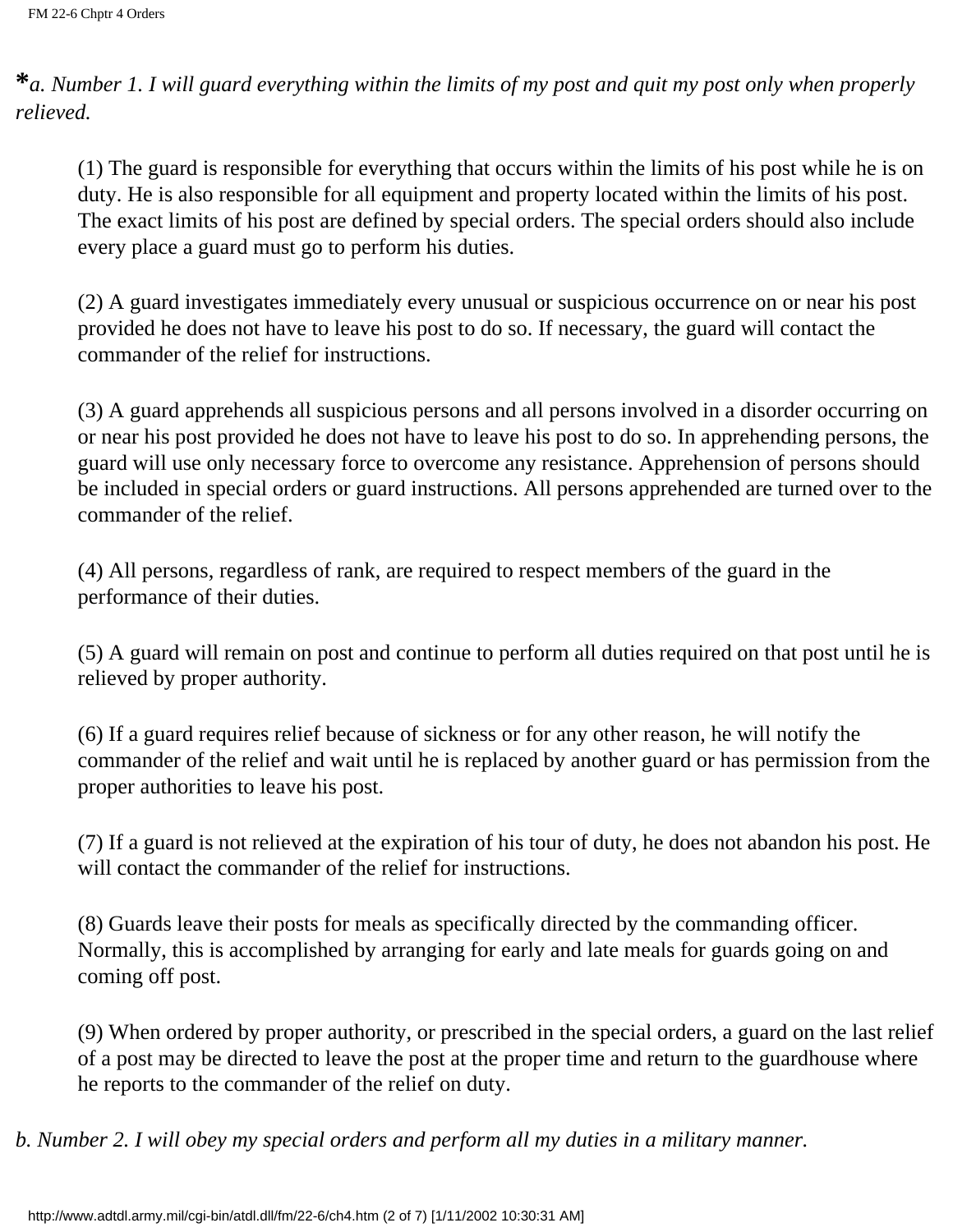**\***_a. Number 1. I will guard everything within the limits of my post and quit my post only when properly relieved._

(1) The guard is responsible for everything that occurs within the limits of his post while he is on duty. He is also responsible for all equipment and property located within the limits of his post. The exact limits of his post are defined by special orders. The special orders should also include every place a guard must go to perform his duties.

(2) A guard investigates immediately every unusual or suspicious occurrence on or near his post provided he does not have to leave his post to do so. If necessary, the guard will contact the commander of the relief for instructions.

(3) A guard apprehends all suspicious persons and all persons involved in a disorder occurring on or near his post provided he does not have to leave his post to do so. In apprehending persons, the guard will use only necessary force to overcome any resistance. Apprehension of persons should be included in special orders or guard instructions. All persons apprehended are turned over to the commander of the relief.

(4) All persons, regardless of rank, are required to respect members of the guard in the performance of their duties.

(5) A guard will remain on post and continue to perform all duties required on that post until he is relieved by proper authority.

(6) If a guard requires relief because of sickness or for any other reason, he will notify the commander of the relief and wait until he is replaced by another guard or has permission from the proper authorities to leave his post.

(7) If a guard is not relieved at the expiration of his tour of duty, he does not abandon his post. He will contact the commander of the relief for instructions.

(8) Guards leave their posts for meals as specifically directed by the commanding officer. Normally, this is accomplished by arranging for early and late meals for guards going on and coming off post.

(9) When ordered by proper authority, or prescribed in the special orders, a guard on the last relief of a post may be directed to leave the post at the proper time and return to the guardhouse where he reports to the commander of the relief on duty.

_b. Number 2. I will obey my special orders and perform all my duties in a military manner._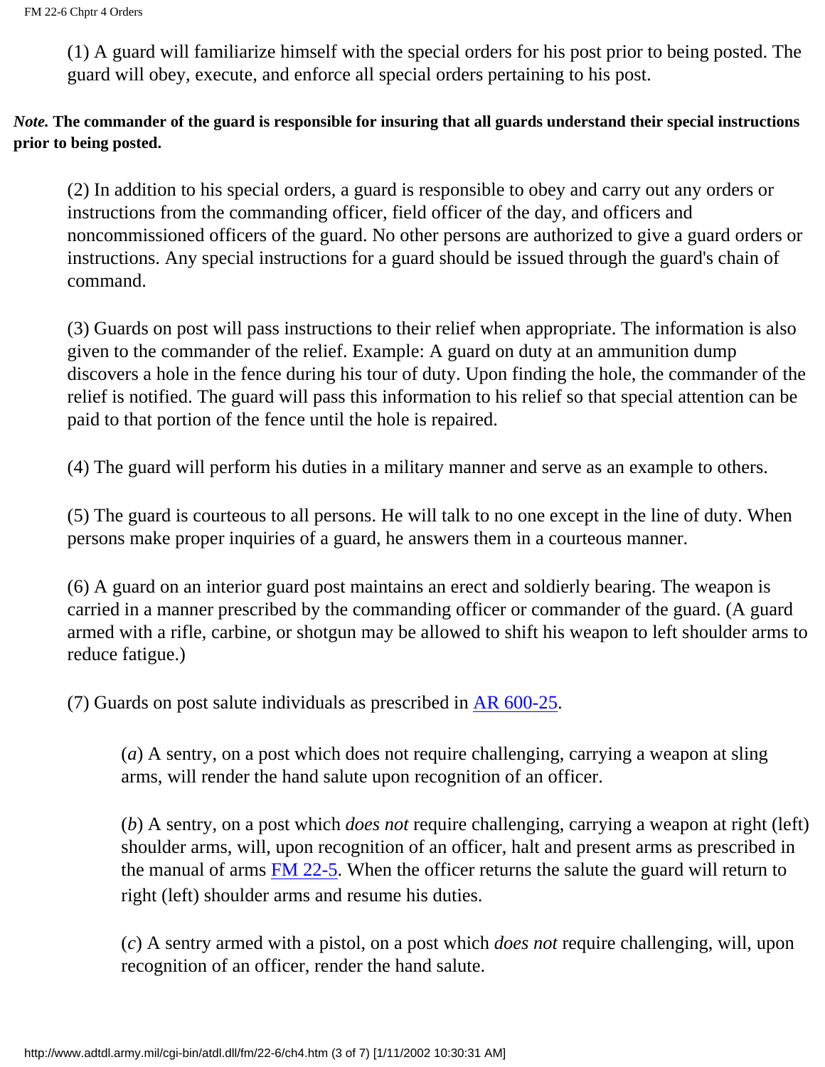(1) A guard will familiarize himself with the special orders for his post prior to being posted. The guard will obey, execute, and enforce all special orders pertaining to his post.

***Note.* The commander of the guard is responsible for insuring that all guards understand their special instructions prior to being posted.**

(2) In addition to his special orders, a guard is responsible to obey and carry out any orders or instructions from the commanding officer, field officer of the day, and officers and noncommissioned officers of the guard. No other persons are authorized to give a guard orders or instructions. Any special instructions for a guard should be issued through the guard's chain of command.

(3) Guards on post will pass instructions to their relief when appropriate. The information is also given to the commander of the relief. Example: A guard on duty at an ammunition dump discovers a hole in the fence during his tour of duty. Upon finding the hole, the commander of the relief is notified. The guard will pass this information to his relief so that special attention can be paid to that portion of the fence until the hole is repaired.

(4) The guard will perform his duties in a military manner and serve as an example to others.

(5) The guard is courteous to all persons. He will talk to no one except in the line of duty. When persons make proper inquiries of a guard, he answers them in a courteous manner.

(6) A guard on an interior guard post maintains an erect and soldierly bearing. The weapon is carried in a manner prescribed by the commanding officer or commander of the guard. (A guard armed with a rifle, carbine, or shotgun may be allowed to shift his weapon to left shoulder arms to reduce fatigue.)

(7) Guards on post salute individuals as prescribed in AR 600-25.

(*a*) A sentry, on a post which does not require challenging, carrying a weapon at sling arms, will render the hand salute upon recognition of an officer.

(*b*) A sentry, on a post which *does not* require challenging, carrying a weapon at right (left) shoulder arms, will, upon recognition of an officer, halt and present arms as prescribed in the manual of arms FM 22-5. When the officer returns the salute the guard will return to right (left) shoulder arms and resume his duties.

(*c*) A sentry armed with a pistol, on a post which *does not* require challenging, will, upon recognition of an officer, render the hand salute.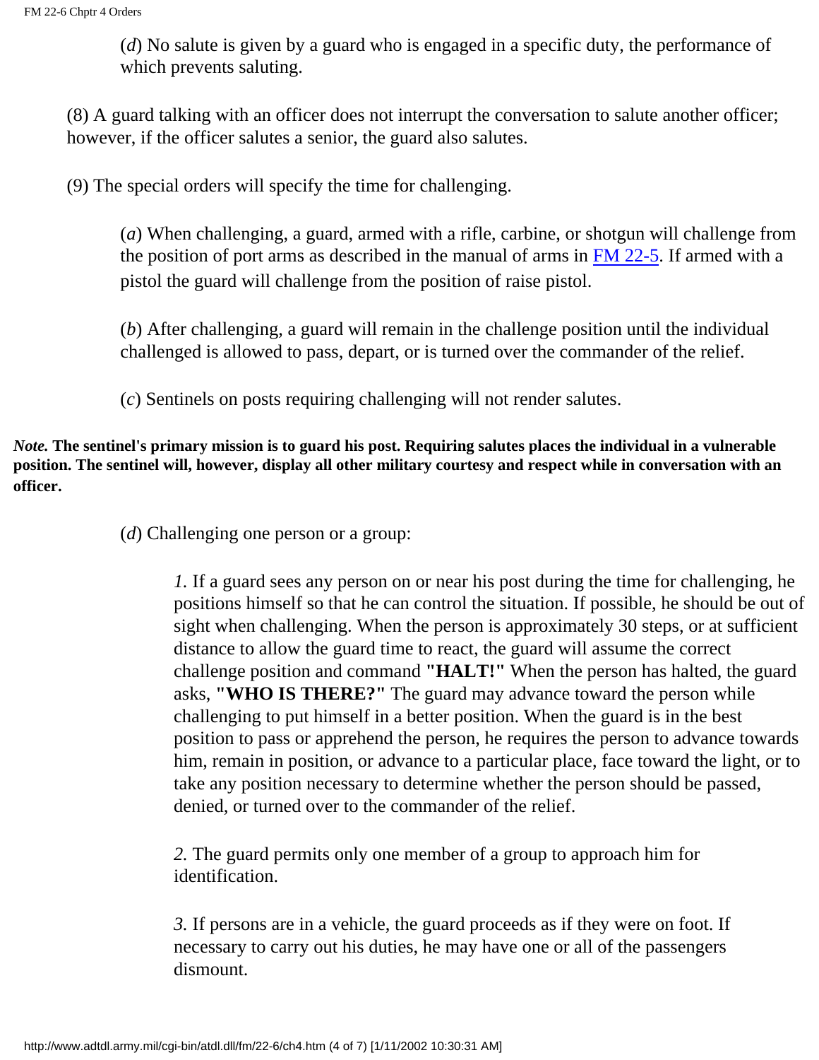(*d*) No salute is given by a guard who is engaged in a specific duty, the performance of which prevents saluting.

(8) A guard talking with an officer does not interrupt the conversation to salute another officer; however, if the officer salutes a senior, the guard also salutes.

(9) The special orders will specify the time for challenging.

(*a*) When challenging, a guard, armed with a rifle, carbine, or shotgun will challenge from the position of port arms as described in the manual of arms in [FM 22-5](). If armed with a pistol the guard will challenge from the position of raise pistol.

(*b*) After challenging, a guard will remain in the challenge position until the individual challenged is allowed to pass, depart, or is turned over the commander of the relief.

(*c*) Sentinels on posts requiring challenging will not render salutes.

***Note.* The sentinel's primary mission is to guard his post. Requiring salutes places the individual in a vulnerable position. The sentinel will, however, display all other military courtesy and respect while in conversation with an officer.**

(*d*) Challenging one person or a group:

*1.* If a guard sees any person on or near his post during the time for challenging, he positions himself so that he can control the situation. If possible, he should be out of sight when challenging. When the person is approximately 30 steps, or at sufficient distance to allow the guard time to react, the guard will assume the correct challenge position and command **"HALT!"** When the person has halted, the guard asks, **"WHO IS THERE?"** The guard may advance toward the person while challenging to put himself in a better position. When the guard is in the best position to pass or apprehend the person, he requires the person to advance towards him, remain in position, or advance to a particular place, face toward the light, or to take any position necessary to determine whether the person should be passed, denied, or turned over to the commander of the relief.

*2.* The guard permits only one member of a group to approach him for identification.

*3.* If persons are in a vehicle, the guard proceeds as if they were on foot. If necessary to carry out his duties, he may have one or all of the passengers dismount.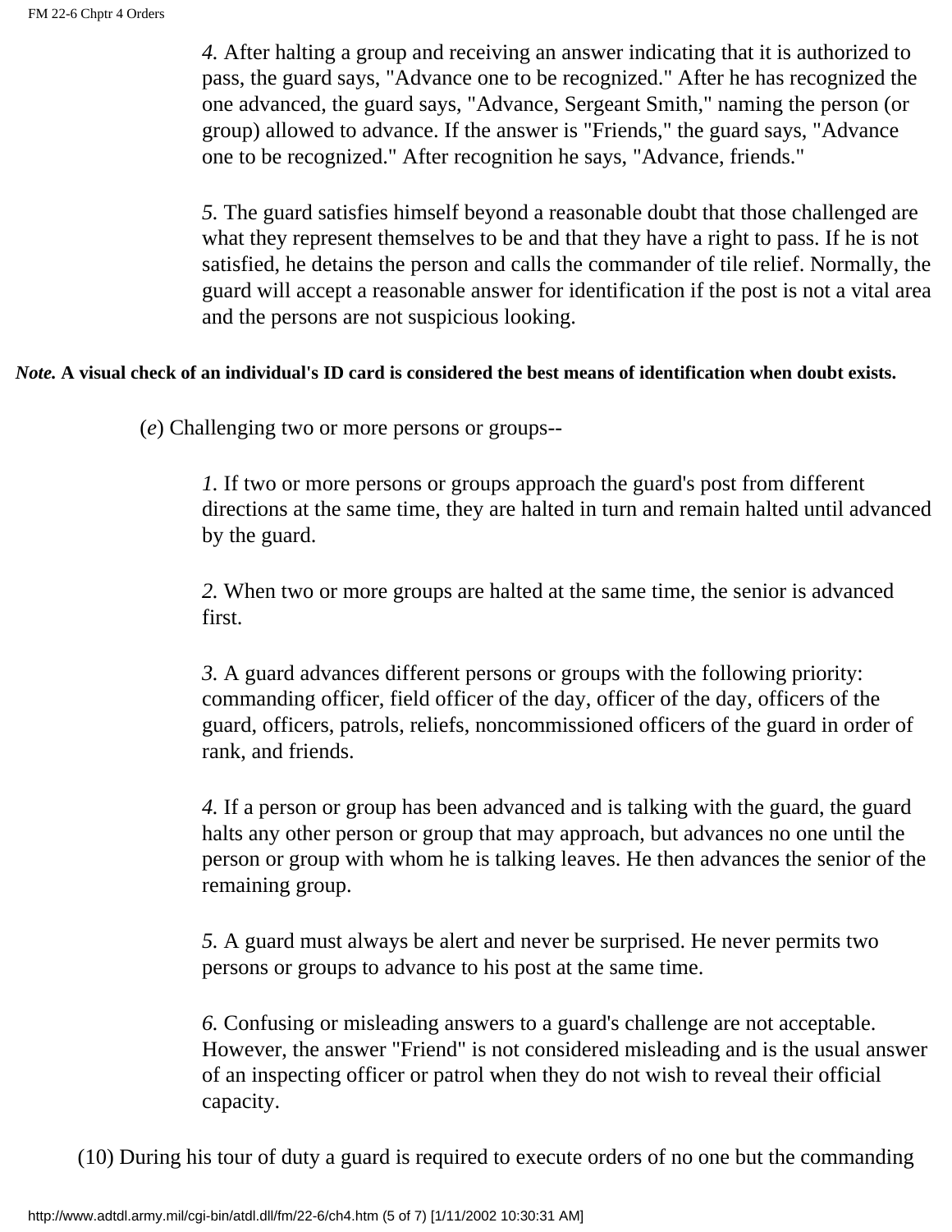*4.* After halting a group and receiving an answer indicating that it is authorized to pass, the guard says, "Advance one to be recognized." After he has recognized the one advanced, the guard says, "Advance, Sergeant Smith," naming the person (or group) allowed to advance. If the answer is "Friends," the guard says, "Advance one to be recognized." After recognition he says, "Advance, friends."

*5.* The guard satisfies himself beyond a reasonable doubt that those challenged are what they represent themselves to be and that they have a right to pass. If he is not satisfied, he detains the person and calls the commander of tile relief. Normally, the guard will accept a reasonable answer for identification if the post is not a vital area and the persons are not suspicious looking.

***Note.* A visual check of an individual's ID card is considered the best means of identification when doubt exists.**

(*e*) Challenging two or more persons or groups--

*1.* If two or more persons or groups approach the guard's post from different directions at the same time, they are halted in turn and remain halted until advanced by the guard.

*2.* When two or more groups are halted at the same time, the senior is advanced first.

*3.* A guard advances different persons or groups with the following priority: commanding officer, field officer of the day, officer of the day, officers of the guard, officers, patrols, reliefs, noncommissioned officers of the guard in order of rank, and friends.

*4.* If a person or group has been advanced and is talking with the guard, the guard halts any other person or group that may approach, but advances no one until the person or group with whom he is talking leaves. He then advances the senior of the remaining group.

*5.* A guard must always be alert and never be surprised. He never permits two persons or groups to advance to his post at the same time.

*6.* Confusing or misleading answers to a guard's challenge are not acceptable. However, the answer "Friend" is not considered misleading and is the usual answer of an inspecting officer or patrol when they do not wish to reveal their official capacity.

(10) During his tour of duty a guard is required to execute orders of no one but the commanding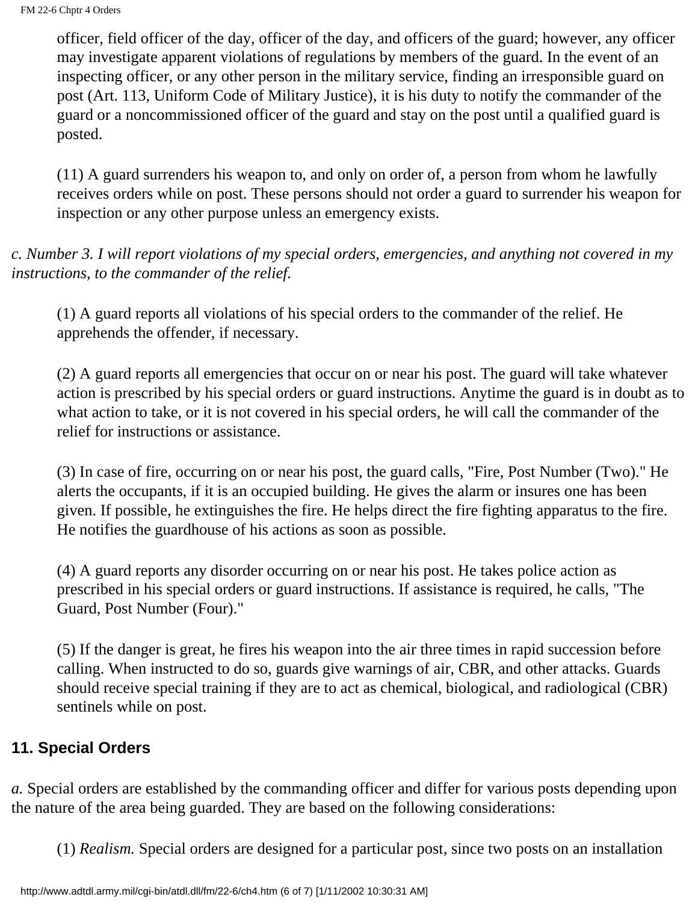officer, field officer of the day, officer of the day, and officers of the guard; however, any officer may investigate apparent violations of regulations by members of the guard. In the event of an inspecting officer, or any other person in the military service, finding an irresponsible guard on post (Art. 113, Uniform Code of Military Justice), it is his duty to notify the commander of the guard or a noncommissioned officer of the guard and stay on the post until a qualified guard is posted.

(11) A guard surrenders his weapon to, and only on order of, a person from whom he lawfully receives orders while on post. These persons should not order a guard to surrender his weapon for inspection or any other purpose unless an emergency exists.

*c. Number 3. I will report violations of my special orders, emergencies, and anything not covered in my instructions, to the commander of the relief.*

(1) A guard reports all violations of his special orders to the commander of the relief. He apprehends the offender, if necessary.

(2) A guard reports all emergencies that occur on or near his post. The guard will take whatever action is prescribed by his special orders or guard instructions. Anytime the guard is in doubt as to what action to take, or it is not covered in his special orders, he will call the commander of the relief for instructions or assistance.

(3) In case of fire, occurring on or near his post, the guard calls, "Fire, Post Number (Two)." He alerts the occupants, if it is an occupied building. He gives the alarm or insures one has been given. If possible, he extinguishes the fire. He helps direct the fire fighting apparatus to the fire. He notifies the guardhouse of his actions as soon as possible.

(4) A guard reports any disorder occurring on or near his post. He takes police action as prescribed in his special orders or guard instructions. If assistance is required, he calls, "The Guard, Post Number (Four)."

(5) If the danger is great, he fires his weapon into the air three times in rapid succession before calling. When instructed to do so, guards give warnings of air, CBR, and other attacks. Guards should receive special training if they are to act as chemical, biological, and radiological (CBR) sentinels while on post.

## 11. Special Orders

*a.* Special orders are established by the commanding officer and differ for various posts depending upon the nature of the area being guarded. They are based on the following considerations:

(1) *Realism.* Special orders are designed for a particular post, since two posts on an installation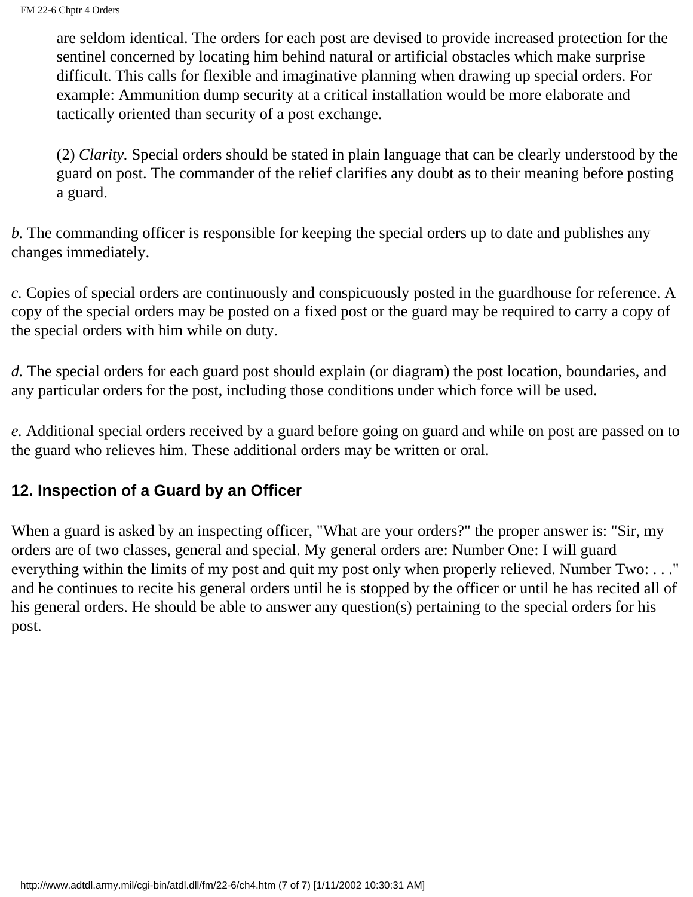are seldom identical. The orders for each post are devised to provide increased protection for the sentinel concerned by locating him behind natural or artificial obstacles which make surprise difficult. This calls for flexible and imaginative planning when drawing up special orders. For example: Ammunition dump security at a critical installation would be more elaborate and tactically oriented than security of a post exchange.

(2) *Clarity.* Special orders should be stated in plain language that can be clearly understood by the guard on post. The commander of the relief clarifies any doubt as to their meaning before posting a guard.

*b.* The commanding officer is responsible for keeping the special orders up to date and publishes any changes immediately.

*c.* Copies of special orders are continuously and conspicuously posted in the guardhouse for reference. A copy of the special orders may be posted on a fixed post or the guard may be required to carry a copy of the special orders with him while on duty.

*d.* The special orders for each guard post should explain (or diagram) the post location, boundaries, and any particular orders for the post, including those conditions under which force will be used.

*e.* Additional special orders received by a guard before going on guard and while on post are passed on to the guard who relieves him. These additional orders may be written or oral.

## 12. Inspection of a Guard by an Officer

When a guard is asked by an inspecting officer, "What are your orders?" the proper answer is: "Sir, my orders are of two classes, general and special. My general orders are: Number One: I will guard everything within the limits of my post and quit my post only when properly relieved. Number Two: . . ." and he continues to recite his general orders until he is stopped by the officer or until he has recited all of his general orders. He should be able to answer any question(s) pertaining to the special orders for his post.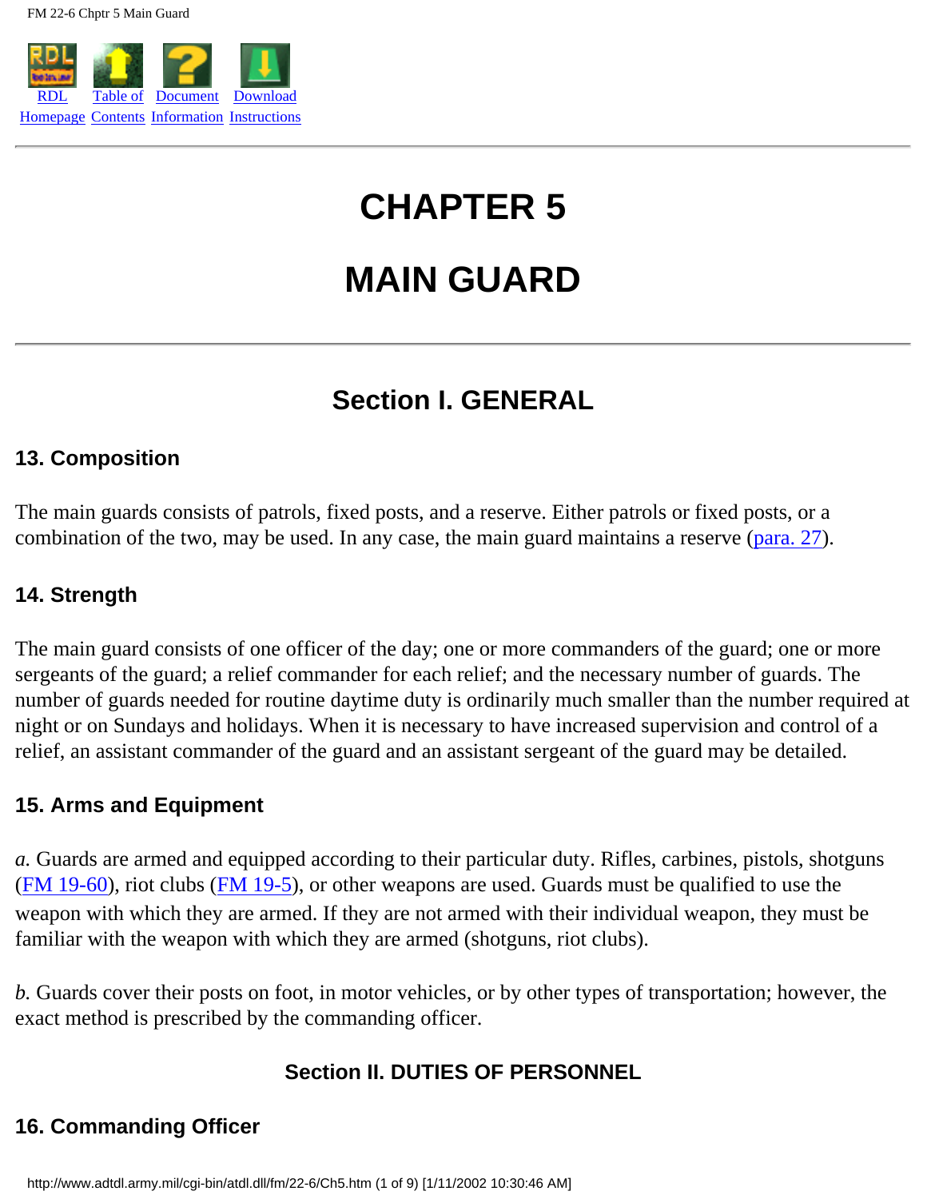# CHAPTER 5

# MAIN GUARD

## Section I. GENERAL

### 13. Composition

The main guards consists of patrols, fixed posts, and a reserve. Either patrols or fixed posts, or a combination of the two, may be used. In any case, the main guard maintains a reserve (para. 27).

### 14. Strength

The main guard consists of one officer of the day; one or more commanders of the guard; one or more sergeants of the guard; a relief commander for each relief; and the necessary number of guards. The number of guards needed for routine daytime duty is ordinarily much smaller than the number required at night or on Sundays and holidays. When it is necessary to have increased supervision and control of a relief, an assistant commander of the guard and an assistant sergeant of the guard may be detailed.

### 15. Arms and Equipment

*a.* Guards are armed and equipped according to their particular duty. Rifles, carbines, pistols, shotguns (FM 19-60), riot clubs (FM 19-5), or other weapons are used. Guards must be qualified to use the weapon with which they are armed. If they are not armed with their individual weapon, they must be familiar with the weapon with which they are armed (shotguns, riot clubs).

*b.* Guards cover their posts on foot, in motor vehicles, or by other types of transportation; however, the exact method is prescribed by the commanding officer.

## Section II. DUTIES OF PERSONNEL

### 16. Commanding Officer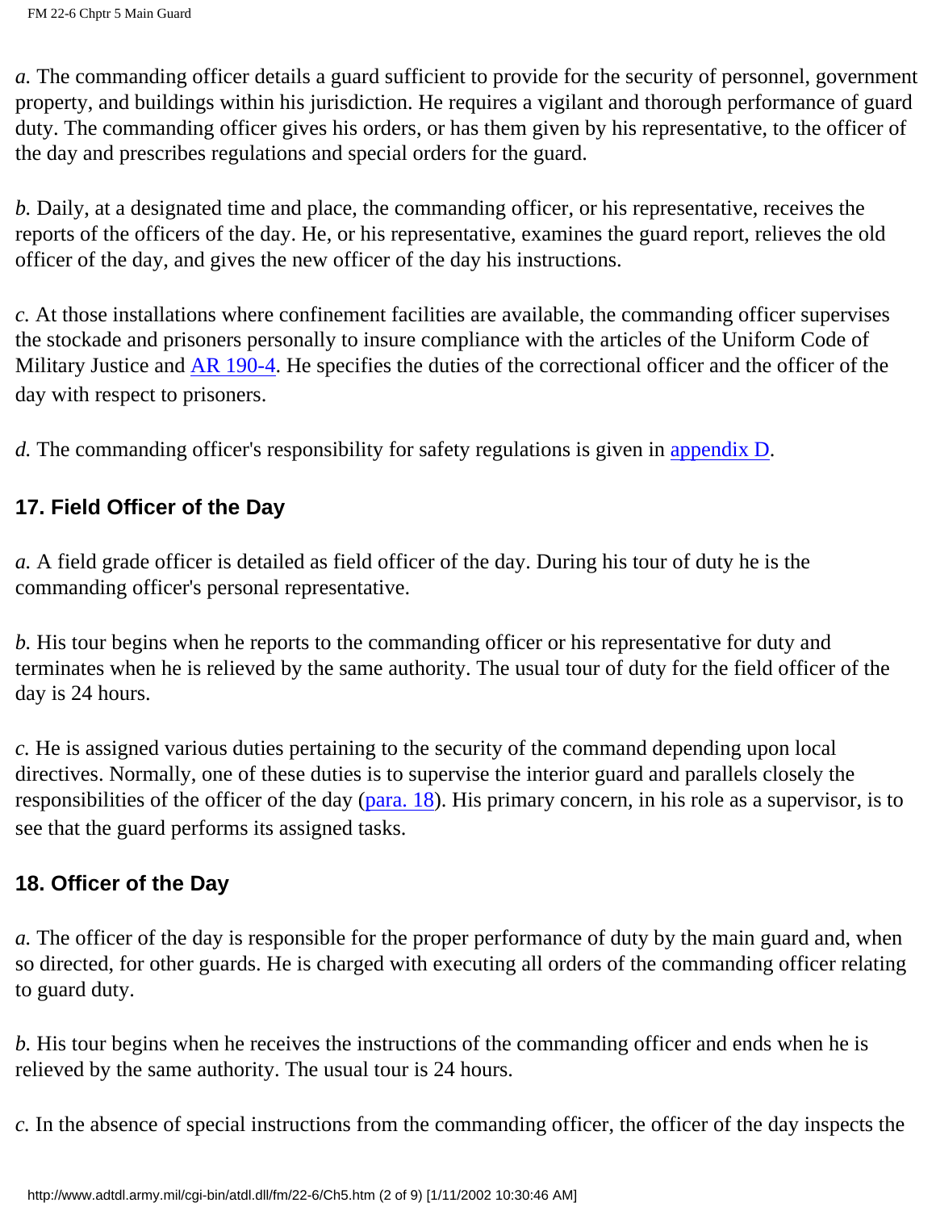*a.* The commanding officer details a guard sufficient to provide for the security of personnel, government property, and buildings within his jurisdiction. He requires a vigilant and thorough performance of guard duty. The commanding officer gives his orders, or has them given by his representative, to the officer of the day and prescribes regulations and special orders for the guard.

*b.* Daily, at a designated time and place, the commanding officer, or his representative, receives the reports of the officers of the day. He, or his representative, examines the guard report, relieves the old officer of the day, and gives the new officer of the day his instructions.

*c.* At those installations where confinement facilities are available, the commanding officer supervises the stockade and prisoners personally to insure compliance with the articles of the Uniform Code of Military Justice and AR 190-4. He specifies the duties of the correctional officer and the officer of the day with respect to prisoners.

*d.* The commanding officer's responsibility for safety regulations is given in appendix D.

## 17. Field Officer of the Day

*a.* A field grade officer is detailed as field officer of the day. During his tour of duty he is the commanding officer's personal representative.

*b.* His tour begins when he reports to the commanding officer or his representative for duty and terminates when he is relieved by the same authority. The usual tour of duty for the field officer of the day is 24 hours.

*c.* He is assigned various duties pertaining to the security of the command depending upon local directives. Normally, one of these duties is to supervise the interior guard and parallels closely the responsibilities of the officer of the day (para. 18). His primary concern, in his role as a supervisor, is to see that the guard performs its assigned tasks.

## 18. Officer of the Day

*a.* The officer of the day is responsible for the proper performance of duty by the main guard and, when so directed, for other guards. He is charged with executing all orders of the commanding officer relating to guard duty.

*b.* His tour begins when he receives the instructions of the commanding officer and ends when he is relieved by the same authority. The usual tour is 24 hours.

*c.* In the absence of special instructions from the commanding officer, the officer of the day inspects the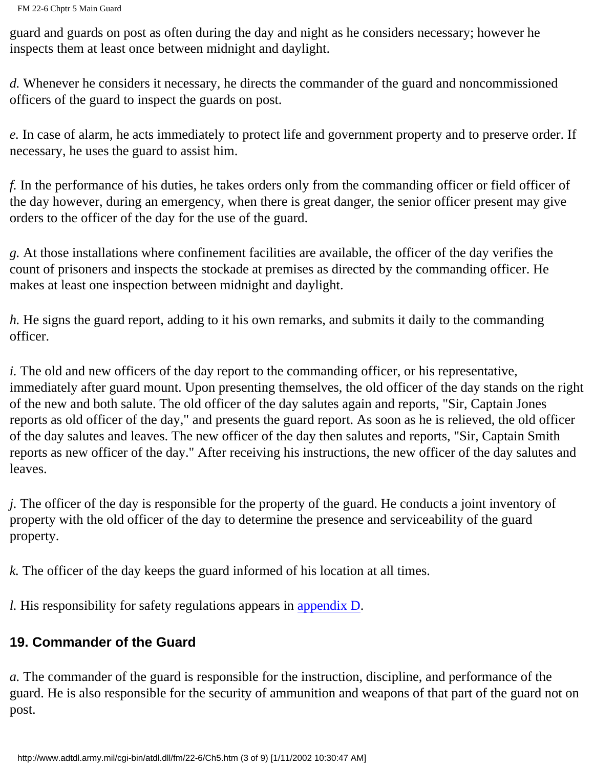guard and guards on post as often during the day and night as he considers necessary; however he inspects them at least once between midnight and daylight.

*d.* Whenever he considers it necessary, he directs the commander of the guard and noncommissioned officers of the guard to inspect the guards on post.

*e.* In case of alarm, he acts immediately to protect life and government property and to preserve order. If necessary, he uses the guard to assist him.

*f.* In the performance of his duties, he takes orders only from the commanding officer or field officer of the day however, during an emergency, when there is great danger, the senior officer present may give orders to the officer of the day for the use of the guard.

*g.* At those installations where confinement facilities are available, the officer of the day verifies the count of prisoners and inspects the stockade at premises as directed by the commanding officer. He makes at least one inspection between midnight and daylight.

*h.* He signs the guard report, adding to it his own remarks, and submits it daily to the commanding officer.

*i.* The old and new officers of the day report to the commanding officer, or his representative, immediately after guard mount. Upon presenting themselves, the old officer of the day stands on the right of the new and both salute. The old officer of the day salutes again and reports, "Sir, Captain Jones reports as old officer of the day," and presents the guard report. As soon as he is relieved, the old officer of the day salutes and leaves. The new officer of the day then salutes and reports, "Sir, Captain Smith reports as new officer of the day." After receiving his instructions, the new officer of the day salutes and leaves.

*j.* The officer of the day is responsible for the property of the guard. He conducts a joint inventory of property with the old officer of the day to determine the presence and serviceability of the guard property.

*k.* The officer of the day keeps the guard informed of his location at all times.

*l.* His responsibility for safety regulations appears in appendix D.

## 19. Commander of the Guard

*a.* The commander of the guard is responsible for the instruction, discipline, and performance of the guard. He is also responsible for the security of ammunition and weapons of that part of the guard not on post.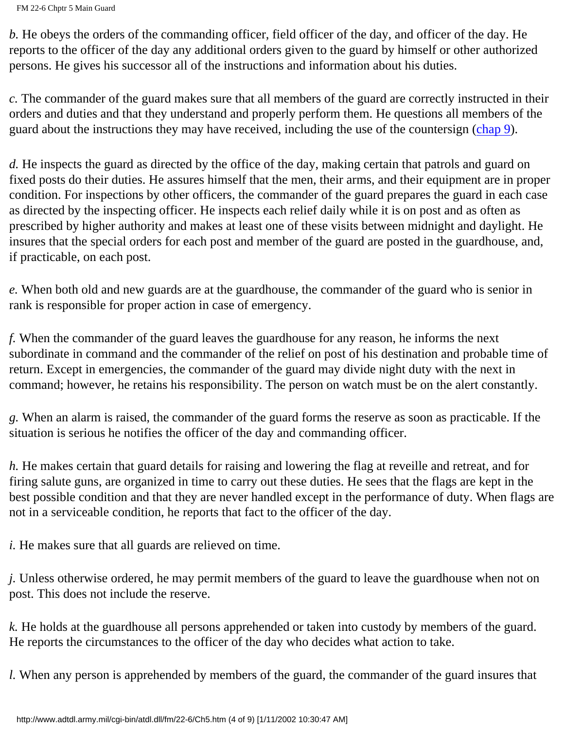*b.* He obeys the orders of the commanding officer, field officer of the day, and officer of the day. He reports to the officer of the day any additional orders given to the guard by himself or other authorized persons. He gives his successor all of the instructions and information about his duties.

*c.* The commander of the guard makes sure that all members of the guard are correctly instructed in their orders and duties and that they understand and properly perform them. He questions all members of the guard about the instructions they may have received, including the use of the countersign (chap 9).

*d.* He inspects the guard as directed by the office of the day, making certain that patrols and guard on fixed posts do their duties. He assures himself that the men, their arms, and their equipment are in proper condition. For inspections by other officers, the commander of the guard prepares the guard in each case as directed by the inspecting officer. He inspects each relief daily while it is on post and as often as prescribed by higher authority and makes at least one of these visits between midnight and daylight. He insures that the special orders for each post and member of the guard are posted in the guardhouse, and, if practicable, on each post.

*e.* When both old and new guards are at the guardhouse, the commander of the guard who is senior in rank is responsible for proper action in case of emergency.

*f.* When the commander of the guard leaves the guardhouse for any reason, he informs the next subordinate in command and the commander of the relief on post of his destination and probable time of return. Except in emergencies, the commander of the guard may divide night duty with the next in command; however, he retains his responsibility. The person on watch must be on the alert constantly.

*g.* When an alarm is raised, the commander of the guard forms the reserve as soon as practicable. If the situation is serious he notifies the officer of the day and commanding officer.

*h.* He makes certain that guard details for raising and lowering the flag at reveille and retreat, and for firing salute guns, are organized in time to carry out these duties. He sees that the flags are kept in the best possible condition and that they are never handled except in the performance of duty. When flags are not in a serviceable condition, he reports that fact to the officer of the day.

*i.* He makes sure that all guards are relieved on time.

*j.* Unless otherwise ordered, he may permit members of the guard to leave the guardhouse when not on post. This does not include the reserve.

*k.* He holds at the guardhouse all persons apprehended or taken into custody by members of the guard. He reports the circumstances to the officer of the day who decides what action to take.

*l.* When any person is apprehended by members of the guard, the commander of the guard insures that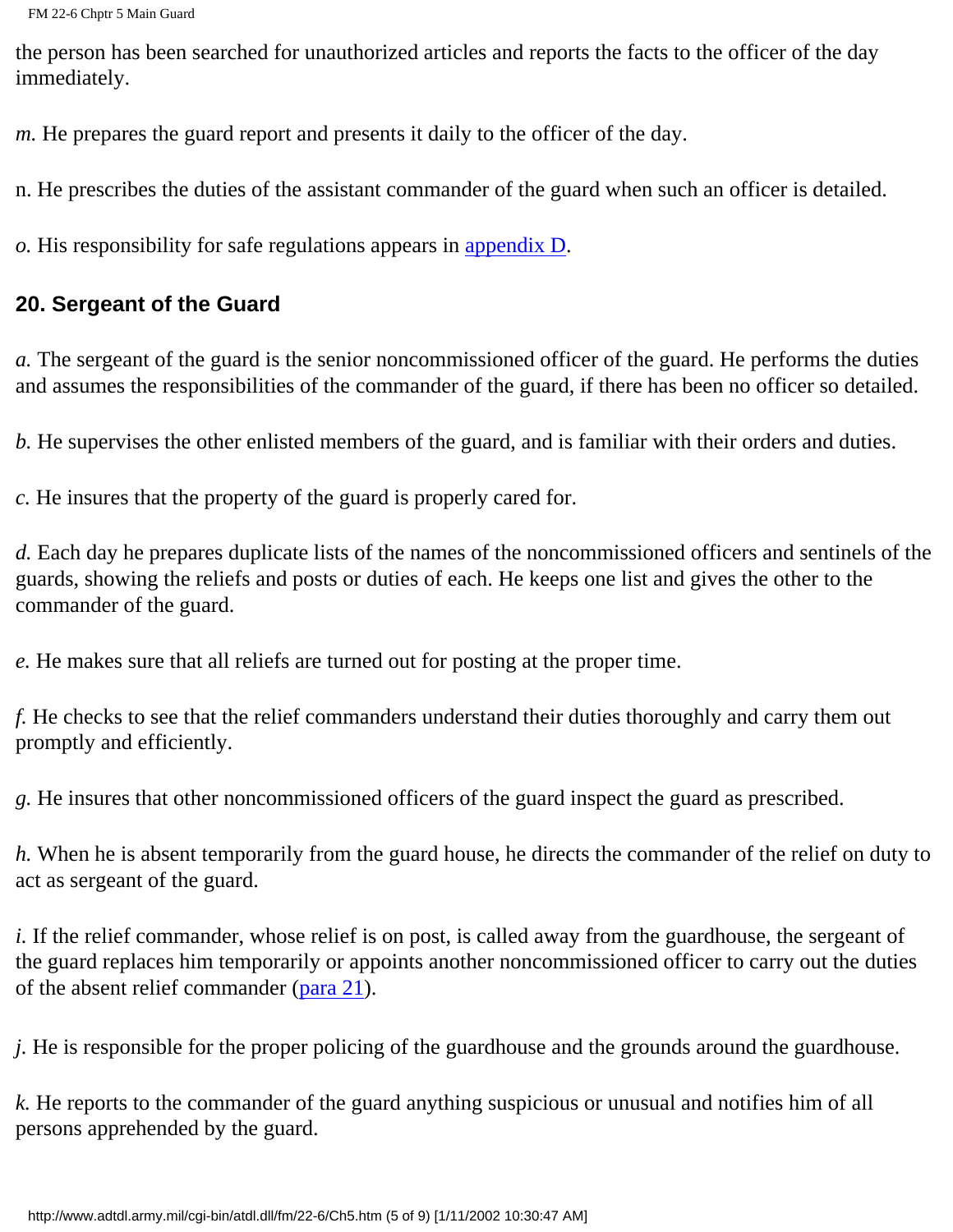the person has been searched for unauthorized articles and reports the facts to the officer of the day immediately.

*m.* He prepares the guard report and presents it daily to the officer of the day.

n. He prescribes the duties of the assistant commander of the guard when such an officer is detailed.

*o.* His responsibility for safe regulations appears in appendix D.

## 20. Sergeant of the Guard

*a.* The sergeant of the guard is the senior noncommissioned officer of the guard. He performs the duties and assumes the responsibilities of the commander of the guard, if there has been no officer so detailed.

*b.* He supervises the other enlisted members of the guard, and is familiar with their orders and duties.

*c.* He insures that the property of the guard is properly cared for.

*d.* Each day he prepares duplicate lists of the names of the noncommissioned officers and sentinels of the guards, showing the reliefs and posts or duties of each. He keeps one list and gives the other to the commander of the guard.

*e.* He makes sure that all reliefs are turned out for posting at the proper time.

*f.* He checks to see that the relief commanders understand their duties thoroughly and carry them out promptly and efficiently.

*g.* He insures that other noncommissioned officers of the guard inspect the guard as prescribed.

*h.* When he is absent temporarily from the guard house, he directs the commander of the relief on duty to act as sergeant of the guard.

*i.* If the relief commander, whose relief is on post, is called away from the guardhouse, the sergeant of the guard replaces him temporarily or appoints another noncommissioned officer to carry out the duties of the absent relief commander (para 21).

*j.* He is responsible for the proper policing of the guardhouse and the grounds around the guardhouse.

*k.* He reports to the commander of the guard anything suspicious or unusual and notifies him of all persons apprehended by the guard.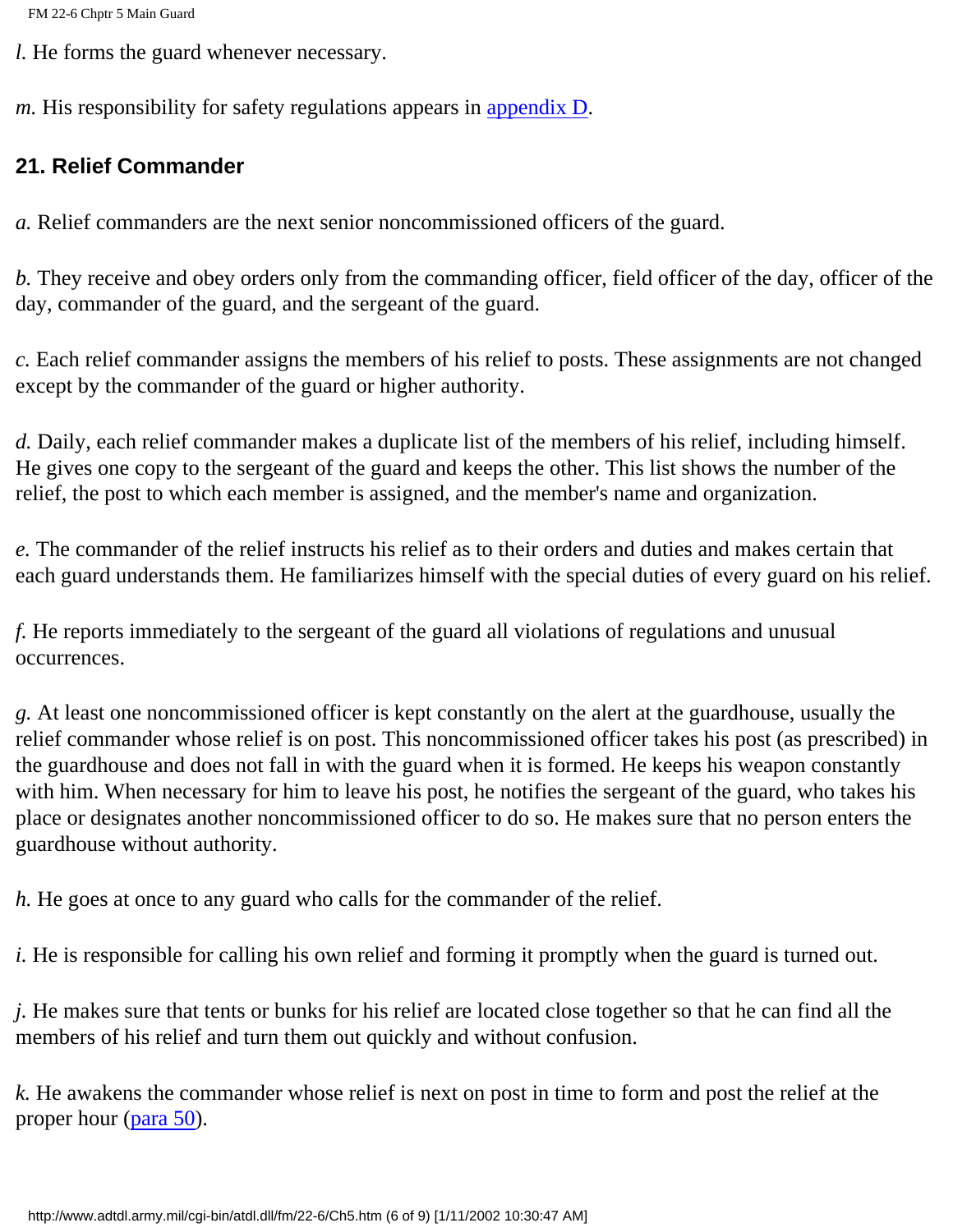*l.* He forms the guard whenever necessary.

*m.* His responsibility for safety regulations appears in [appendix D](#).

### 21. Relief Commander

*a.* Relief commanders are the next senior noncommissioned officers of the guard.

*b.* They receive and obey orders only from the commanding officer, field officer of the day, officer of the day, commander of the guard, and the sergeant of the guard.

*c.* Each relief commander assigns the members of his relief to posts. These assignments are not changed except by the commander of the guard or higher authority.

*d.* Daily, each relief commander makes a duplicate list of the members of his relief, including himself. He gives one copy to the sergeant of the guard and keeps the other. This list shows the number of the relief, the post to which each member is assigned, and the member's name and organization.

*e.* The commander of the relief instructs his relief as to their orders and duties and makes certain that each guard understands them. He familiarizes himself with the special duties of every guard on his relief.

*f.* He reports immediately to the sergeant of the guard all violations of regulations and unusual occurrences.

*g.* At least one noncommissioned officer is kept constantly on the alert at the guardhouse, usually the relief commander whose relief is on post. This noncommissioned officer takes his post (as prescribed) in the guardhouse and does not fall in with the guard when it is formed. He keeps his weapon constantly with him. When necessary for him to leave his post, he notifies the sergeant of the guard, who takes his place or designates another noncommissioned officer to do so. He makes sure that no person enters the guardhouse without authority.

*h.* He goes at once to any guard who calls for the commander of the relief.

*i.* He is responsible for calling his own relief and forming it promptly when the guard is turned out.

*j.* He makes sure that tents or bunks for his relief are located close together so that he can find all the members of his relief and turn them out quickly and without confusion.

*k.* He awakens the commander whose relief is next on post in time to form and post the relief at the proper hour ([para 50](#)).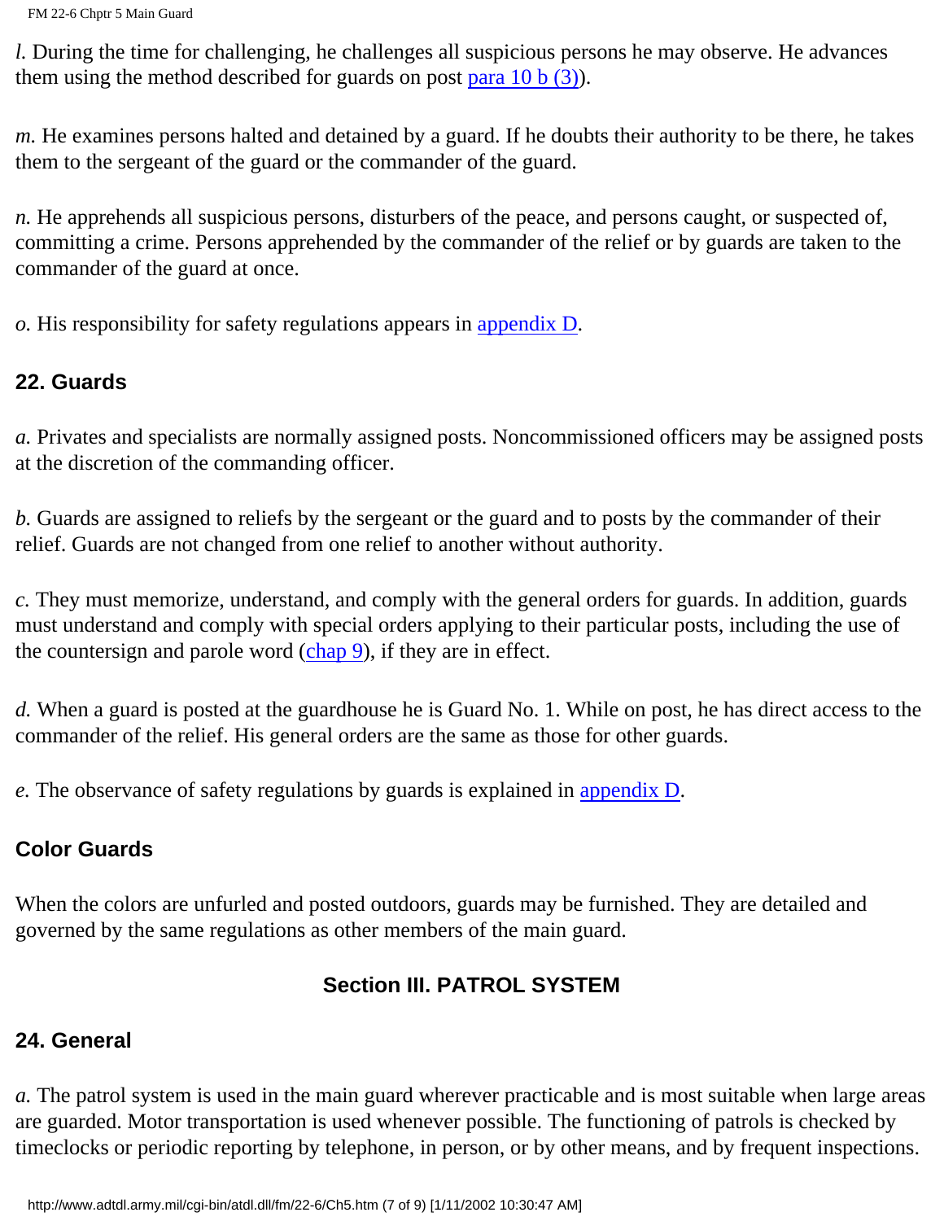*l.* During the time for challenging, he challenges all suspicious persons he may observe. He advances them using the method described for guards on post para 10 b (3)).

*m.* He examines persons halted and detained by a guard. If he doubts their authority to be there, he takes them to the sergeant of the guard or the commander of the guard.

*n.* He apprehends all suspicious persons, disturbers of the peace, and persons caught, or suspected of, committing a crime. Persons apprehended by the commander of the relief or by guards are taken to the commander of the guard at once.

*o.* His responsibility for safety regulations appears in appendix D.

### 22. Guards

*a.* Privates and specialists are normally assigned posts. Noncommissioned officers may be assigned posts at the discretion of the commanding officer.

*b.* Guards are assigned to reliefs by the sergeant or the guard and to posts by the commander of their relief. Guards are not changed from one relief to another without authority.

*c.* They must memorize, understand, and comply with the general orders for guards. In addition, guards must understand and comply with special orders applying to their particular posts, including the use of the countersign and parole word (chap 9), if they are in effect.

*d.* When a guard is posted at the guardhouse he is Guard No. 1. While on post, he has direct access to the commander of the relief. His general orders are the same as those for other guards.

*e.* The observance of safety regulations by guards is explained in appendix D.

### Color Guards

When the colors are unfurled and posted outdoors, guards may be furnished. They are detailed and governed by the same regulations as other members of the main guard.

## Section III. PATROL SYSTEM

### 24. General

*a.* The patrol system is used in the main guard wherever practicable and is most suitable when large areas are guarded. Motor transportation is used whenever possible. The functioning of patrols is checked by timeclocks or periodic reporting by telephone, in person, or by other means, and by frequent inspections.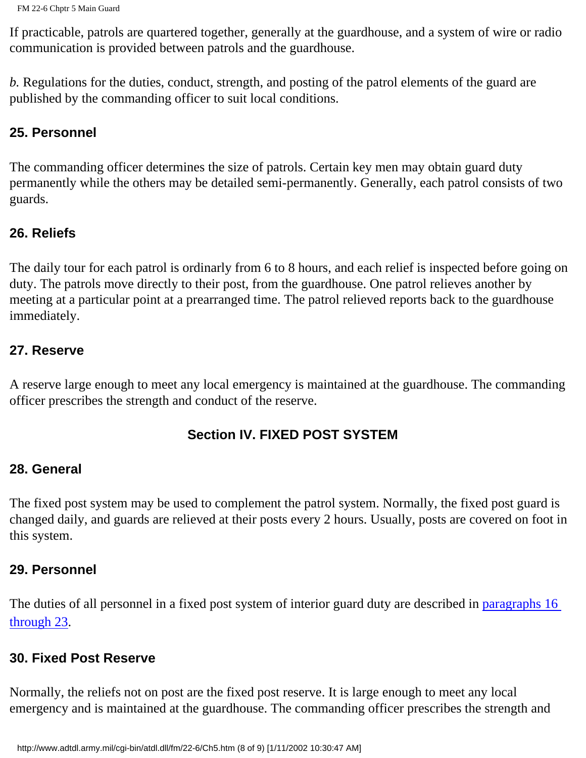If practicable, patrols are quartered together, generally at the guardhouse, and a system of wire or radio communication is provided between patrols and the guardhouse.

*b.* Regulations for the duties, conduct, strength, and posting of the patrol elements of the guard are published by the commanding officer to suit local conditions.

### 25. Personnel

The commanding officer determines the size of patrols. Certain key men may obtain guard duty permanently while the others may be detailed semi-permanently. Generally, each patrol consists of two guards.

### 26. Reliefs

The daily tour for each patrol is ordinarily from 6 to 8 hours, and each relief is inspected before going on duty. The patrols move directly to their post, from the guardhouse. One patrol relieves another by meeting at a particular point at a prearranged time. The patrol relieved reports back to the guardhouse immediately.

### 27. Reserve

A reserve large enough to meet any local emergency is maintained at the guardhouse. The commanding officer prescribes the strength and conduct of the reserve.

## Section IV. FIXED POST SYSTEM

### 28. General

The fixed post system may be used to complement the patrol system. Normally, the fixed post guard is changed daily, and guards are relieved at their posts every 2 hours. Usually, posts are covered on foot in this system.

### 29. Personnel

The duties of all personnel in a fixed post system of interior guard duty are described in paragraphs 16 through 23.

### 30. Fixed Post Reserve

Normally, the reliefs not on post are the fixed post reserve. It is large enough to meet any local emergency and is maintained at the guardhouse. The commanding officer prescribes the strength and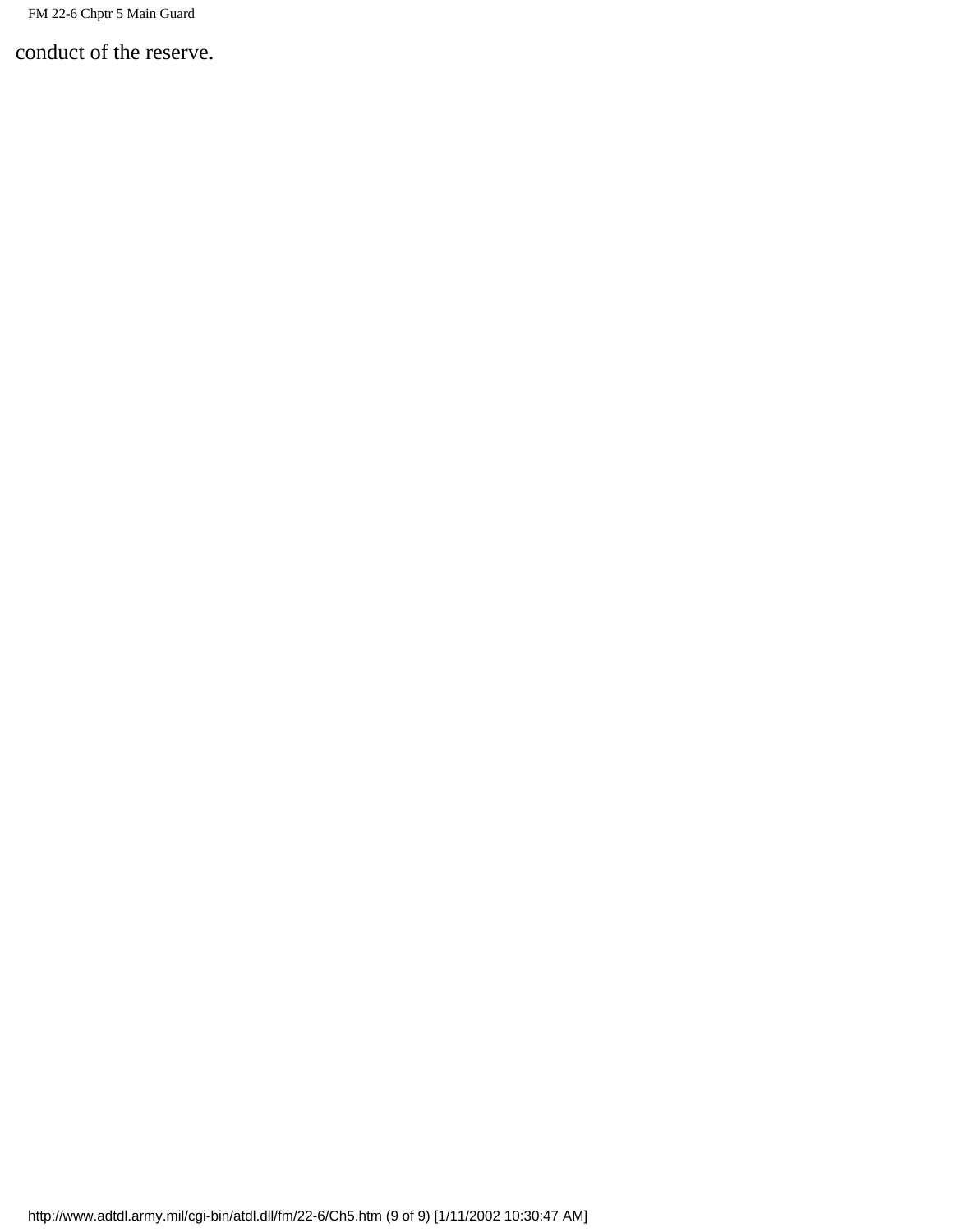conduct of the reserve.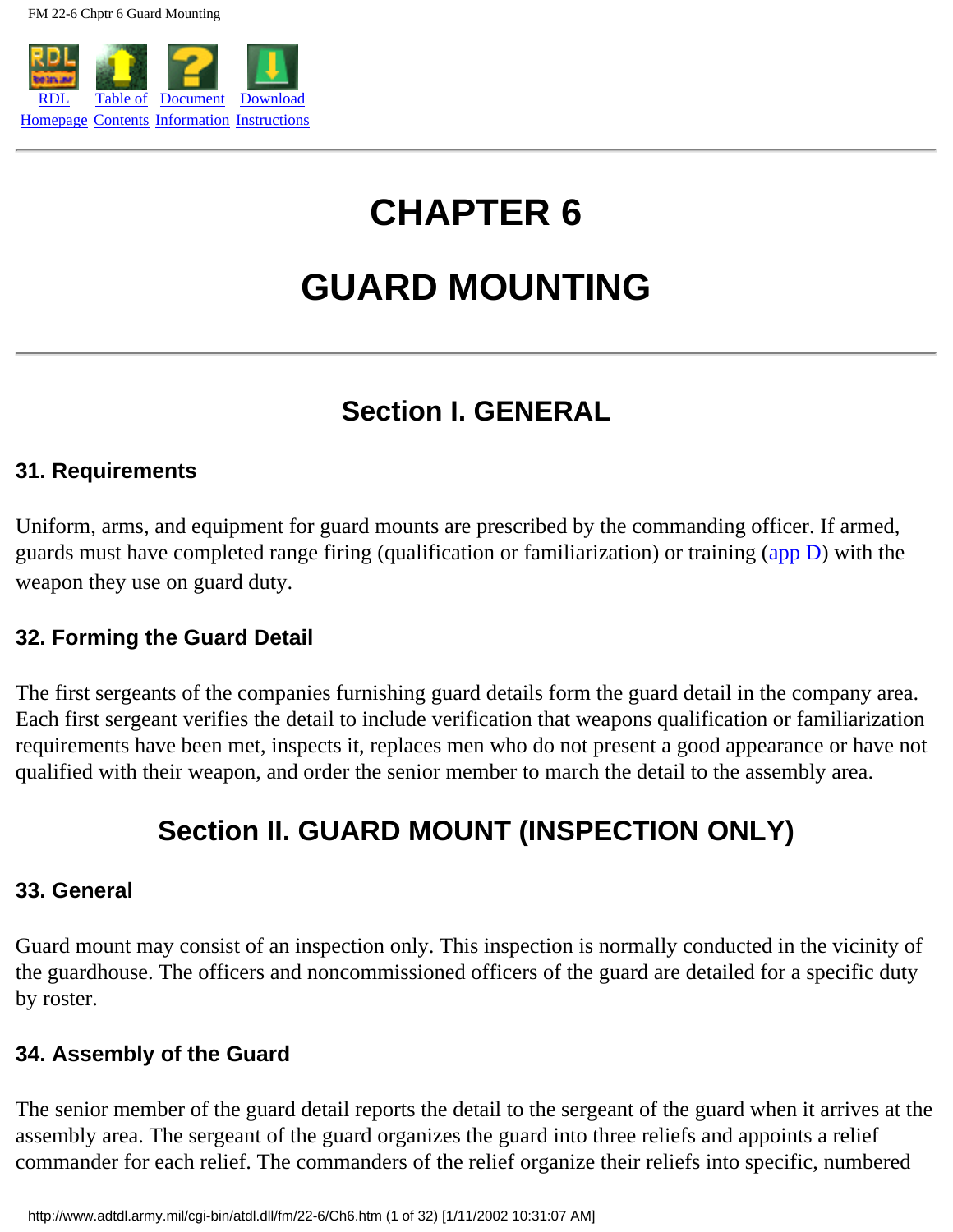# CHAPTER 6

# GUARD MOUNTING

## Section I. GENERAL

### 31. Requirements

Uniform, arms, and equipment for guard mounts are prescribed by the commanding officer. If armed, guards must have completed range firing (qualification or familiarization) or training (app D) with the weapon they use on guard duty.

### 32. Forming the Guard Detail

The first sergeants of the companies furnishing guard details form the guard detail in the company area. Each first sergeant verifies the detail to include verification that weapons qualification or familiarization requirements have been met, inspects it, replaces men who do not present a good appearance or have not qualified with their weapon, and order the senior member to march the detail to the assembly area.

## Section II. GUARD MOUNT (INSPECTION ONLY)

### 33. General

Guard mount may consist of an inspection only. This inspection is normally conducted in the vicinity of the guardhouse. The officers and noncommissioned officers of the guard are detailed for a specific duty by roster.

### 34. Assembly of the Guard

The senior member of the guard detail reports the detail to the sergeant of the guard when it arrives at the assembly area. The sergeant of the guard organizes the guard into three reliefs and appoints a relief commander for each relief. The commanders of the relief organize their reliefs into specific, numbered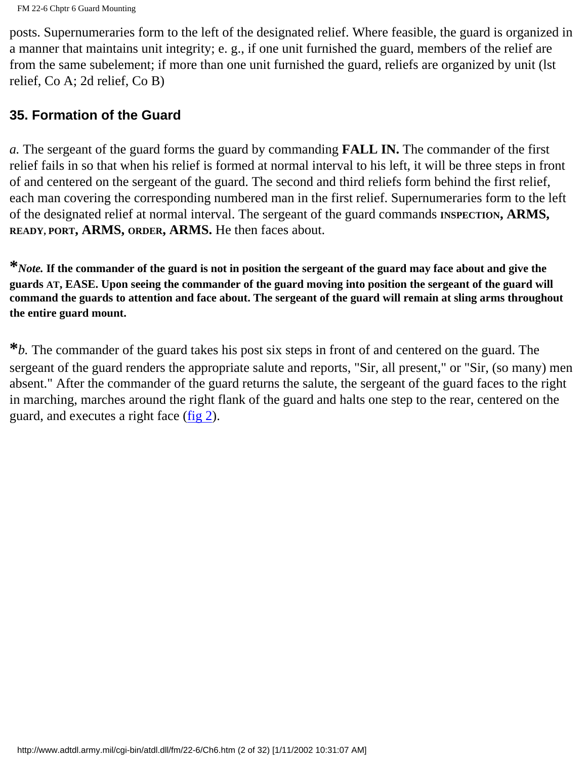posts. Supernumeraries form to the left of the designated relief. Where feasible, the guard is organized in a manner that maintains unit integrity; e. g., if one unit furnished the guard, members of the relief are from the same subelement; if more than one unit furnished the guard, reliefs are organized by unit (lst relief, Co A; 2d relief, Co B)

### 35. Formation of the Guard

*a.* The sergeant of the guard forms the guard by commanding **FALL IN.** The commander of the first relief fails in so that when his relief is formed at normal interval to his left, it will be three steps in front of and centered on the sergeant of the guard. The second and third reliefs form behind the first relief, each man covering the corresponding numbered man in the first relief. Supernumeraries form to the left of the designated relief at normal interval. The sergeant of the guard commands **INSPECTION, ARMS, READY, PORT, ARMS, ORDER, ARMS.** He then faces about.

**\****Note.* **If the commander of the guard is not in position the sergeant of the guard may face about and give the guards AT, EASE. Upon seeing the commander of the guard moving into position the sergeant of the guard will command the guards to attention and face about. The sergeant of the guard will remain at sling arms throughout the entire guard mount.**

**\****b.* The commander of the guard takes his post six steps in front of and centered on the guard. The sergeant of the guard renders the appropriate salute and reports, "Sir, all present," or "Sir, (so many) men absent." After the commander of the guard returns the salute, the sergeant of the guard faces to the right in marching, marches around the right flank of the guard and halts one step to the rear, centered on the guard, and executes a right face (fig 2).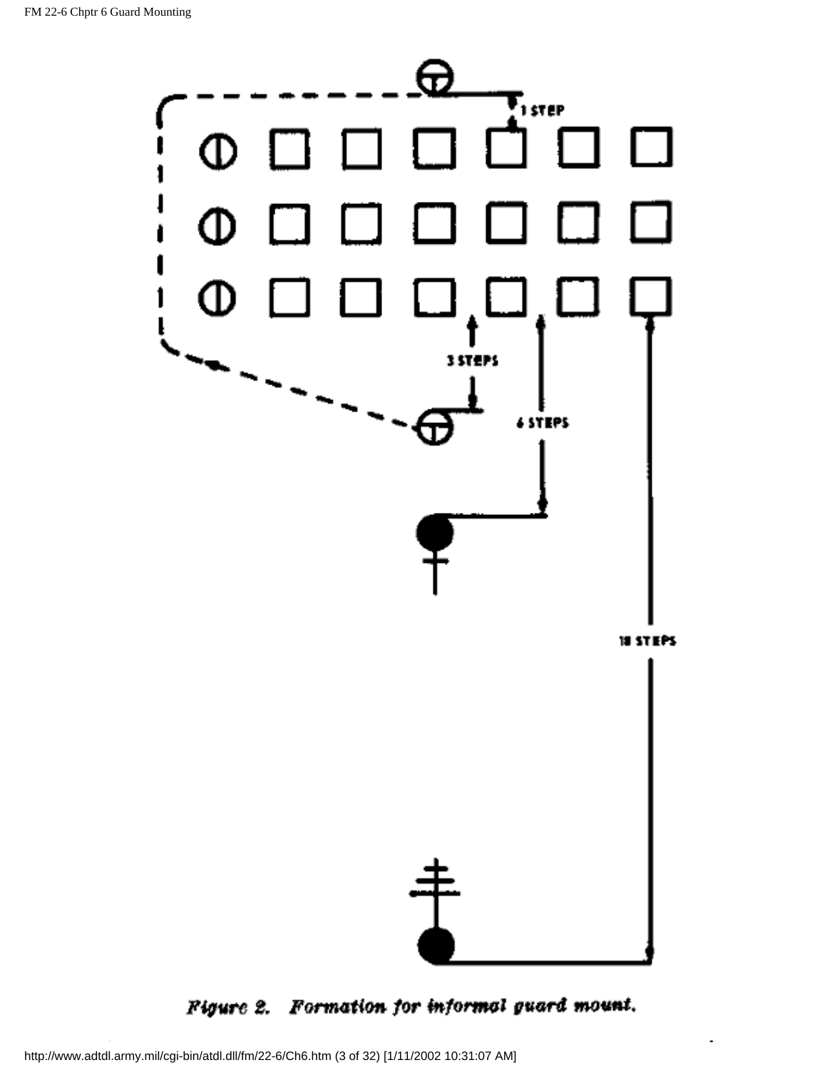*Figure 2. Formation for informal guard mount.*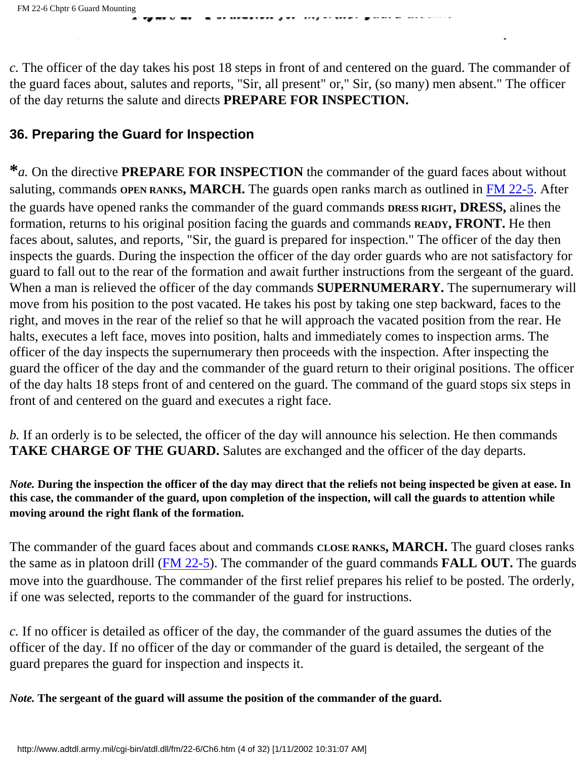*c.* The officer of the day takes his post 18 steps in front of and centered on the guard. The commander of the guard faces about, salutes and reports, "Sir, all present" or," Sir, (so many) men absent." The officer of the day returns the salute and directs **PREPARE FOR INSPECTION.**

### 36. Preparing the Guard for Inspection

**\***_a._ On the directive **PREPARE FOR INSPECTION** the commander of the guard faces about without saluting, commands **OPEN RANKS, MARCH.** The guards open ranks march as outlined in FM 22-5. After the guards have opened ranks the commander of the guard commands **DRESS RIGHT, DRESS,** alines the formation, returns to his original position facing the guards and commands **READY, FRONT.** He then faces about, salutes, and reports, "Sir, the guard is prepared for inspection." The officer of the day then inspects the guards. During the inspection the officer of the day order guards who are not satisfactory for guard to fall out to the rear of the formation and await further instructions from the sergeant of the guard. When a man is relieved the officer of the day commands **SUPERNUMERARY.** The supernumerary will move from his position to the post vacated. He takes his post by taking one step backward, faces to the right, and moves in the rear of the relief so that he will approach the vacated position from the rear. He halts, executes a left face, moves into position, halts and immediately comes to inspection arms. The officer of the day inspects the supernumerary then proceeds with the inspection. After inspecting the guard the officer of the day and the commander of the guard return to their original positions. The officer of the day halts 18 steps front of and centered on the guard. The command of the guard stops six steps in front of and centered on the guard and executes a right face.

*b.* If an orderly is to be selected, the officer of the day will announce his selection. He then commands **TAKE CHARGE OF THE GUARD.** Salutes are exchanged and the officer of the day departs.

***Note.* During the inspection the officer of the day may direct that the reliefs not being inspected be given at ease. In this case, the commander of the guard, upon completion of the inspection, will call the guards to attention while moving around the right flank of the formation.**

The commander of the guard faces about and commands **CLOSE RANKS, MARCH.** The guard closes ranks the same as in platoon drill (FM 22-5). The commander of the guard commands **FALL OUT.** The guards move into the guardhouse. The commander of the first relief prepares his relief to be posted. The orderly, if one was selected, reports to the commander of the guard for instructions.

*c.* If no officer is detailed as officer of the day, the commander of the guard assumes the duties of the officer of the day. If no officer of the day or commander of the guard is detailed, the sergeant of the guard prepares the guard for inspection and inspects it.

***Note.* The sergeant of the guard will assume the position of the commander of the guard.**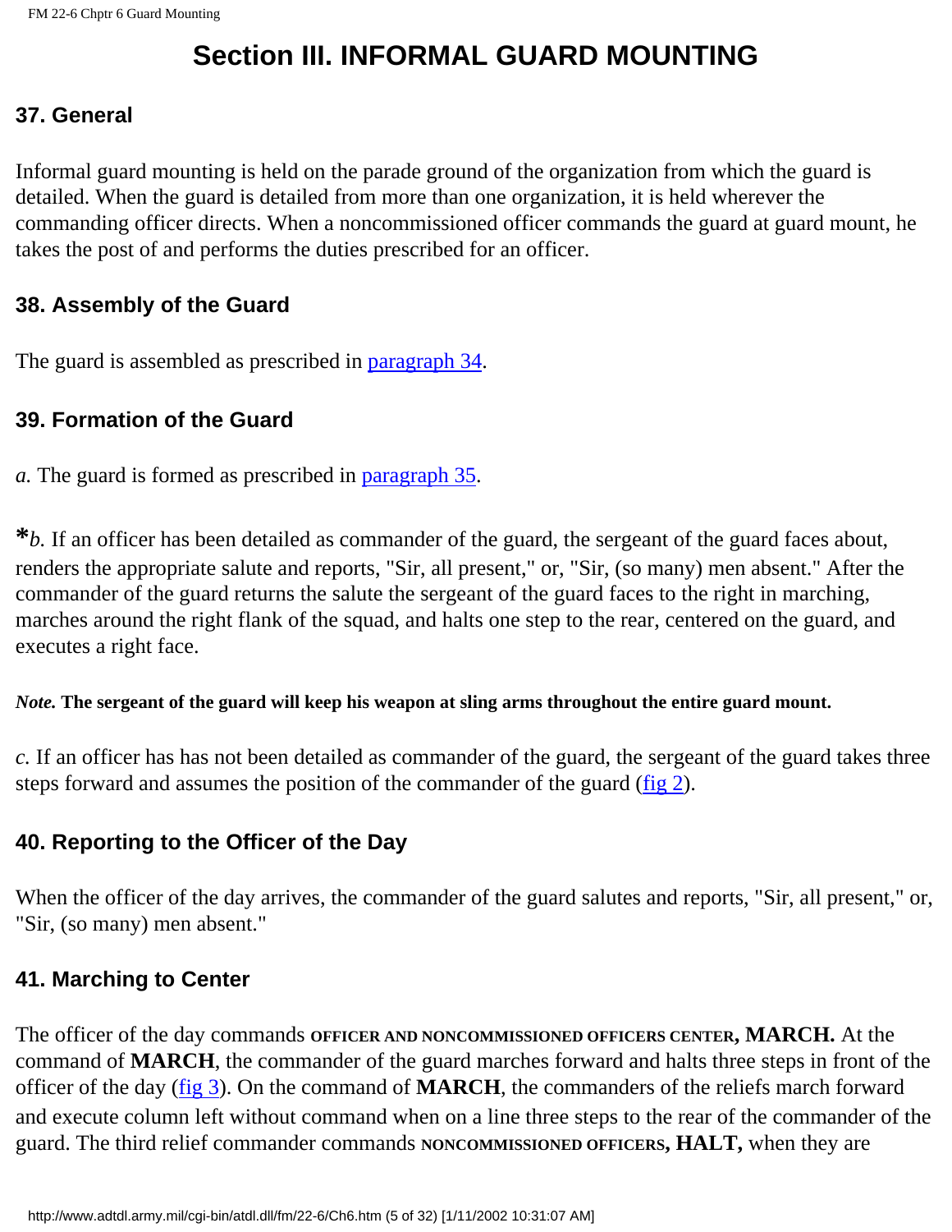# Section III. INFORMAL GUARD MOUNTING

## 37. General

Informal guard mounting is held on the parade ground of the organization from which the guard is detailed. When the guard is detailed from more than one organization, it is held wherever the commanding officer directs. When a noncommissioned officer commands the guard at guard mount, he takes the post of and performs the duties prescribed for an officer.

## 38. Assembly of the Guard

The guard is assembled as prescribed in paragraph 34.

## 39. Formation of the Guard

*a.* The guard is formed as prescribed in paragraph 35.

**\****b.* If an officer has been detailed as commander of the guard, the sergeant of the guard faces about, renders the appropriate salute and reports, "Sir, all present," or, "Sir, (so many) men absent." After the commander of the guard returns the salute the sergeant of the guard faces to the right in marching, marches around the right flank of the squad, and halts one step to the rear, centered on the guard, and executes a right face.

***Note.* The sergeant of the guard will keep his weapon at sling arms throughout the entire guard mount.**

*c.* If an officer has has not been detailed as commander of the guard, the sergeant of the guard takes three steps forward and assumes the position of the commander of the guard (fig 2).

## 40. Reporting to the Officer of the Day

When the officer of the day arrives, the commander of the guard salutes and reports, "Sir, all present," or, "Sir, (so many) men absent."

## 41. Marching to Center

The officer of the day commands **OFFICER AND NONCOMMISSIONED OFFICERS CENTER, MARCH.** At the command of **MARCH**, the commander of the guard marches forward and halts three steps in front of the officer of the day (fig 3). On the command of **MARCH**, the commanders of the reliefs march forward and execute column left without command when on a line three steps to the rear of the commander of the guard. The third relief commander commands **NONCOMMISSIONED OFFICERS, HALT,** when they are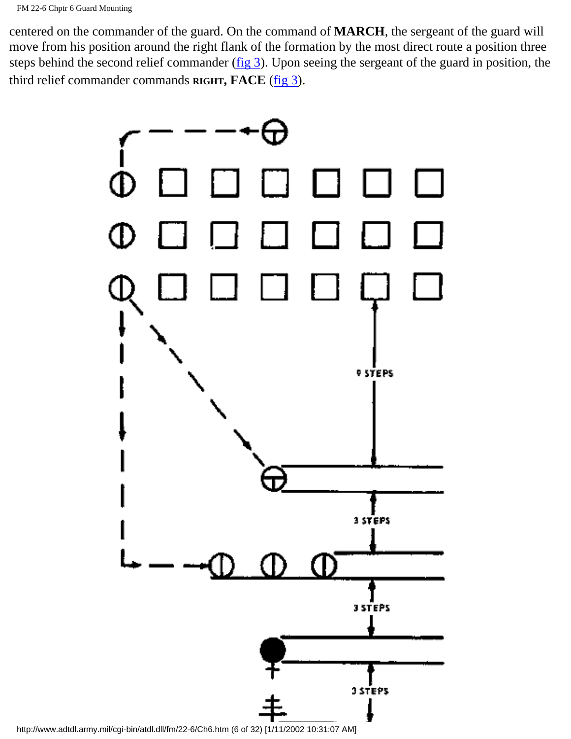centered on the commander of the guard. On the command of **MARCH**, the sergeant of the guard will move from his position around the right flank of the formation by the most direct route a position three steps behind the second relief commander (fig 3). Upon seeing the sergeant of the guard in position, the third relief commander commands **RIGHT, FACE** (fig 3).

9 STEPS

3 STEPS

3 STEPS

3 STEPS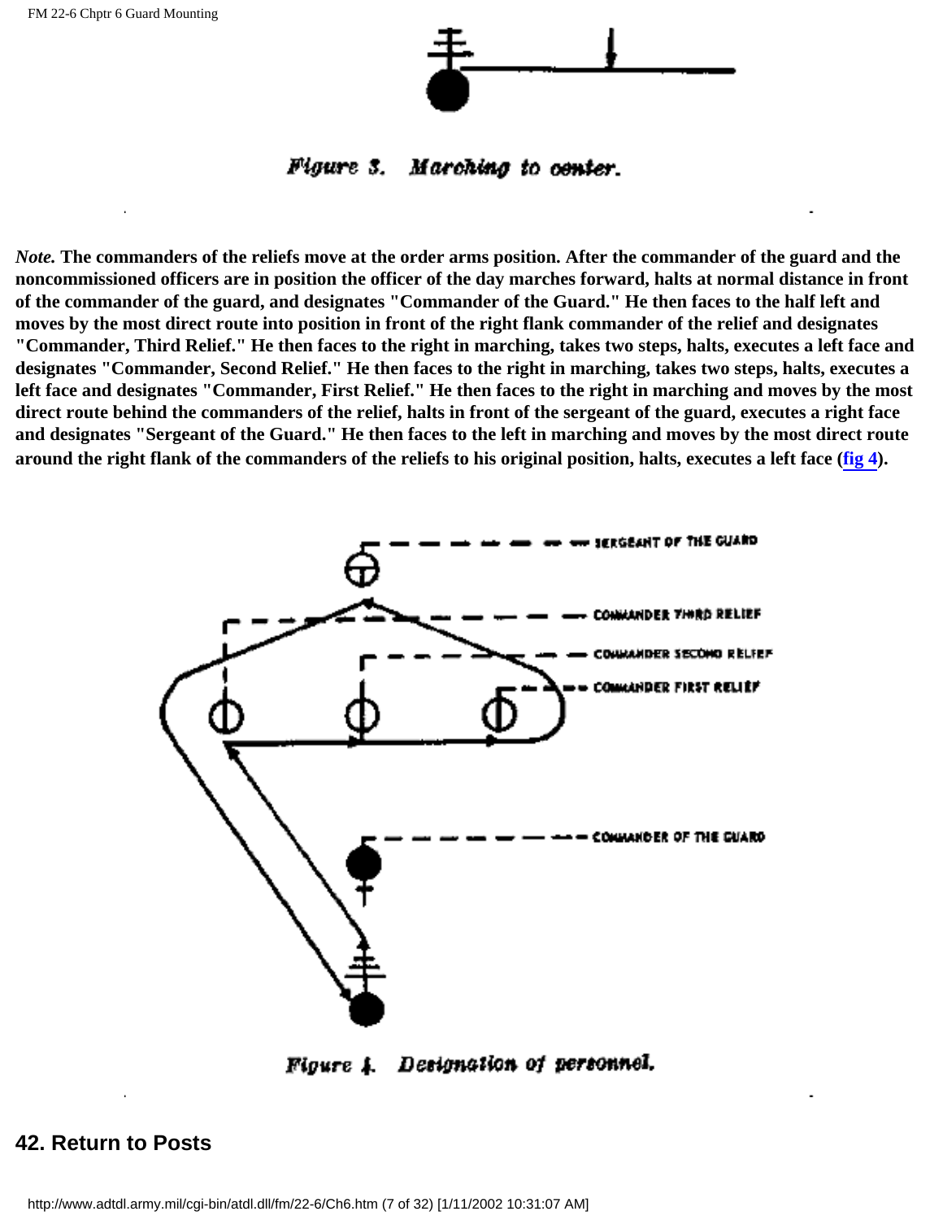Figure 3. Marching to center.

*Note.* **The commanders of the reliefs move at the order arms position. After the commander of the guard and the noncommissioned officers are in position the officer of the day marches forward, halts at normal distance in front of the commander of the guard, and designates "Commander of the Guard." He then faces to the half left and moves by the most direct route into position in front of the right flank commander of the relief and designates "Commander, Third Relief." He then faces to the right in marching, takes two steps, halts, executes a left face and designates "Commander, Second Relief." He then faces to the right in marching, takes two steps, halts, executes a left face and designates "Commander, First Relief." He then faces to the right in marching and moves by the most direct route behind the commanders of the relief, halts in front of the sergeant of the guard, executes a right face and designates "Sergeant of the Guard." He then faces to the left in marching and moves by the most direct route around the right flank of the commanders of the reliefs to his original position, halts, executes a left face (fig 4).**

SERGEANT OF THE GUARD

COMMANDER THIRD RELIEF

COMMANDER SECOND RELIEF

COMMANDER FIRST RELIEF

COMMANDER OF THE GUARD

Figure 4. Designation of personnel.

## 42. Return to Posts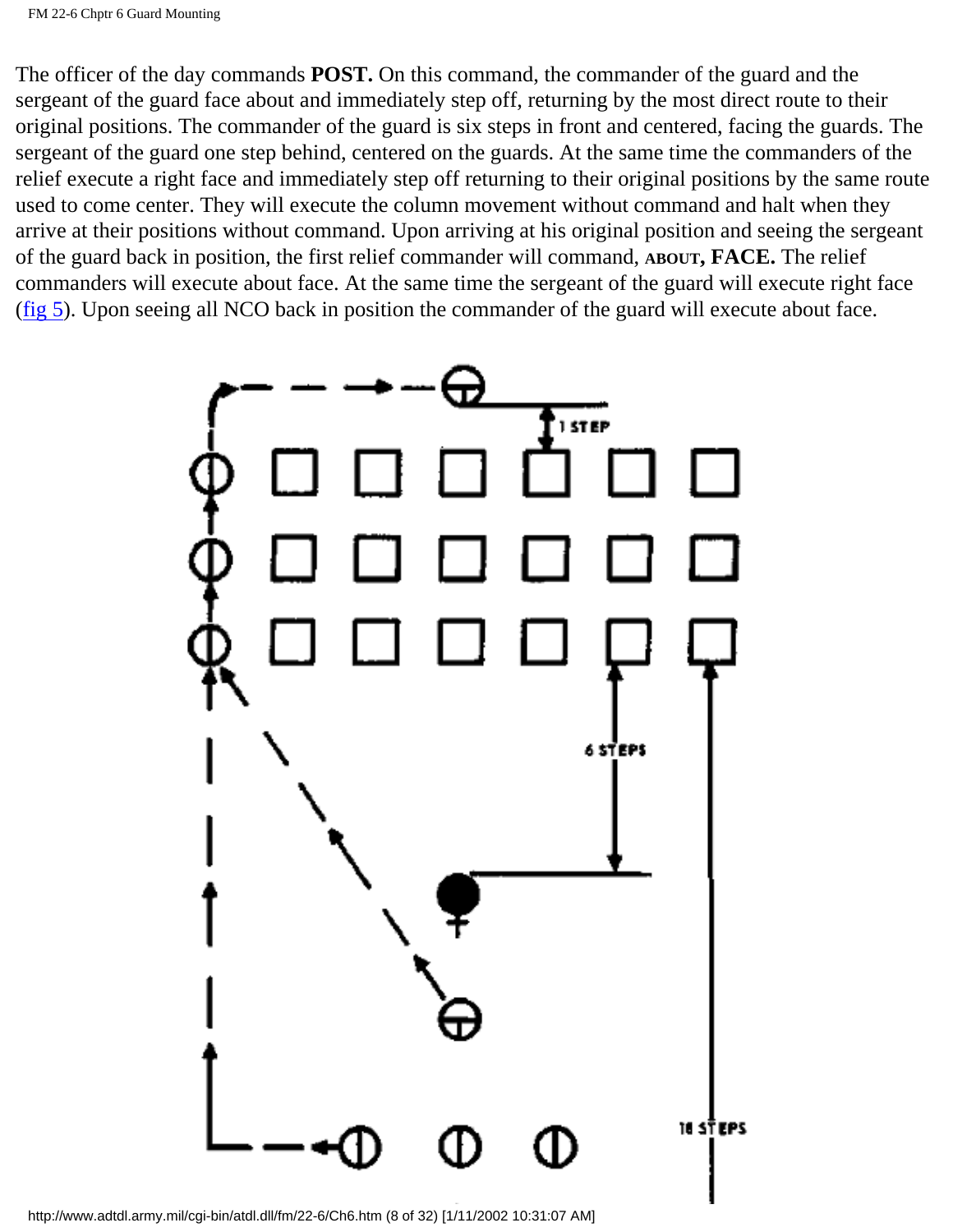The officer of the day commands **POST.** On this command, the commander of the guard and the sergeant of the guard face about and immediately step off, returning by the most direct route to their original positions. The commander of the guard is six steps in front and centered, facing the guards. The sergeant of the guard one step behind, centered on the guards. At the same time the commanders of the relief execute a right face and immediately step off returning to their original positions by the same route used to come center. They will execute the column movement without command and halt when they arrive at their positions without command. Upon arriving at his original position and seeing the sergeant of the guard back in position, the first relief commander will command, **ABOUT, FACE.** The relief commanders will execute about face. At the same time the sergeant of the guard will execute right face (fig 5). Upon seeing all NCO back in position the commander of the guard will execute about face.

1 STEP

6 STEPS

18 STEPS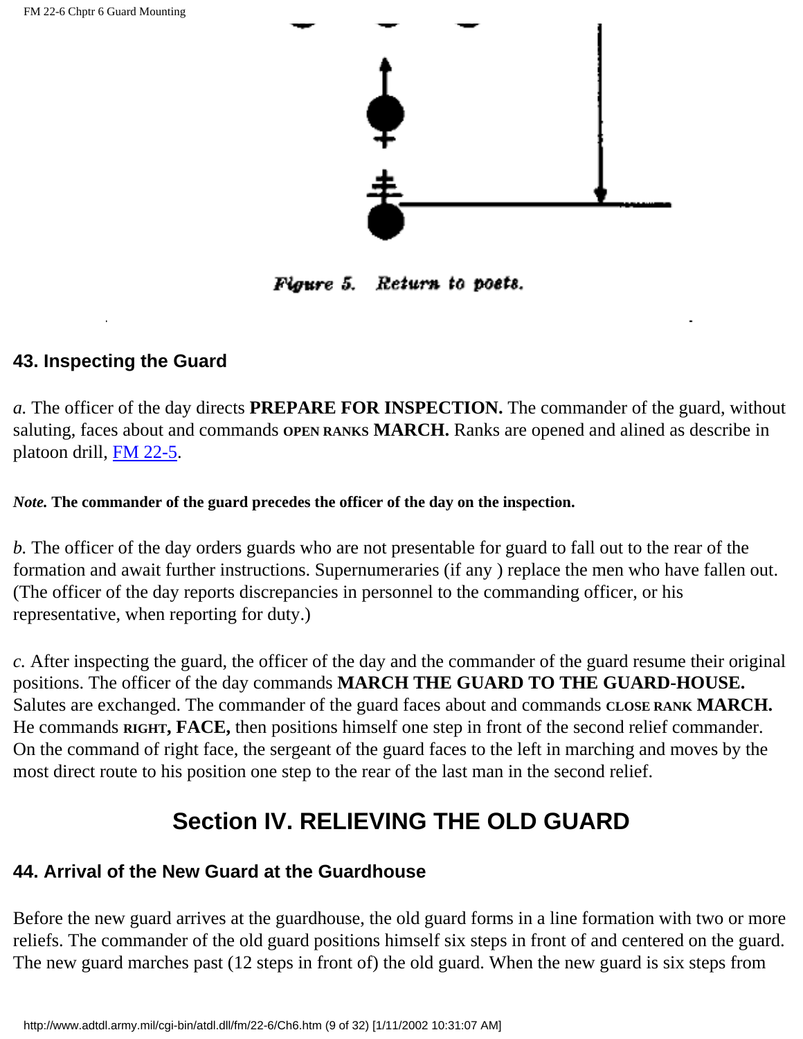Figure 5. Return to posts.

### 43. Inspecting the Guard

*a.* The officer of the day directs **PREPARE FOR INSPECTION.** The commander of the guard, without saluting, faces about and commands **OPEN RANKS MARCH.** Ranks are opened and alined as describe in platoon drill, FM 22-5.

***Note.* The commander of the guard precedes the officer of the day on the inspection.**

*b.* The officer of the day orders guards who are not presentable for guard to fall out to the rear of the formation and await further instructions. Supernumeraries (if any ) replace the men who have fallen out. (The officer of the day reports discrepancies in personnel to the commanding officer, or his representative, when reporting for duty.)

*c.* After inspecting the guard, the officer of the day and the commander of the guard resume their original positions. The officer of the day commands **MARCH THE GUARD TO THE GUARD-HOUSE.** Salutes are exchanged. The commander of the guard faces about and commands **CLOSE RANK MARCH.** He commands **RIGHT, FACE,** then positions himself one step in front of the second relief commander. On the command of right face, the sergeant of the guard faces to the left in marching and moves by the most direct route to his position one step to the rear of the last man in the second relief.

## Section IV. RELIEVING THE OLD GUARD

### 44. Arrival of the New Guard at the Guardhouse

Before the new guard arrives at the guardhouse, the old guard forms in a line formation with two or more reliefs. The commander of the old guard positions himself six steps in front of and centered on the guard. The new guard marches past (12 steps in front of) the old guard. When the new guard is six steps from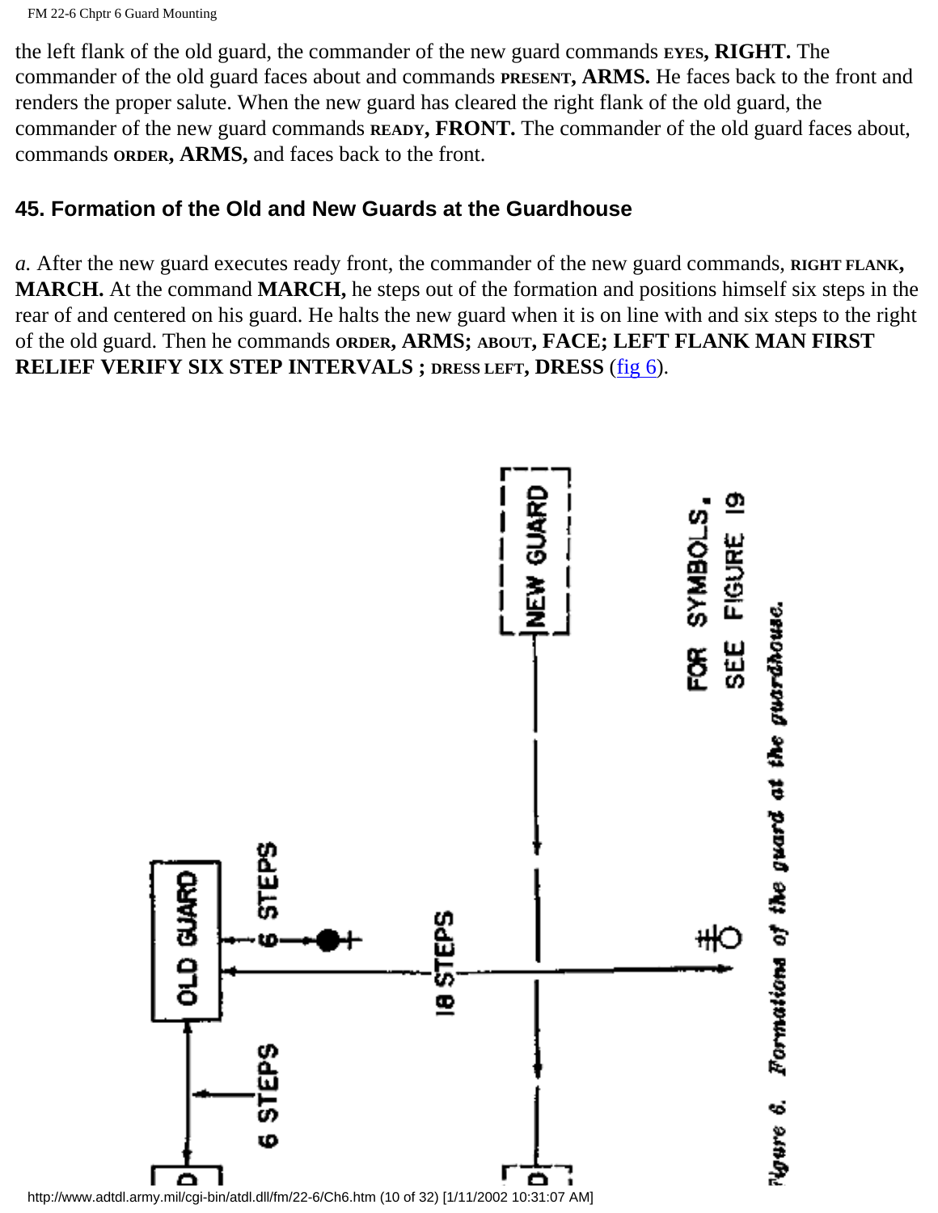the left flank of the old guard, the commander of the new guard commands **EYES, RIGHT.** The commander of the old guard faces about and commands **PRESENT, ARMS.** He faces back to the front and renders the proper salute. When the new guard has cleared the right flank of the old guard, the commander of the new guard commands **READY, FRONT.** The commander of the old guard faces about, commands **ORDER, ARMS,** and faces back to the front.

## 45. Formation of the Old and New Guards at the Guardhouse

*a.* After the new guard executes ready front, the commander of the new guard commands, **RIGHT FLANK, MARCH.** At the command **MARCH,** he steps out of the formation and positions himself six steps in the rear of and centered on his guard. He halts the new guard when it is on line with and six steps to the right of the old guard. Then he commands **ORDER, ARMS; ABOUT, FACE; LEFT FLANK MAN FIRST RELIEF VERIFY SIX STEP INTERVALS ; DRESS LEFT, DRESS** (fig 6).

NEW GUARD

FOR SYMBOLS, SEE FIGURE 19

OLD GUARD

6 STEPS

18 STEPS

6 STEPS

*Figure 6. Formations of the guard at the guardhouse.*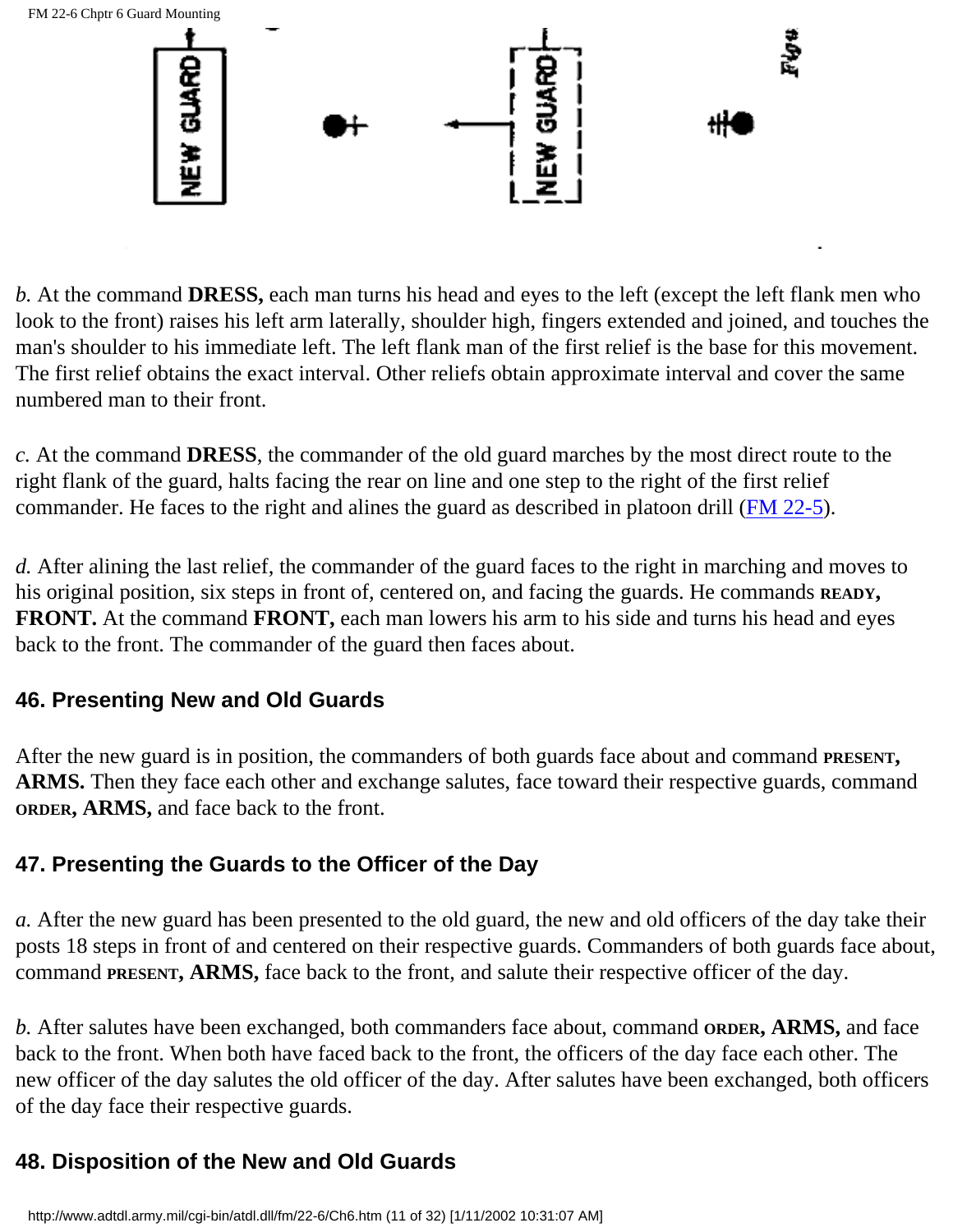*b.* At the command **DRESS,** each man turns his head and eyes to the left (except the left flank men who look to the front) raises his left arm laterally, shoulder high, fingers extended and joined, and touches the man's shoulder to his immediate left. The left flank man of the first relief is the base for this movement. The first relief obtains the exact interval. Other reliefs obtain approximate interval and cover the same numbered man to their front.

*c.* At the command **DRESS**, the commander of the old guard marches by the most direct route to the right flank of the guard, halts facing the rear on line and one step to the right of the first relief commander. He faces to the right and alines the guard as described in platoon drill (FM 22-5).

*d.* After alining the last relief, the commander of the guard faces to the right in marching and moves to his original position, six steps in front of, centered on, and facing the guards. He commands **READY, FRONT.** At the command **FRONT,** each man lowers his arm to his side and turns his head and eyes back to the front. The commander of the guard then faces about.

### 46. Presenting New and Old Guards

After the new guard is in position, the commanders of both guards face about and command **PRESENT, ARMS.** Then they face each other and exchange salutes, face toward their respective guards, command **ORDER, ARMS,** and face back to the front.

### 47. Presenting the Guards to the Officer of the Day

*a.* After the new guard has been presented to the old guard, the new and old officers of the day take their posts 18 steps in front of and centered on their respective guards. Commanders of both guards face about, command **PRESENT, ARMS,** face back to the front, and salute their respective officer of the day.

*b.* After salutes have been exchanged, both commanders face about, command **ORDER, ARMS,** and face back to the front. When both have faced back to the front, the officers of the day face each other. The new officer of the day salutes the old officer of the day. After salutes have been exchanged, both officers of the day face their respective guards.

### 48. Disposition of the New and Old Guards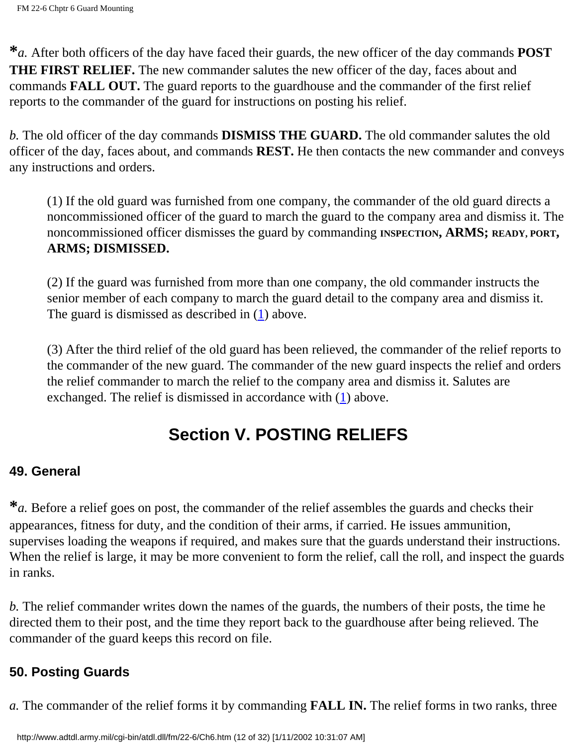**\***_a._ After both officers of the day have faced their guards, the new officer of the day commands **POST THE FIRST RELIEF.** The new commander salutes the new officer of the day, faces about and commands **FALL OUT.** The guard reports to the guardhouse and the commander of the first relief reports to the commander of the guard for instructions on posting his relief.

_b._ The old officer of the day commands **DISMISS THE GUARD.** The old commander salutes the old officer of the day, faces about, and commands **REST.** He then contacts the new commander and conveys any instructions and orders.

> (1) If the old guard was furnished from one company, the commander of the old guard directs a noncommissioned officer of the guard to march the guard to the company area and dismiss it. The noncommissioned officer dismisses the guard by commanding **INSPECTION, ARMS; READY, PORT, ARMS; DISMISSED.**
>
> (2) If the guard was furnished from more than one company, the old commander instructs the senior member of each company to march the guard detail to the company area and dismiss it. The guard is dismissed as described in (1) above.
>
> (3) After the third relief of the old guard has been relieved, the commander of the relief reports to the commander of the new guard. The commander of the new guard inspects the relief and orders the relief commander to march the relief to the company area and dismiss it. Salutes are exchanged. The relief is dismissed in accordance with (1) above.

## Section V. POSTING RELIEFS

### 49. General

**\***_a._ Before a relief goes on post, the commander of the relief assembles the guards and checks their appearances, fitness for duty, and the condition of their arms, if carried. He issues ammunition, supervises loading the weapons if required, and makes sure that the guards understand their instructions. When the relief is large, it may be more convenient to form the relief, call the roll, and inspect the guards in ranks.

_b._ The relief commander writes down the names of the guards, the numbers of their posts, the time he directed them to their post, and the time they report back to the guardhouse after being relieved. The commander of the guard keeps this record on file.

### 50. Posting Guards

_a._ The commander of the relief forms it by commanding **FALL IN.** The relief forms in two ranks, three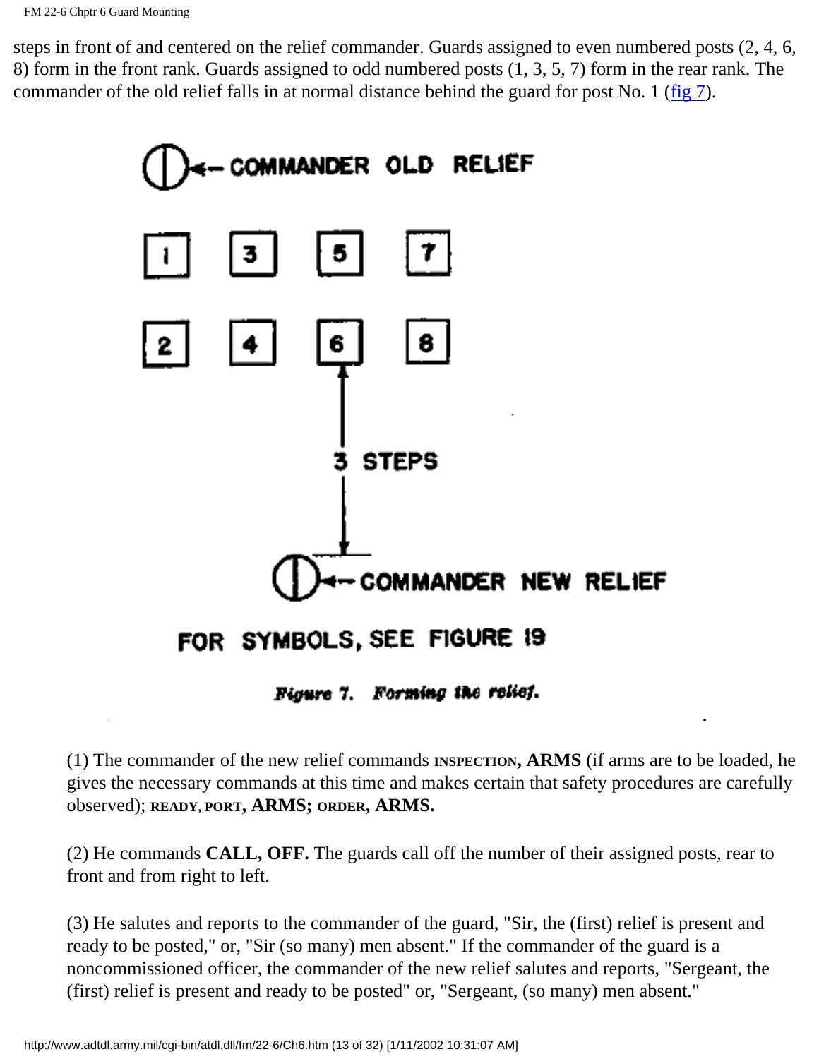steps in front of and centered on the relief commander. Guards assigned to even numbered posts (2, 4, 6, 8) form in the front rank. Guards assigned to odd numbered posts (1, 3, 5, 7) form in the rear rank. The commander of the old relief falls in at normal distance behind the guard for post No. 1 (fig 7).

COMMANDER OLD RELIEF

1 3 5 7

2 4 6 8

3 STEPS

COMMANDER NEW RELIEF

FOR SYMBOLS, SEE FIGURE 19

*Figure 7. Forming the relief.*

(1) The commander of the new relief commands **INSPECTION, ARMS** (if arms are to be loaded, he gives the necessary commands at this time and makes certain that safety procedures are carefully observed); **READY, PORT, ARMS; ORDER, ARMS.**

(2) He commands **CALL, OFF.** The guards call off the number of their assigned posts, rear to front and from right to left.

(3) He salutes and reports to the commander of the guard, "Sir, the (first) relief is present and ready to be posted," or, "Sir (so many) men absent." If the commander of the guard is a noncommissioned officer, the commander of the new relief salutes and reports, "Sergeant, the (first) relief is present and ready to be posted" or, "Sergeant, (so many) men absent."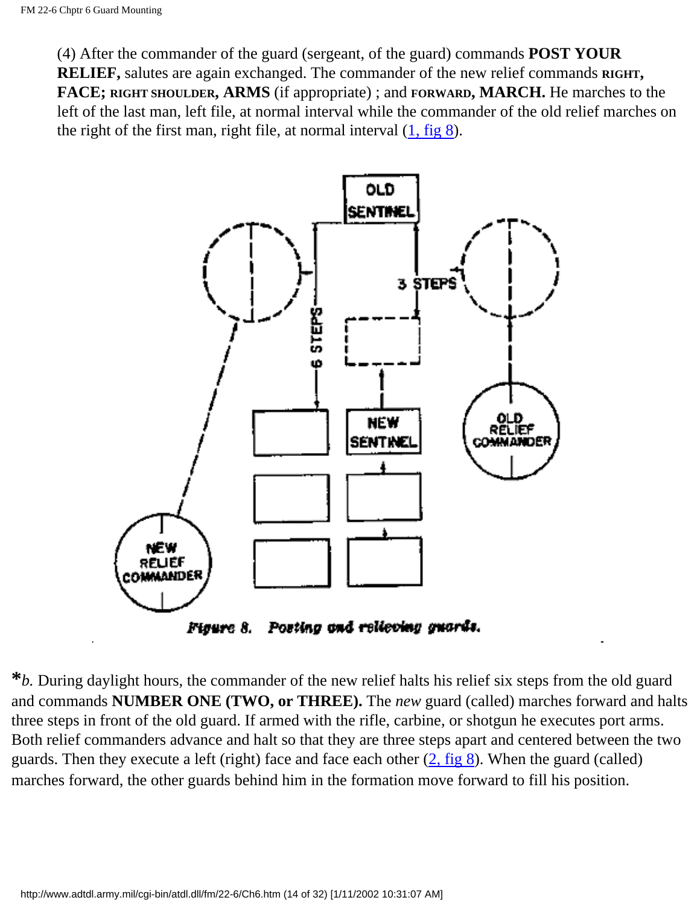(4) After the commander of the guard (sergeant, of the guard) commands **POST YOUR RELIEF,** salutes are again exchanged. The commander of the new relief commands **RIGHT, FACE; RIGHT SHOULDER, ARMS** (if appropriate) ; and **FORWARD, MARCH.** He marches to the left of the last man, left file, at normal interval while the commander of the old relief marches on the right of the first man, right file, at normal interval (1, fig 8).

Figure 8. Posting and relieving guards.

**\***_b._ During daylight hours, the commander of the new relief halts his relief six steps from the old guard and commands **NUMBER ONE (TWO, or THREE).** The *new* guard (called) marches forward and halts three steps in front of the old guard. If armed with the rifle, carbine, or shotgun he executes port arms. Both relief commanders advance and halt so that they are three steps apart and centered between the two guards. Then they execute a left (right) face and face each other (2, fig 8). When the guard (called) marches forward, the other guards behind him in the formation move forward to fill his position.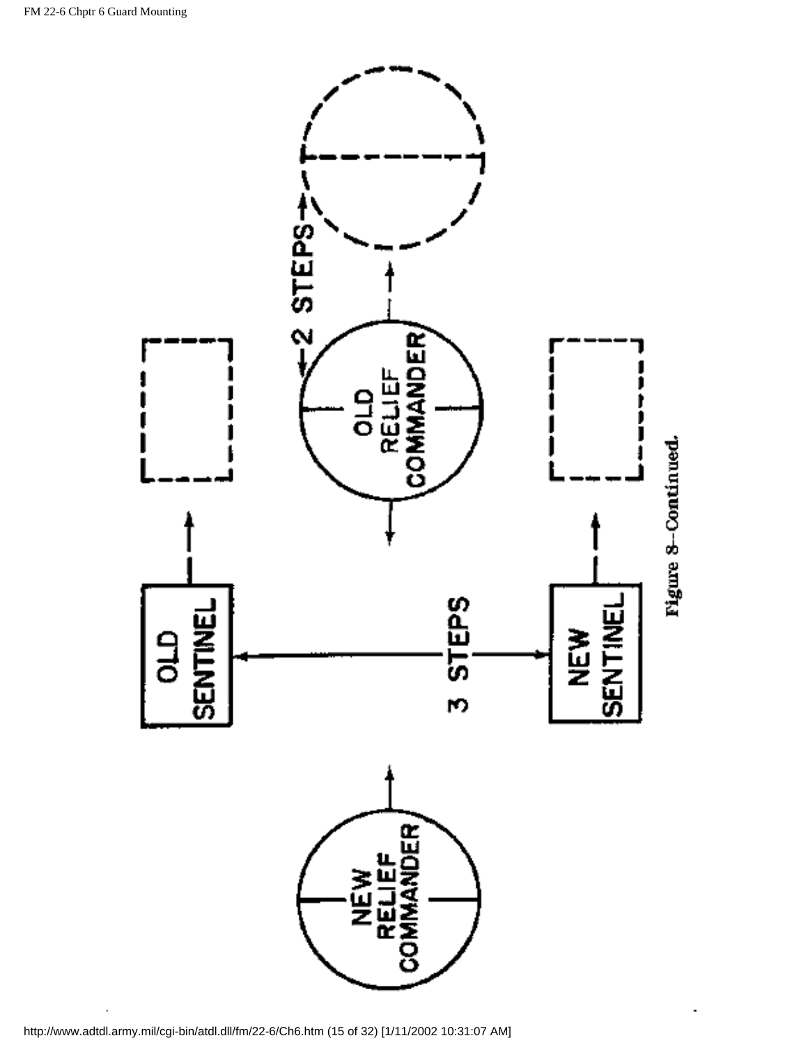OLD SENTINEL

NEW SENTINEL

3 STEPS

OLD RELIEF COMMANDER

2 STEPS

NEW RELIEF COMMANDER

Figure 8--Continued.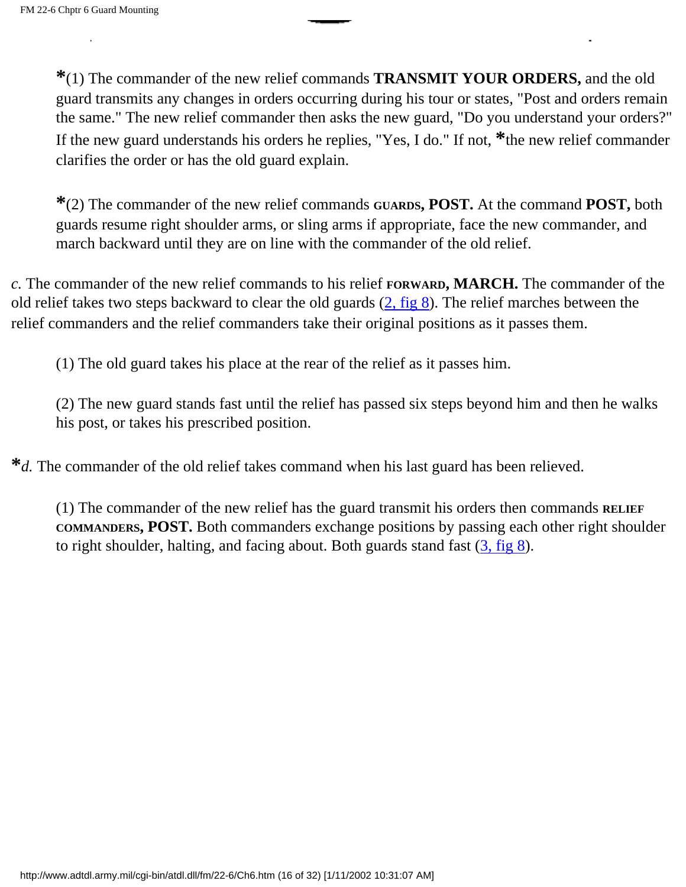*(1) The commander of the new relief commands **TRANSMIT YOUR ORDERS,** and the old guard transmits any changes in orders occurring during his tour or states, "Post and orders remain the same." The new relief commander then asks the new guard, "Do you understand your orders?" If the new guard understands his orders he replies, "Yes, I do." If not, *the new relief commander clarifies the order or has the old guard explain.

*(2) The commander of the new relief commands GUARDS, **POST.** At the command **POST,** both guards resume right shoulder arms, or sling arms if appropriate, face the new commander, and march backward until they are on line with the commander of the old relief.

*c.* The commander of the new relief commands to his relief FORWARD, **MARCH.** The commander of the old relief takes two steps backward to clear the old guards (2, fig 8). The relief marches between the relief commanders and the relief commanders take their original positions as it passes them.

(1) The old guard takes his place at the rear of the relief as it passes him.

(2) The new guard stands fast until the relief has passed six steps beyond him and then he walks his post, or takes his prescribed position.

**d.* The commander of the old relief takes command when his last guard has been relieved.

(1) The commander of the new relief has the guard transmit his orders then commands RELIEF COMMANDERS, **POST.** Both commanders exchange positions by passing each other right shoulder to right shoulder, halting, and facing about. Both guards stand fast (3, fig 8).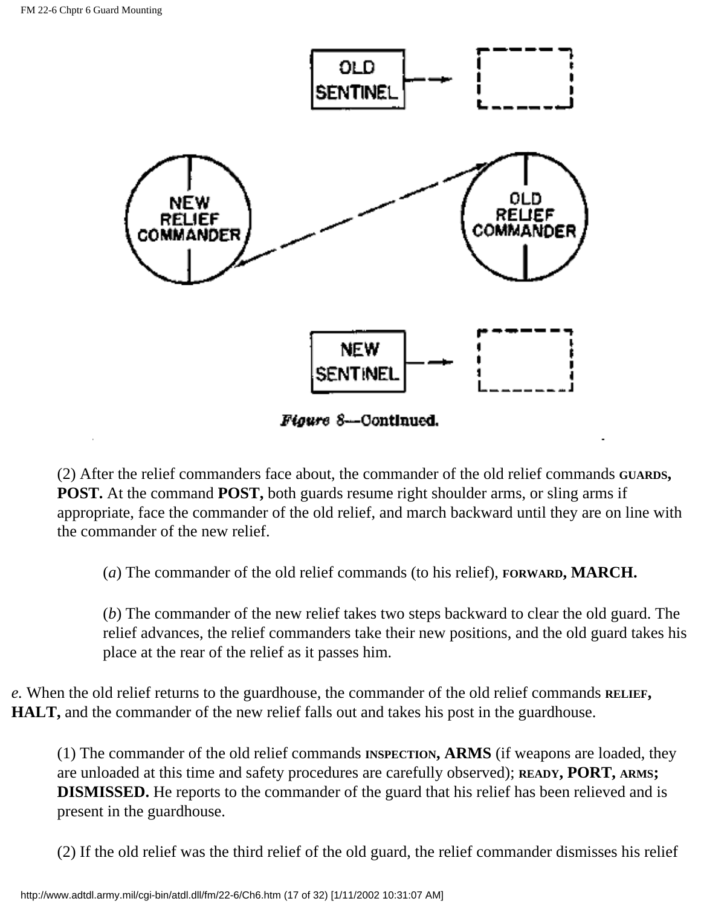Figure 8—Continued.

(2) After the relief commanders face about, the commander of the old relief commands **GUARDS, POST.** At the command **POST,** both guards resume right shoulder arms, or sling arms if appropriate, face the commander of the old relief, and march backward until they are on line with the commander of the new relief.

(*a*) The commander of the old relief commands (to his relief), **FORWARD, MARCH.**

(*b*) The commander of the new relief takes two steps backward to clear the old guard. The relief advances, the relief commanders take their new positions, and the old guard takes his place at the rear of the relief as it passes him.

*e.* When the old relief returns to the guardhouse, the commander of the old relief commands **RELIEF, HALT,** and the commander of the new relief falls out and takes his post in the guardhouse.

(1) The commander of the old relief commands **INSPECTION, ARMS** (if weapons are loaded, they are unloaded at this time and safety procedures are carefully observed); **READY, PORT, ARMS; DISMISSED.** He reports to the commander of the guard that his relief has been relieved and is present in the guardhouse.

(2) If the old relief was the third relief of the old guard, the relief commander dismisses his relief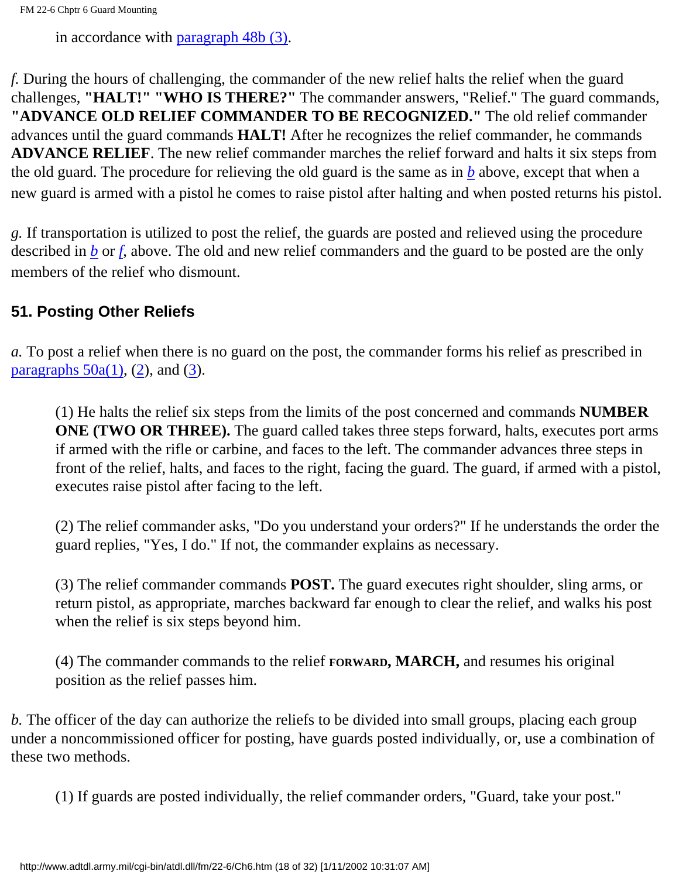in accordance with paragraph 48b (3).

*f.* During the hours of challenging, the commander of the new relief halts the relief when the guard challenges, **"HALT!" "WHO IS THERE?"** The commander answers, "Relief." The guard commands, **"ADVANCE OLD RELIEF COMMANDER TO BE RECOGNIZED."** The old relief commander advances until the guard commands **HALT!** After he recognizes the relief commander, he commands **ADVANCE RELIEF**. The new relief commander marches the relief forward and halts it six steps from the old guard. The procedure for relieving the old guard is the same as in *b* above, except that when a new guard is armed with a pistol he comes to raise pistol after halting and when posted returns his pistol.

*g.* If transportation is utilized to post the relief, the guards are posted and relieved using the procedure described in *b* or *f*, above. The old and new relief commanders and the guard to be posted are the only members of the relief who dismount.

### 51. Posting Other Reliefs

*a.* To post a relief when there is no guard on the post, the commander forms his relief as prescribed in paragraphs 50a(1), (2), and (3).

(1) He halts the relief six steps from the limits of the post concerned and commands **NUMBER ONE (TWO OR THREE).** The guard called takes three steps forward, halts, executes port arms if armed with the rifle or carbine, and faces to the left. The commander advances three steps in front of the relief, halts, and faces to the right, facing the guard. The guard, if armed with a pistol, executes raise pistol after facing to the left.

(2) The relief commander asks, "Do you understand your orders?" If he understands the order the guard replies, "Yes, I do." If not, the commander explains as necessary.

(3) The relief commander commands **POST.** The guard executes right shoulder, sling arms, or return pistol, as appropriate, marches backward far enough to clear the relief, and walks his post when the relief is six steps beyond him.

(4) The commander commands to the relief **FORWARD, MARCH,** and resumes his original position as the relief passes him.

*b.* The officer of the day can authorize the reliefs to be divided into small groups, placing each group under a noncommissioned officer for posting, have guards posted individually, or, use a combination of these two methods.

(1) If guards are posted individually, the relief commander orders, "Guard, take your post."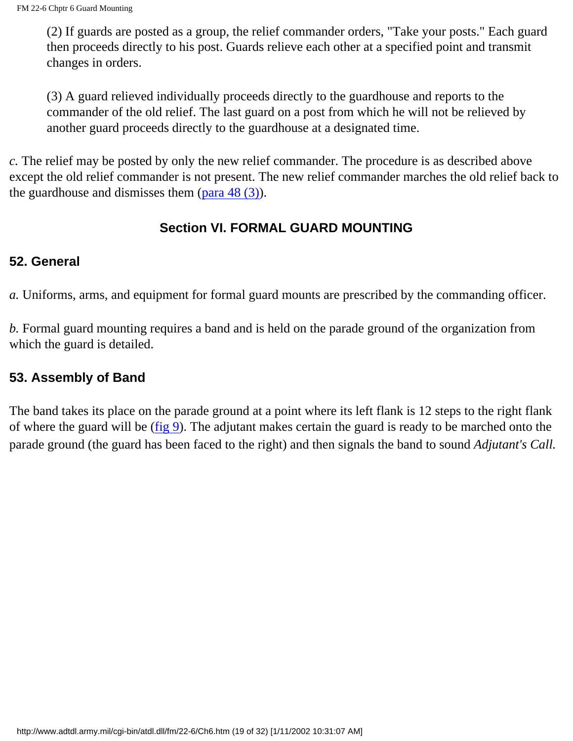(2) If guards are posted as a group, the relief commander orders, "Take your posts." Each guard then proceeds directly to his post. Guards relieve each other at a specified point and transmit changes in orders.

(3) A guard relieved individually proceeds directly to the guardhouse and reports to the commander of the old relief. The last guard on a post from which he will not be relieved by another guard proceeds directly to the guardhouse at a designated time.

*c.* The relief may be posted by only the new relief commander. The procedure is as described above except the old relief commander is not present. The new relief commander marches the old relief back to the guardhouse and dismisses them (para 48 (3)).

## Section VI. FORMAL GUARD MOUNTING

### 52. General

*a.* Uniforms, arms, and equipment for formal guard mounts are prescribed by the commanding officer.

*b.* Formal guard mounting requires a band and is held on the parade ground of the organization from which the guard is detailed.

### 53. Assembly of Band

The band takes its place on the parade ground at a point where its left flank is 12 steps to the right flank of where the guard will be (fig 9). The adjutant makes certain the guard is ready to be marched onto the parade ground (the guard has been faced to the right) and then signals the band to sound *Adjutant's Call.*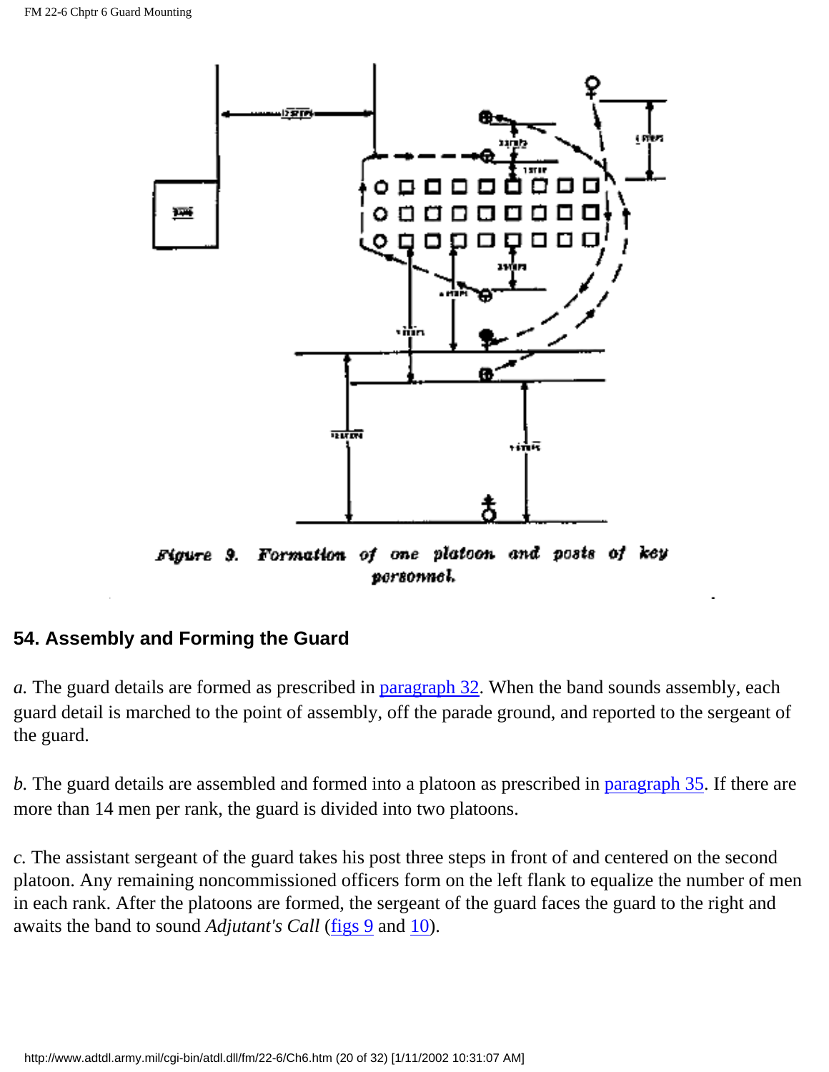Figure 9. Formation of one platoon and posts of key personnel.

## 54. Assembly and Forming the Guard

*a.* The guard details are formed as prescribed in paragraph 32. When the band sounds assembly, each guard detail is marched to the point of assembly, off the parade ground, and reported to the sergeant of the guard.

*b.* The guard details are assembled and formed into a platoon as prescribed in paragraph 35. If there are more than 14 men per rank, the guard is divided into two platoons.

*c.* The assistant sergeant of the guard takes his post three steps in front of and centered on the second platoon. Any remaining noncommissioned officers form on the left flank to equalize the number of men in each rank. After the platoons are formed, the sergeant of the guard faces the guard to the right and awaits the band to sound *Adjutant's Call* (figs 9 and 10).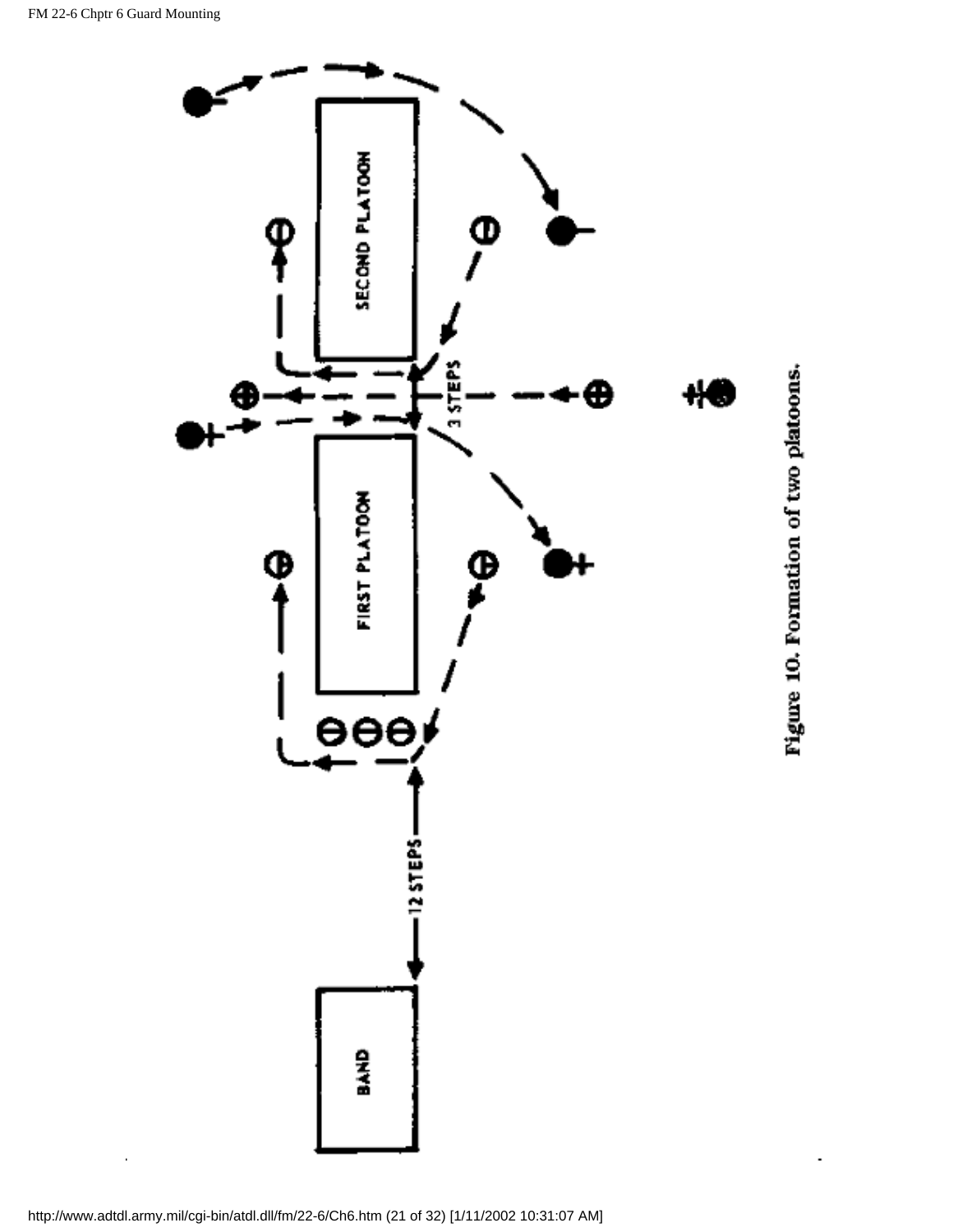SECOND PLATOON

3 STEPS

FIRST PLATOON

12 STEPS

BAND

Figure 10. Formation of two platoons.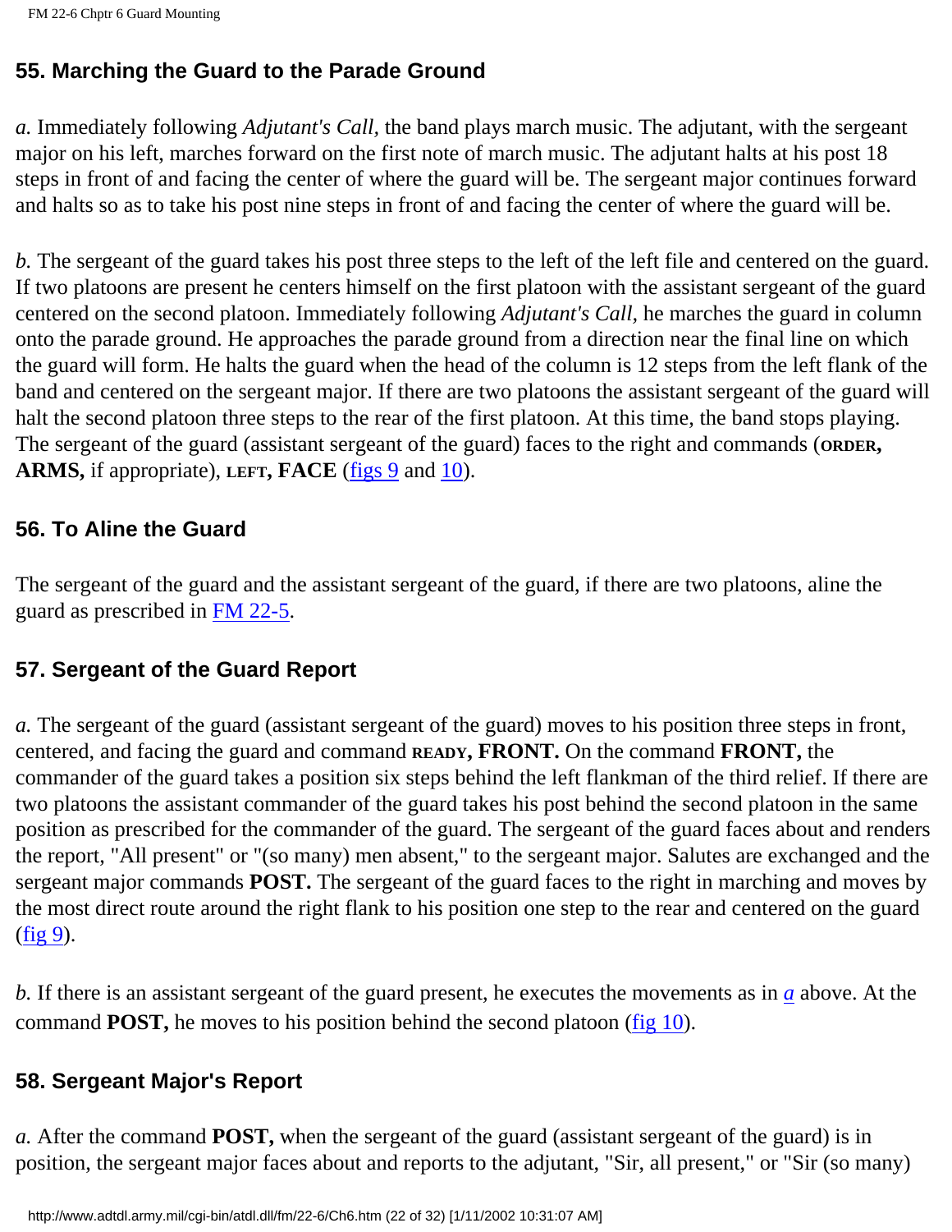## 55. Marching the Guard to the Parade Ground

*a.* Immediately following *Adjutant's Call,* the band plays march music. The adjutant, with the sergeant major on his left, marches forward on the first note of march music. The adjutant halts at his post 18 steps in front of and facing the center of where the guard will be. The sergeant major continues forward and halts so as to take his post nine steps in front of and facing the center of where the guard will be.

*b.* The sergeant of the guard takes his post three steps to the left of the left file and centered on the guard. If two platoons are present he centers himself on the first platoon with the assistant sergeant of the guard centered on the second platoon. Immediately following *Adjutant's Call,* he marches the guard in column onto the parade ground. He approaches the parade ground from a direction near the final line on which the guard will form. He halts the guard when the head of the column is 12 steps from the left flank of the band and centered on the sergeant major. If there are two platoons the assistant sergeant of the guard will halt the second platoon three steps to the rear of the first platoon. At this time, the band stops playing. The sergeant of the guard (assistant sergeant of the guard) faces to the right and commands (**ORDER, ARMS,** if appropriate), **LEFT, FACE** (figs 9 and 10).

## 56. To Aline the Guard

The sergeant of the guard and the assistant sergeant of the guard, if there are two platoons, aline the guard as prescribed in FM 22-5.

## 57. Sergeant of the Guard Report

*a.* The sergeant of the guard (assistant sergeant of the guard) moves to his position three steps in front, centered, and facing the guard and command **READY, FRONT.** On the command **FRONT,** the commander of the guard takes a position six steps behind the left flankman of the third relief. If there are two platoons the assistant commander of the guard takes his post behind the second platoon in the same position as prescribed for the commander of the guard. The sergeant of the guard faces about and renders the report, "All present" or "(so many) men absent," to the sergeant major. Salutes are exchanged and the sergeant major commands **POST.** The sergeant of the guard faces to the right in marching and moves by the most direct route around the right flank to his position one step to the rear and centered on the guard (fig 9).

*b.* If there is an assistant sergeant of the guard present, he executes the movements as in *a* above. At the command **POST,** he moves to his position behind the second platoon (fig 10).

## 58. Sergeant Major's Report

*a.* After the command **POST,** when the sergeant of the guard (assistant sergeant of the guard) is in position, the sergeant major faces about and reports to the adjutant, "Sir, all present," or "Sir (so many)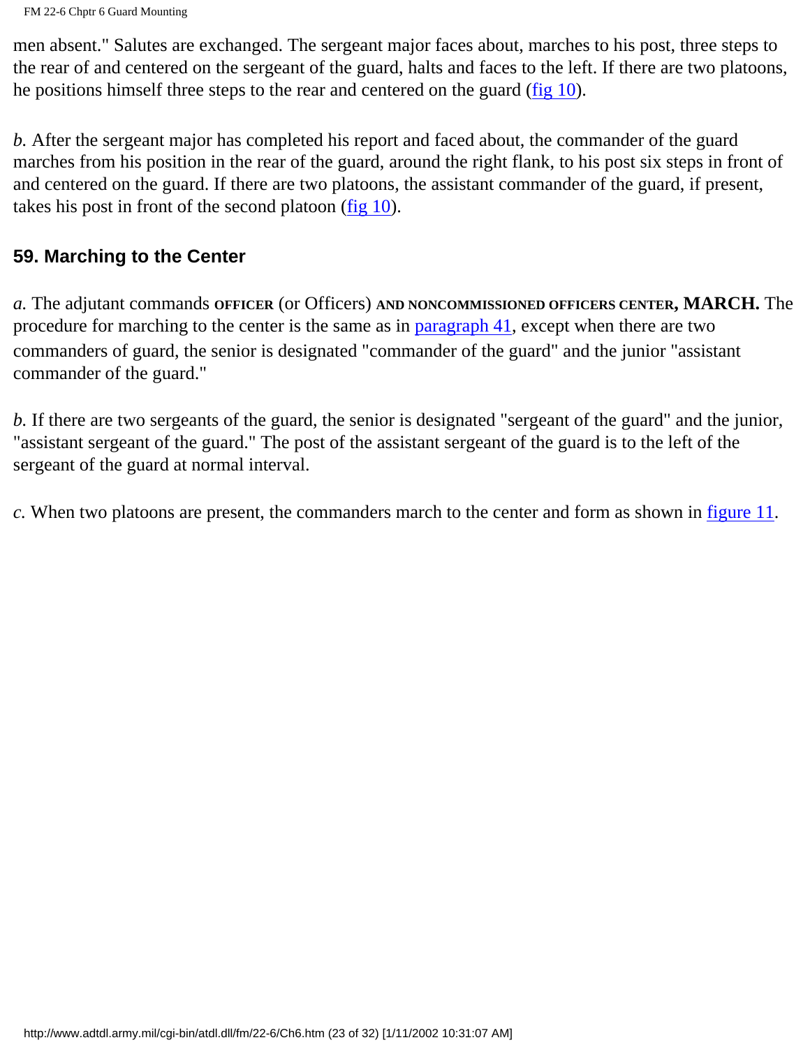men absent." Salutes are exchanged. The sergeant major faces about, marches to his post, three steps to the rear of and centered on the sergeant of the guard, halts and faces to the left. If there are two platoons, he positions himself three steps to the rear and centered on the guard (fig 10).

*b.* After the sergeant major has completed his report and faced about, the commander of the guard marches from his position in the rear of the guard, around the right flank, to his post six steps in front of and centered on the guard. If there are two platoons, the assistant commander of the guard, if present, takes his post in front of the second platoon (fig 10).

### 59. Marching to the Center

*a.* The adjutant commands **OFFICER** (or Officers) **AND NONCOMMISSIONED OFFICERS CENTER, MARCH.** The procedure for marching to the center is the same as in paragraph 41, except when there are two commanders of guard, the senior is designated "commander of the guard" and the junior "assistant commander of the guard."

*b.* If there are two sergeants of the guard, the senior is designated "sergeant of the guard" and the junior, "assistant sergeant of the guard." The post of the assistant sergeant of the guard is to the left of the sergeant of the guard at normal interval.

*c.* When two platoons are present, the commanders march to the center and form as shown in figure 11.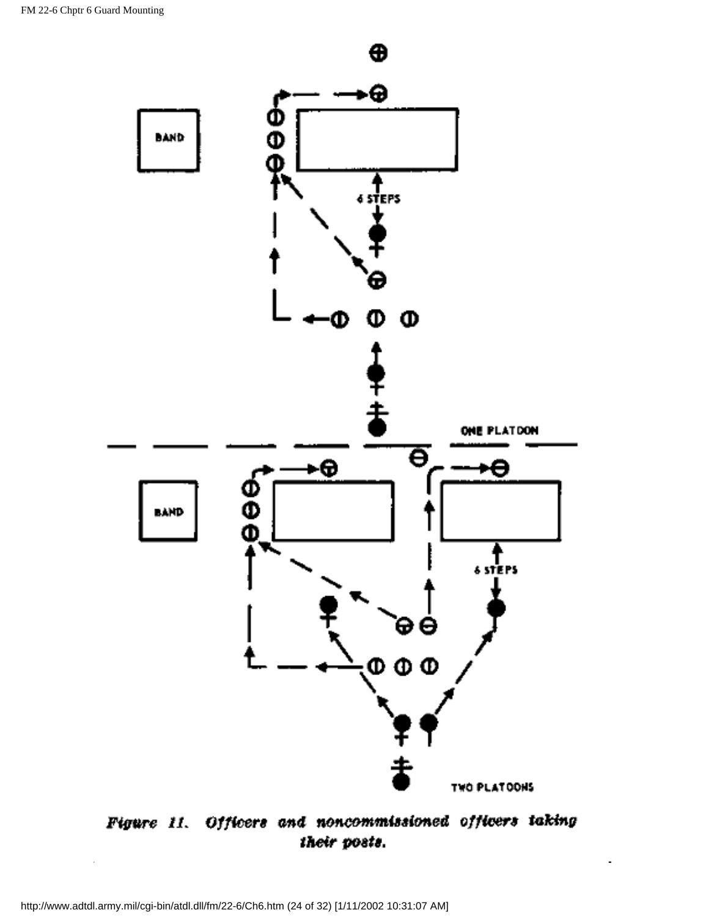BAND

6 STEPS

ONE PLATOON

BAND

6 STEPS

TWO PLATOONS

*Figure 11. Officers and noncommissioned officers taking their posts.*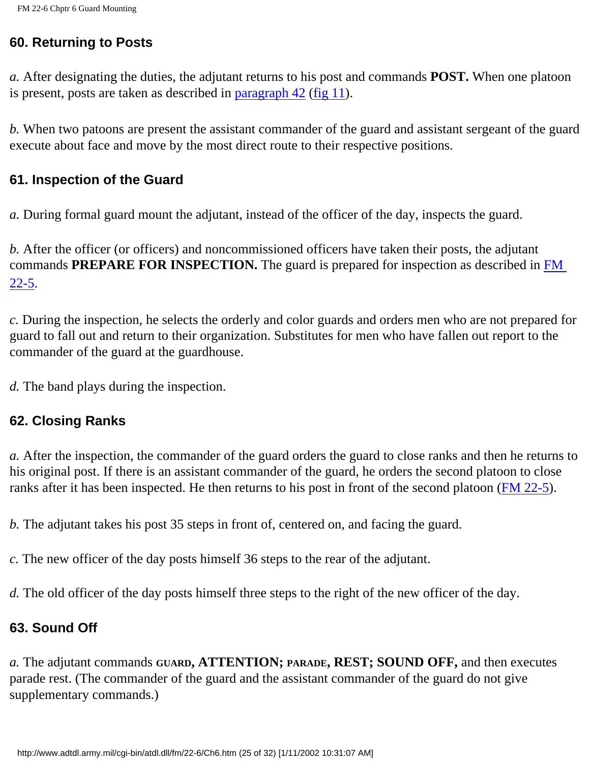### 60. Returning to Posts

*a.* After designating the duties, the adjutant returns to his post and commands **POST.** When one platoon is present, posts are taken as described in paragraph 42 (fig 11).

*b.* When two patoons are present the assistant commander of the guard and assistant sergeant of the guard execute about face and move by the most direct route to their respective positions.

### 61. Inspection of the Guard

*a.* During formal guard mount the adjutant, instead of the officer of the day, inspects the guard.

*b.* After the officer (or officers) and noncommissioned officers have taken their posts, the adjutant commands **PREPARE FOR INSPECTION.** The guard is prepared for inspection as described in FM 22-5.

*c.* During the inspection, he selects the orderly and color guards and orders men who are not prepared for guard to fall out and return to their organization. Substitutes for men who have fallen out report to the commander of the guard at the guardhouse.

*d.* The band plays during the inspection.

### 62. Closing Ranks

*a.* After the inspection, the commander of the guard orders the guard to close ranks and then he returns to his original post. If there is an assistant commander of the guard, he orders the second platoon to close ranks after it has been inspected. He then returns to his post in front of the second platoon (FM 22-5).

*b.* The adjutant takes his post 35 steps in front of, centered on, and facing the guard.

*c.* The new officer of the day posts himself 36 steps to the rear of the adjutant.

*d.* The old officer of the day posts himself three steps to the right of the new officer of the day.

### 63. Sound Off

*a.* The adjutant commands **GUARD, ATTENTION; PARADE, REST; SOUND OFF,** and then executes parade rest. (The commander of the guard and the assistant commander of the guard do not give supplementary commands.)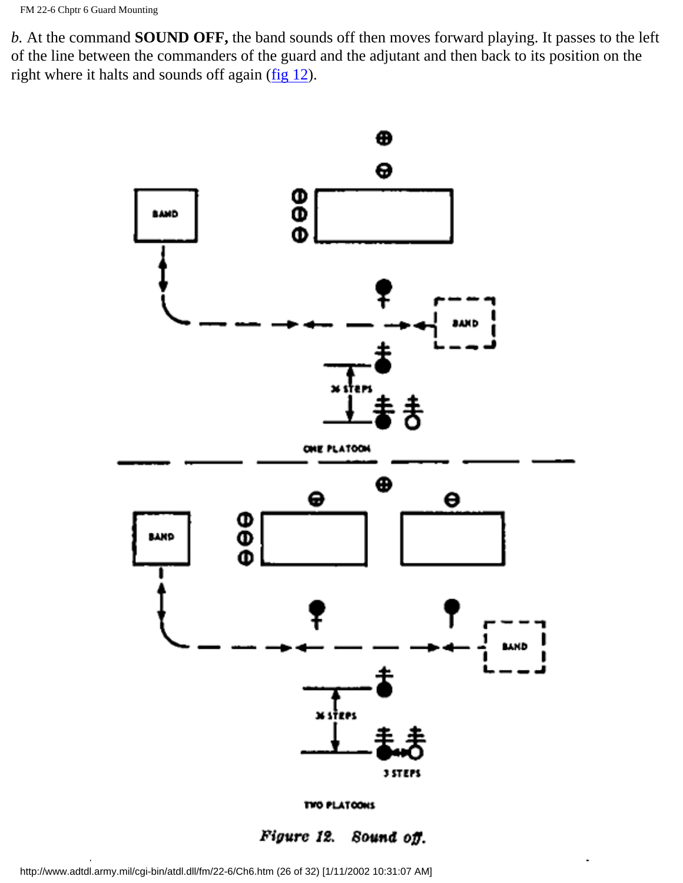*b.* At the command **SOUND OFF,** the band sounds off then moves forward playing. It passes to the left of the line between the commanders of the guard and the adjutant and then back to its position on the right where it halts and sounds off again (fig 12).

BAND

BAND

36 STEPS

ONE PLATOON

BAND

BAND

36 STEPS

3 STEPS

TWO PLATOONS

*Figure 12. Sound off.*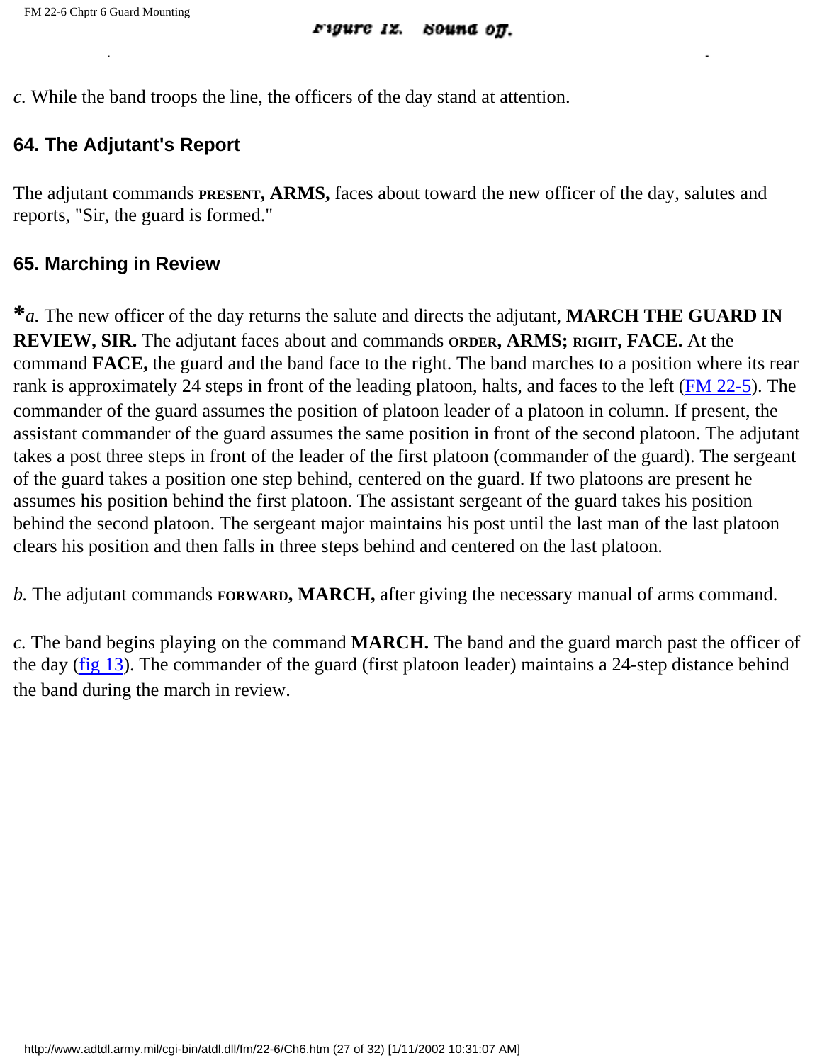Figure 12. Sound off.

*c.* While the band troops the line, the officers of the day stand at attention.

### 64. The Adjutant's Report

The adjutant commands PRESENT, **ARMS,** faces about toward the new officer of the day, salutes and reports, "Sir, the guard is formed."

### 65. Marching in Review

***a.*** The new officer of the day returns the salute and directs the adjutant, **MARCH THE GUARD IN REVIEW, SIR.** The adjutant faces about and commands ORDER, **ARMS;** RIGHT, **FACE.** At the command **FACE,** the guard and the band face to the right. The band marches to a position where its rear rank is approximately 24 steps in front of the leading platoon, halts, and faces to the left (FM 22-5). The commander of the guard assumes the position of platoon leader of a platoon in column. If present, the assistant commander of the guard assumes the same position in front of the second platoon. The adjutant takes a post three steps in front of the leader of the first platoon (commander of the guard). The sergeant of the guard takes a position one step behind, centered on the guard. If two platoons are present he assumes his position behind the first platoon. The assistant sergeant of the guard takes his position behind the second platoon. The sergeant major maintains his post until the last man of the last platoon clears his position and then falls in three steps behind and centered on the last platoon.

*b.* The adjutant commands FORWARD, **MARCH,** after giving the necessary manual of arms command.

*c.* The band begins playing on the command **MARCH.** The band and the guard march past the officer of the day (fig 13). The commander of the guard (first platoon leader) maintains a 24-step distance behind the band during the march in review.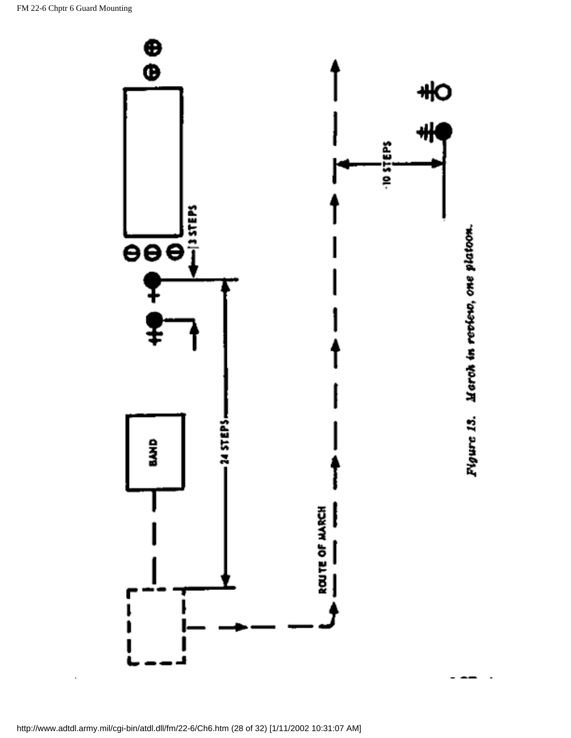BAND

24 STEPS

3 STEPS

ROUTE OF MARCH

10 STEPS

*Figure 15. March in review, one platoon.*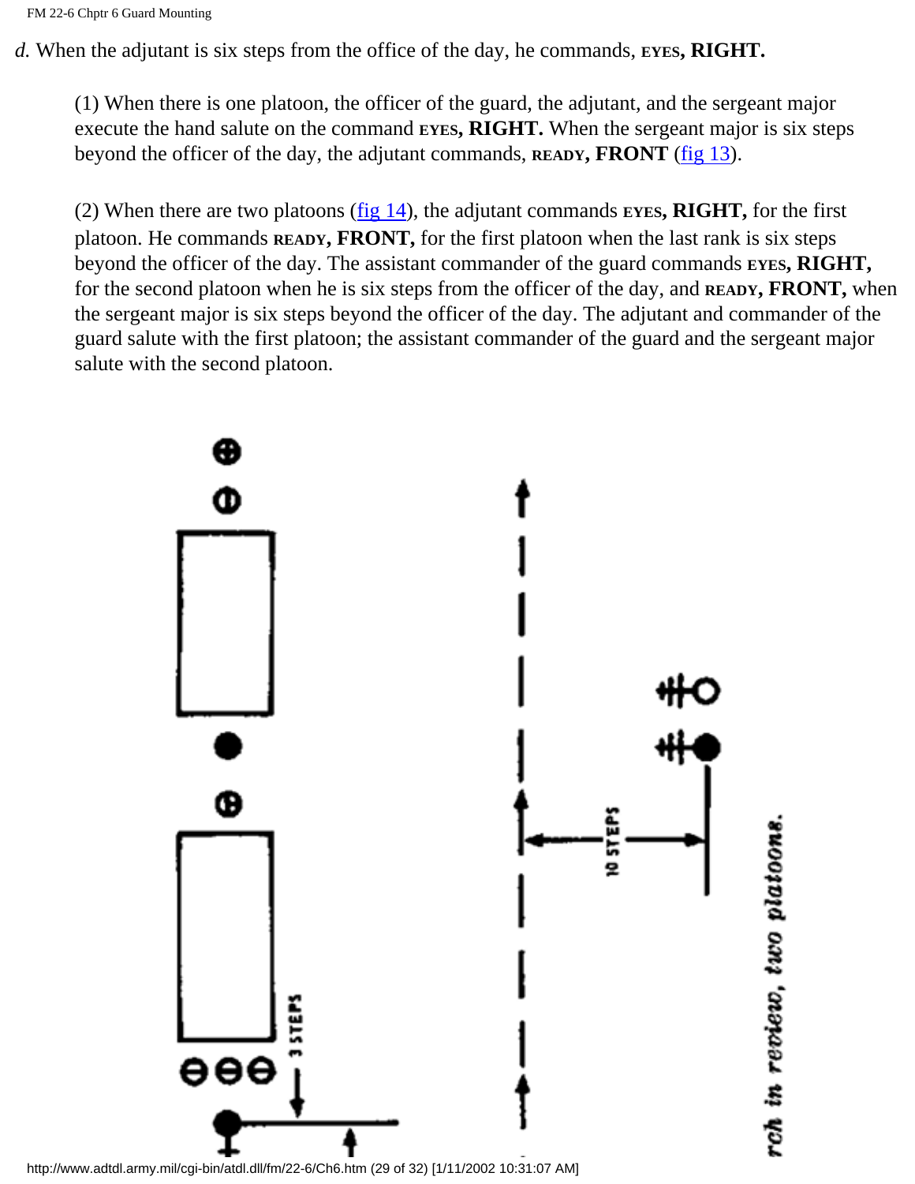*d.* When the adjutant is six steps from the office of the day, he commands, EYES, **RIGHT.**

(1) When there is one platoon, the officer of the guard, the adjutant, and the sergeant major execute the hand salute on the command EYES, **RIGHT.** When the sergeant major is six steps beyond the officer of the day, the adjutant commands, READY, **FRONT** (fig 13).

(2) When there are two platoons (fig 14), the adjutant commands EYES, **RIGHT,** for the first platoon. He commands READY, **FRONT,** for the first platoon when the last rank is six steps beyond the officer of the day. The assistant commander of the guard commands EYES, **RIGHT,** for the second platoon when he is six steps from the officer of the day, and READY, **FRONT,** when the sergeant major is six steps beyond the officer of the day. The adjutant and commander of the guard salute with the first platoon; the assistant commander of the guard and the sergeant major salute with the second platoon.

3 STEPS

10 STEPS

*rch in review, two platoons.*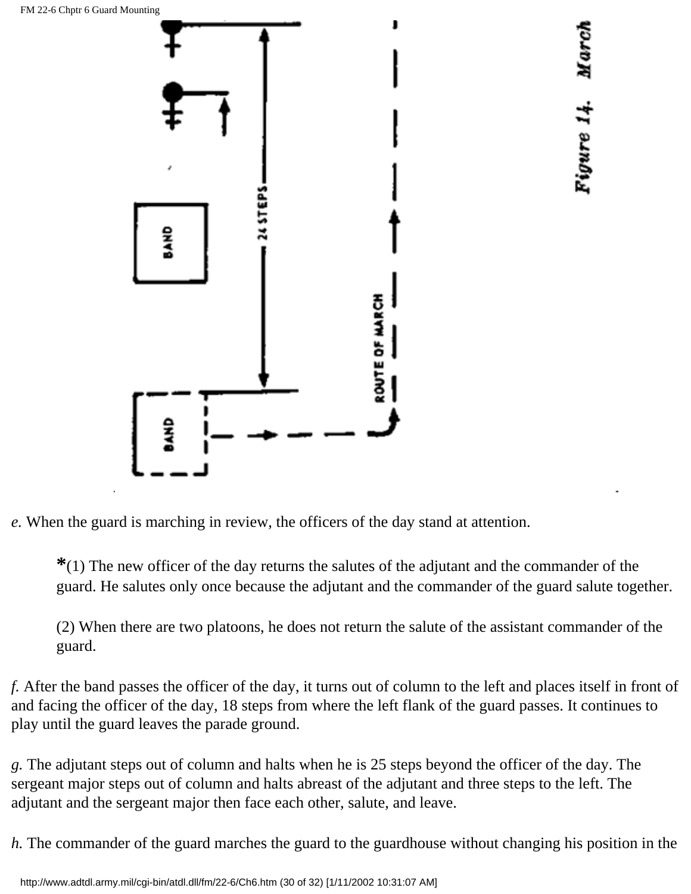Figure 14. March

*e.* When the guard is marching in review, the officers of the day stand at attention.

> *(1) The new officer of the day returns the salutes of the adjutant and the commander of the guard. He salutes only once because the adjutant and the commander of the guard salute together.
>
> (2) When there are two platoons, he does not return the salute of the assistant commander of the guard.

*f.* After the band passes the officer of the day, it turns out of column to the left and places itself in front of and facing the officer of the day, 18 steps from where the left flank of the guard passes. It continues to play until the guard leaves the parade ground.

*g.* The adjutant steps out of column and halts when he is 25 steps beyond the officer of the day. The sergeant major steps out of column and halts abreast of the adjutant and three steps to the left. The adjutant and the sergeant major then face each other, salute, and leave.

*h.* The commander of the guard marches the guard to the guardhouse without changing his position in the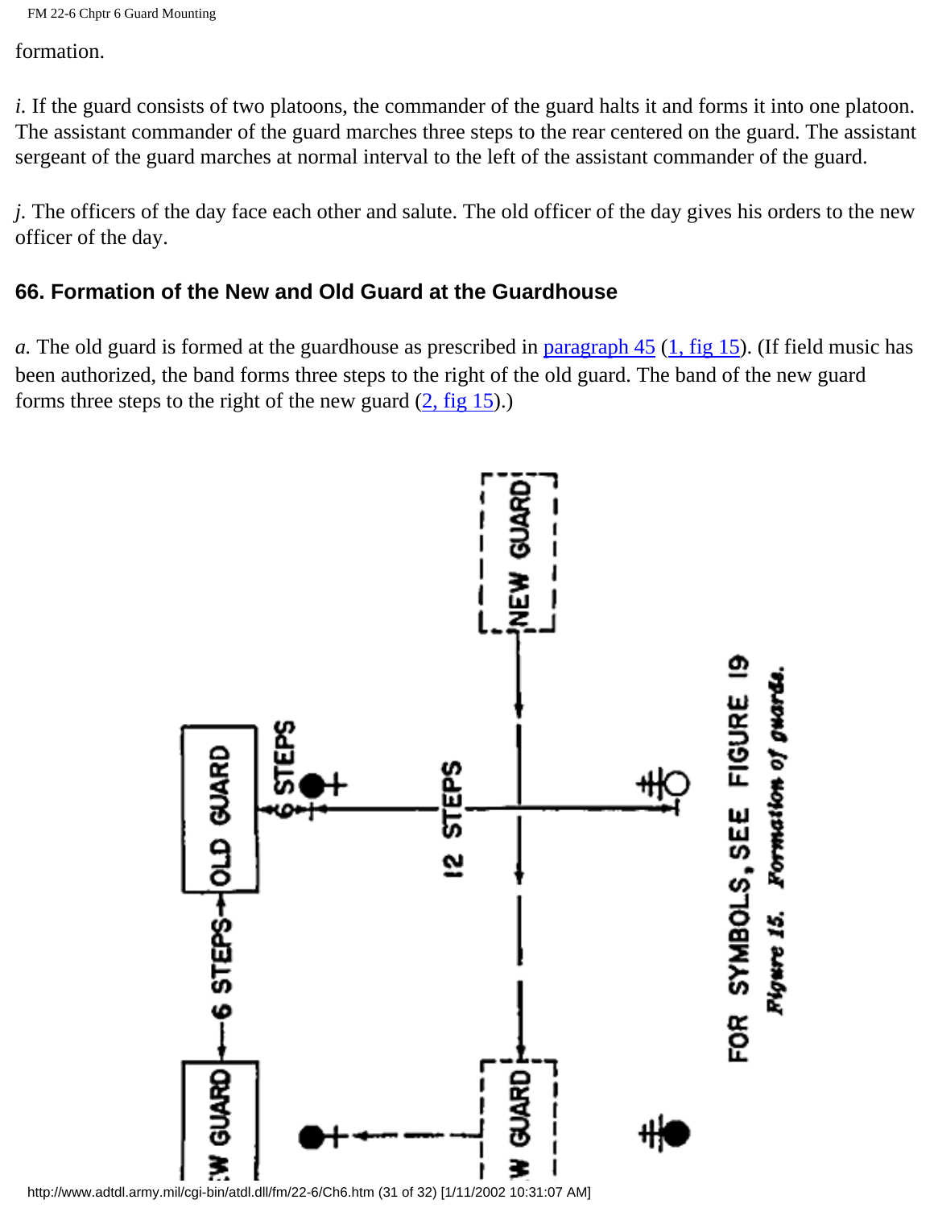formation.

*i.* If the guard consists of two platoons, the commander of the guard halts it and forms it into one platoon. The assistant commander of the guard marches three steps to the rear centered on the guard. The assistant sergeant of the guard marches at normal interval to the left of the assistant commander of the guard.

*j.* The officers of the day face each other and salute. The old officer of the day gives his orders to the new officer of the day.

## 66. Formation of the New and Old Guard at the Guardhouse

*a.* The old guard is formed at the guardhouse as prescribed in paragraph 45 (1, fig 15). (If field music has been authorized, the band forms three steps to the right of the old guard. The band of the new guard forms three steps to the right of the new guard (2, fig 15).)

FOR SYMBOLS, SEE FIGURE 19

*Figure 15. Formation of guards.*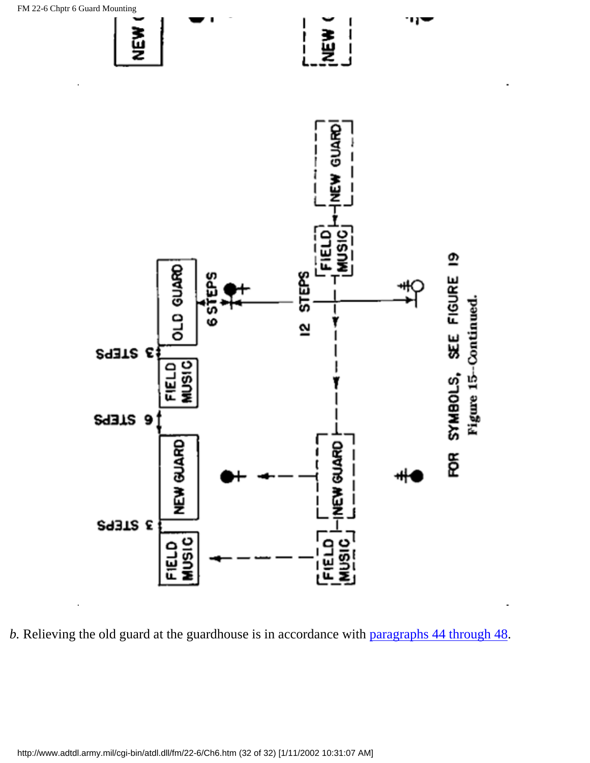FIELD MUSIC | NEW GUARD | FIELD MUSIC | OLD GUARD

3 STEPS | 6 STEPS | 3 STEPS | 6 STEPS | 12 STEPS

FOR SYMBOLS, SEE FIGURE 19

Figure 15--Continued.

*b.* Relieving the old guard at the guardhouse is in accordance with paragraphs 44 through 48.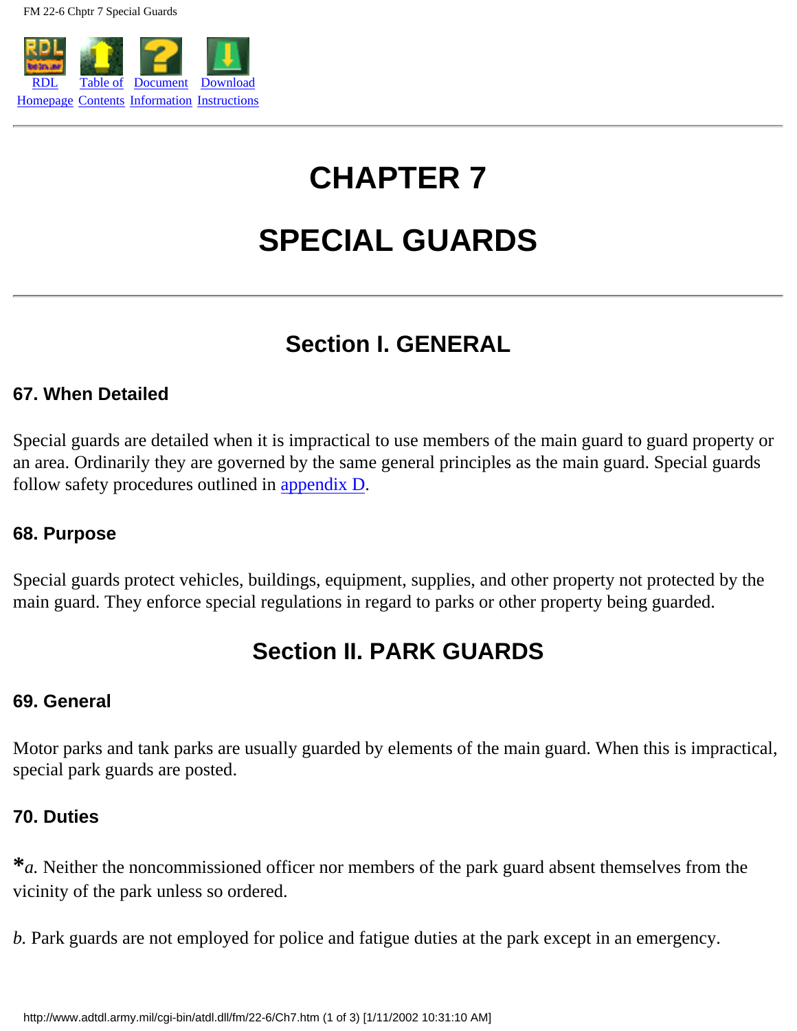# CHAPTER 7

# SPECIAL GUARDS

## Section I. GENERAL

### 67. When Detailed

Special guards are detailed when it is impractical to use members of the main guard to guard property or an area. Ordinarily they are governed by the same general principles as the main guard. Special guards follow safety procedures outlined in appendix D.

### 68. Purpose

Special guards protect vehicles, buildings, equipment, supplies, and other property not protected by the main guard. They enforce special regulations in regard to parks or other property being guarded.

## Section II. PARK GUARDS

### 69. General

Motor parks and tank parks are usually guarded by elements of the main guard. When this is impractical, special park guards are posted.

### 70. Duties

**\***_a._ Neither the noncommissioned officer nor members of the park guard absent themselves from the vicinity of the park unless so ordered.

_b._ Park guards are not employed for police and fatigue duties at the park except in an emergency.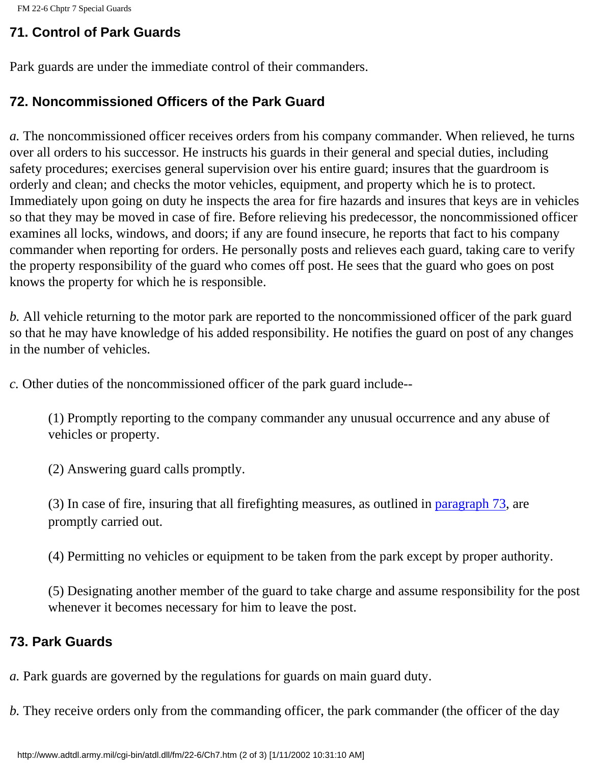## 71. Control of Park Guards

Park guards are under the immediate control of their commanders.

## 72. Noncommissioned Officers of the Park Guard

*a.* The noncommissioned officer receives orders from his company commander. When relieved, he turns over all orders to his successor. He instructs his guards in their general and special duties, including safety procedures; exercises general supervision over his entire guard; insures that the guardroom is orderly and clean; and checks the motor vehicles, equipment, and property which he is to protect. Immediately upon going on duty he inspects the area for fire hazards and insures that keys are in vehicles so that they may be moved in case of fire. Before relieving his predecessor, the noncommissioned officer examines all locks, windows, and doors; if any are found insecure, he reports that fact to his company commander when reporting for orders. He personally posts and relieves each guard, taking care to verify the property responsibility of the guard who comes off post. He sees that the guard who goes on post knows the property for which he is responsible.

*b.* All vehicle returning to the motor park are reported to the noncommissioned officer of the park guard so that he may have knowledge of his added responsibility. He notifies the guard on post of any changes in the number of vehicles.

*c.* Other duties of the noncommissioned officer of the park guard include--

> (1) Promptly reporting to the company commander any unusual occurrence and any abuse of vehicles or property.
>
> (2) Answering guard calls promptly.
>
> (3) In case of fire, insuring that all firefighting measures, as outlined in paragraph 73, are promptly carried out.
>
> (4) Permitting no vehicles or equipment to be taken from the park except by proper authority.
>
> (5) Designating another member of the guard to take charge and assume responsibility for the post whenever it becomes necessary for him to leave the post.

## 73. Park Guards

*a.* Park guards are governed by the regulations for guards on main guard duty.

*b.* They receive orders only from the commanding officer, the park commander (the officer of the day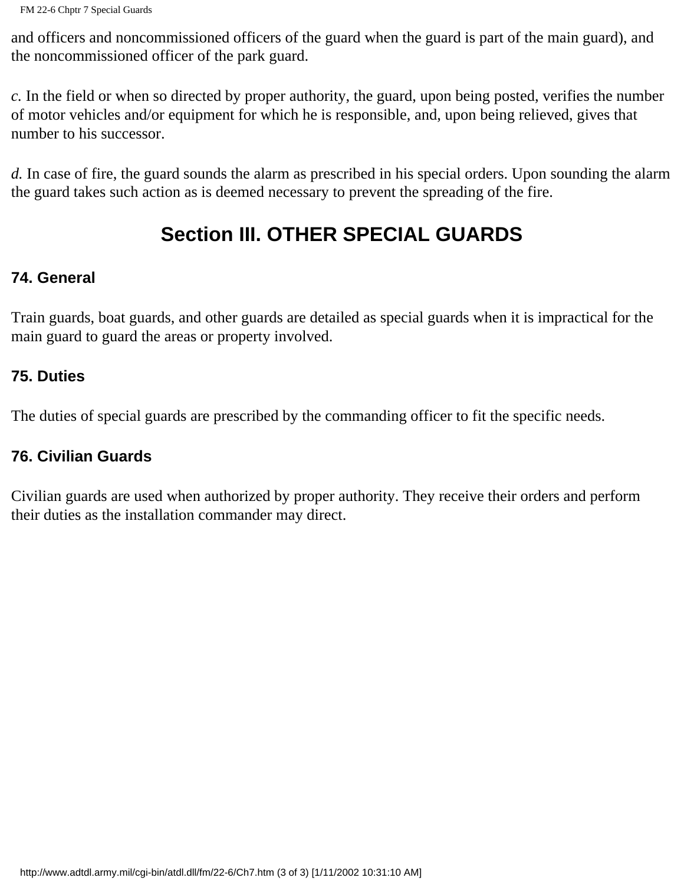and officers and noncommissioned officers of the guard when the guard is part of the main guard), and the noncommissioned officer of the park guard.

*c.* In the field or when so directed by proper authority, the guard, upon being posted, verifies the number of motor vehicles and/or equipment for which he is responsible, and, upon being relieved, gives that number to his successor.

*d.* In case of fire, the guard sounds the alarm as prescribed in his special orders. Upon sounding the alarm the guard takes such action as is deemed necessary to prevent the spreading of the fire.

## Section III. OTHER SPECIAL GUARDS

### 74. General

Train guards, boat guards, and other guards are detailed as special guards when it is impractical for the main guard to guard the areas or property involved.

### 75. Duties

The duties of special guards are prescribed by the commanding officer to fit the specific needs.

### 76. Civilian Guards

Civilian guards are used when authorized by proper authority. They receive their orders and perform their duties as the installation commander may direct.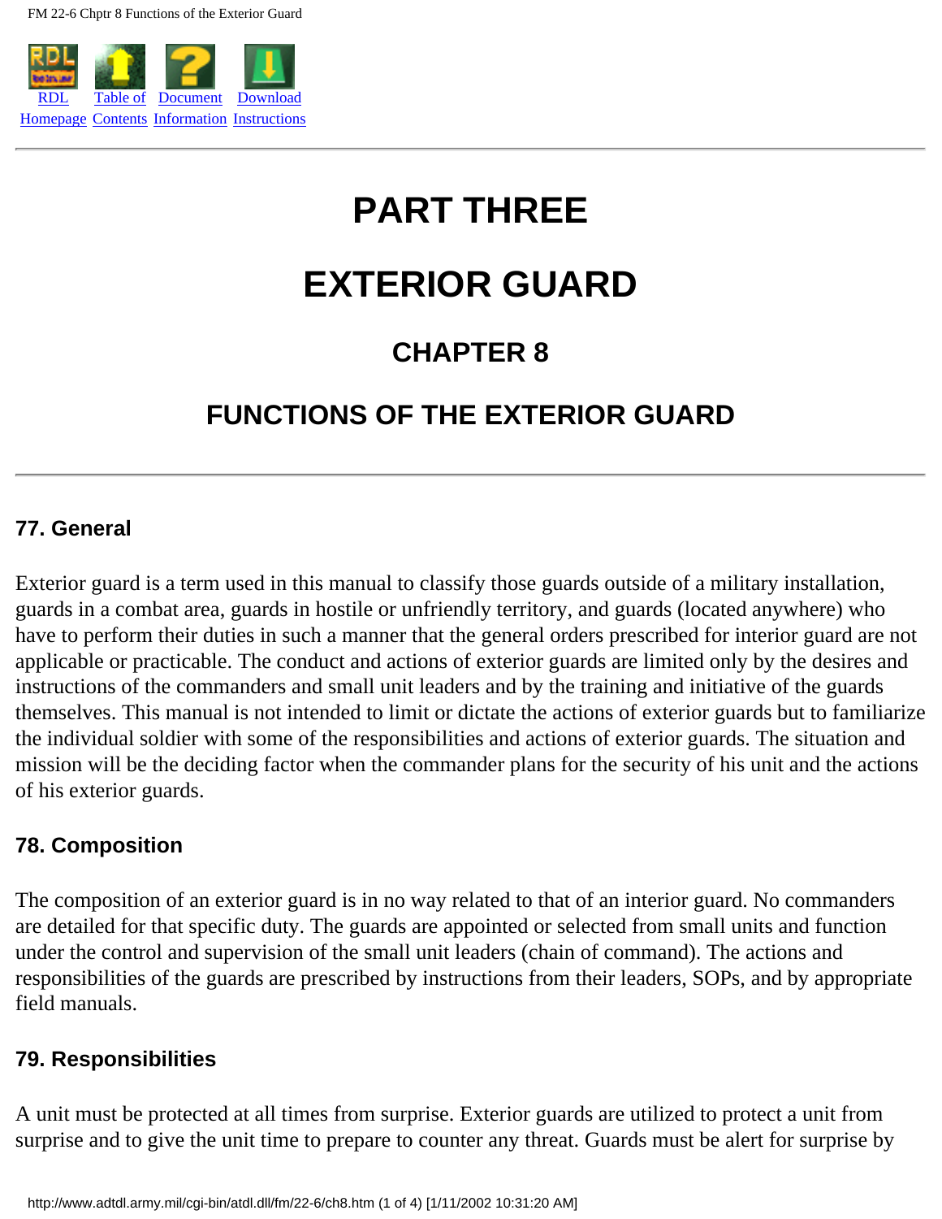# PART THREE

# EXTERIOR GUARD

## CHAPTER 8

## FUNCTIONS OF THE EXTERIOR GUARD

### 77. General

Exterior guard is a term used in this manual to classify those guards outside of a military installation, guards in a combat area, guards in hostile or unfriendly territory, and guards (located anywhere) who have to perform their duties in such a manner that the general orders prescribed for interior guard are not applicable or practicable. The conduct and actions of exterior guards are limited only by the desires and instructions of the commanders and small unit leaders and by the training and initiative of the guards themselves. This manual is not intended to limit or dictate the actions of exterior guards but to familiarize the individual soldier with some of the responsibilities and actions of exterior guards. The situation and mission will be the deciding factor when the commander plans for the security of his unit and the actions of his exterior guards.

### 78. Composition

The composition of an exterior guard is in no way related to that of an interior guard. No commanders are detailed for that specific duty. The guards are appointed or selected from small units and function under the control and supervision of the small unit leaders (chain of command). The actions and responsibilities of the guards are prescribed by instructions from their leaders, SOPs, and by appropriate field manuals.

### 79. Responsibilities

A unit must be protected at all times from surprise. Exterior guards are utilized to protect a unit from surprise and to give the unit time to prepare to counter any threat. Guards must be alert for surprise by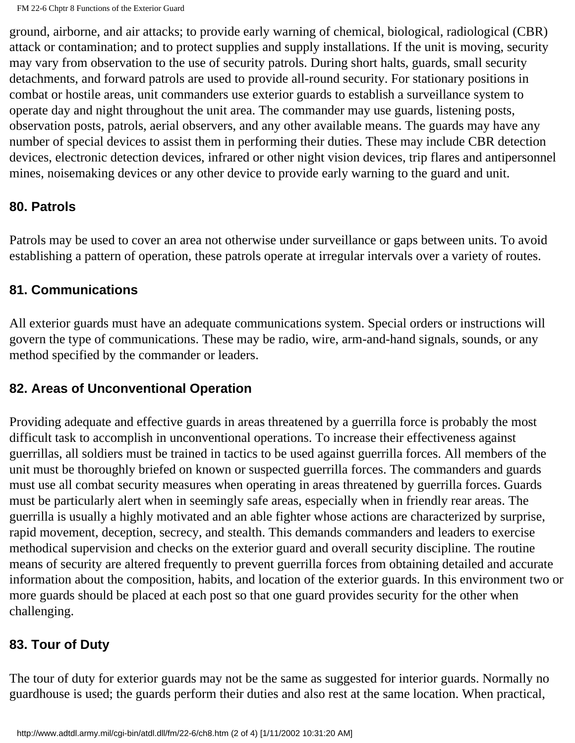ground, airborne, and air attacks; to provide early warning of chemical, biological, radiological (CBR) attack or contamination; and to protect supplies and supply installations. If the unit is moving, security may vary from observation to the use of security patrols. During short halts, guards, small security detachments, and forward patrols are used to provide all-round security. For stationary positions in combat or hostile areas, unit commanders use exterior guards to establish a surveillance system to operate day and night throughout the unit area. The commander may use guards, listening posts, observation posts, patrols, aerial observers, and any other available means. The guards may have any number of special devices to assist them in performing their duties. These may include CBR detection devices, electronic detection devices, infrared or other night vision devices, trip flares and antipersonnel mines, noisemaking devices or any other device to provide early warning to the guard and unit.

### 80. Patrols

Patrols may be used to cover an area not otherwise under surveillance or gaps between units. To avoid establishing a pattern of operation, these patrols operate at irregular intervals over a variety of routes.

### 81. Communications

All exterior guards must have an adequate communications system. Special orders or instructions will govern the type of communications. These may be radio, wire, arm-and-hand signals, sounds, or any method specified by the commander or leaders.

### 82. Areas of Unconventional Operation

Providing adequate and effective guards in areas threatened by a guerrilla force is probably the most difficult task to accomplish in unconventional operations. To increase their effectiveness against guerrillas, all soldiers must be trained in tactics to be used against guerrilla forces. All members of the unit must be thoroughly briefed on known or suspected guerrilla forces. The commanders and guards must use all combat security measures when operating in areas threatened by guerrilla forces. Guards must be particularly alert when in seemingly safe areas, especially when in friendly rear areas. The guerrilla is usually a highly motivated and an able fighter whose actions are characterized by surprise, rapid movement, deception, secrecy, and stealth. This demands commanders and leaders to exercise methodical supervision and checks on the exterior guard and overall security discipline. The routine means of security are altered frequently to prevent guerrilla forces from obtaining detailed and accurate information about the composition, habits, and location of the exterior guards. In this environment two or more guards should be placed at each post so that one guard provides security for the other when challenging.

### 83. Tour of Duty

The tour of duty for exterior guards may not be the same as suggested for interior guards. Normally no guardhouse is used; the guards perform their duties and also rest at the same location. When practical,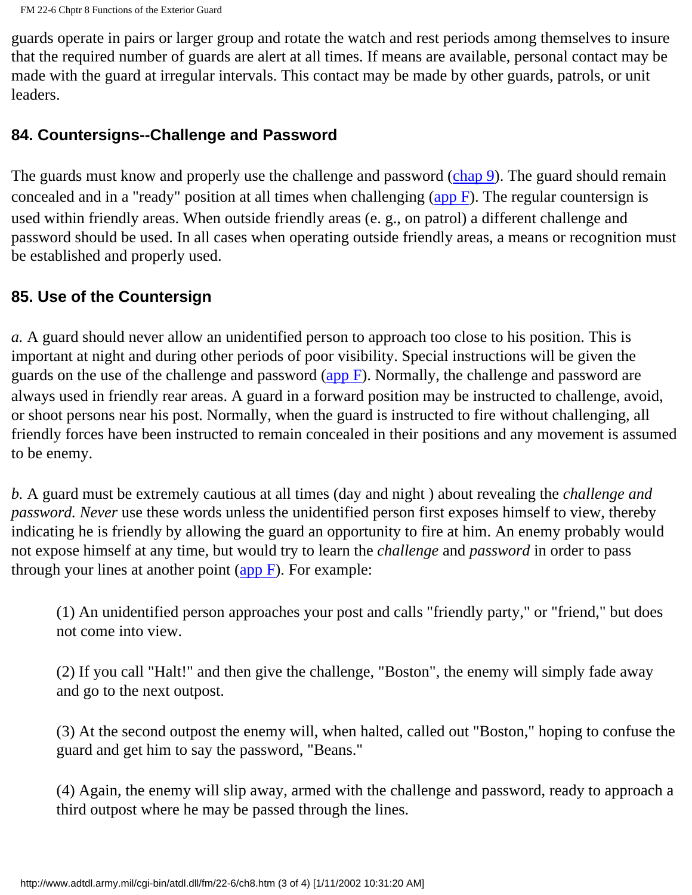guards operate in pairs or larger group and rotate the watch and rest periods among themselves to insure that the required number of guards are alert at all times. If means are available, personal contact may be made with the guard at irregular intervals. This contact may be made by other guards, patrols, or unit leaders.

### 84. Countersigns--Challenge and Password

The guards must know and properly use the challenge and password (chap 9). The guard should remain concealed and in a "ready" position at all times when challenging (app F). The regular countersign is used within friendly areas. When outside friendly areas (e. g., on patrol) a different challenge and password should be used. In all cases when operating outside friendly areas, a means or recognition must be established and properly used.

### 85. Use of the Countersign

*a.* A guard should never allow an unidentified person to approach too close to his position. This is important at night and during other periods of poor visibility. Special instructions will be given the guards on the use of the challenge and password (app F). Normally, the challenge and password are always used in friendly rear areas. A guard in a forward position may be instructed to challenge, avoid, or shoot persons near his post. Normally, when the guard is instructed to fire without challenging, all friendly forces have been instructed to remain concealed in their positions and any movement is assumed to be enemy.

*b.* A guard must be extremely cautious at all times (day and night ) about revealing the *challenge and password. Never* use these words unless the unidentified person first exposes himself to view, thereby indicating he is friendly by allowing the guard an opportunity to fire at him. An enemy probably would not expose himself at any time, but would try to learn the *challenge* and *password* in order to pass through your lines at another point (app F). For example:

(1) An unidentified person approaches your post and calls "friendly party," or "friend," but does not come into view.

(2) If you call "Halt!" and then give the challenge, "Boston", the enemy will simply fade away and go to the next outpost.

(3) At the second outpost the enemy will, when halted, called out "Boston," hoping to confuse the guard and get him to say the password, "Beans."

(4) Again, the enemy will slip away, armed with the challenge and password, ready to approach a third outpost where he may be passed through the lines.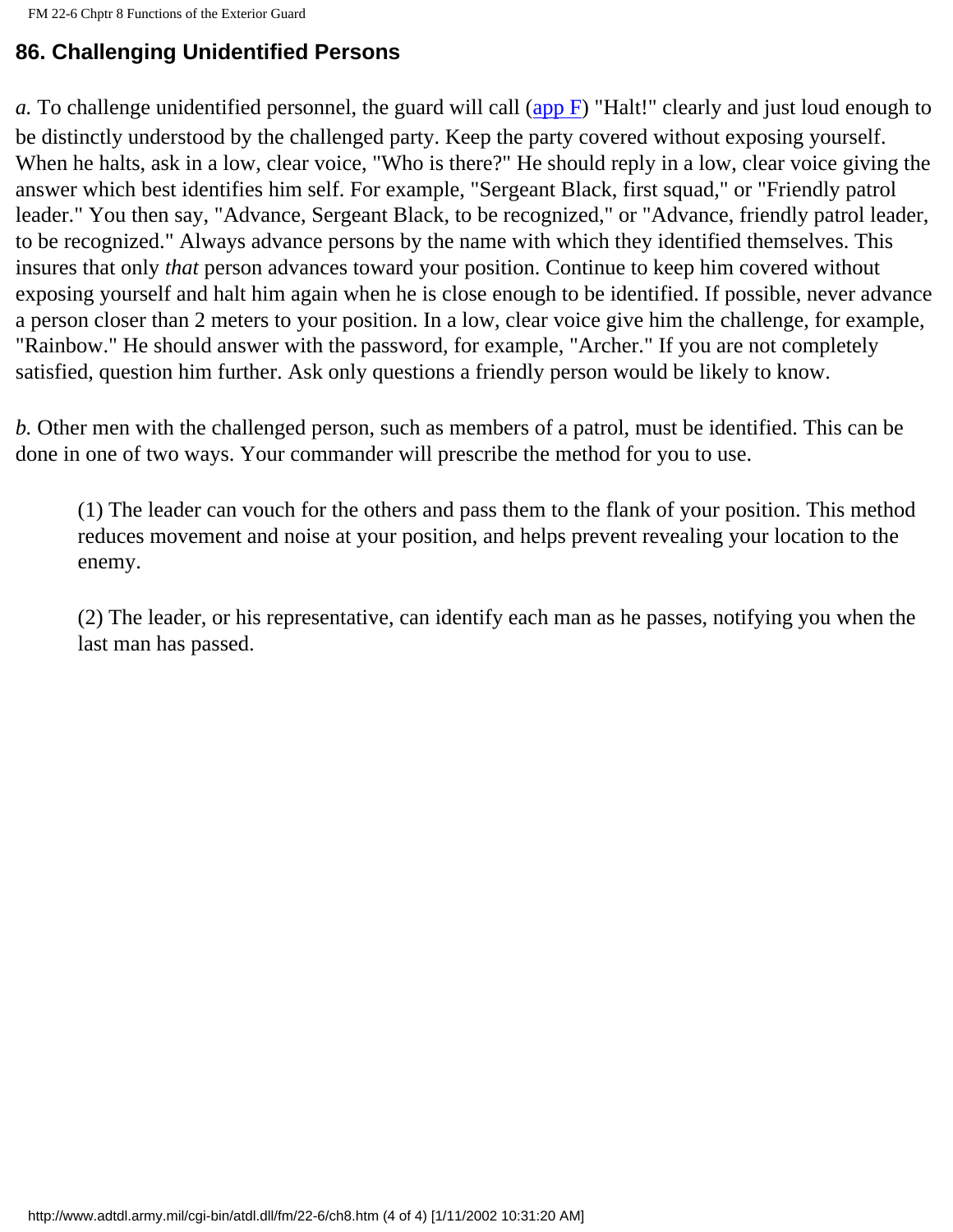## 86. Challenging Unidentified Persons

*a.* To challenge unidentified personnel, the guard will call (app F) "Halt!" clearly and just loud enough to be distinctly understood by the challenged party. Keep the party covered without exposing yourself. When he halts, ask in a low, clear voice, "Who is there?" He should reply in a low, clear voice giving the answer which best identifies him self. For example, "Sergeant Black, first squad," or "Friendly patrol leader." You then say, "Advance, Sergeant Black, to be recognized," or "Advance, friendly patrol leader, to be recognized." Always advance persons by the name with which they identified themselves. This insures that only *that* person advances toward your position. Continue to keep him covered without exposing yourself and halt him again when he is close enough to be identified. If possible, never advance a person closer than 2 meters to your position. In a low, clear voice give him the challenge, for example, "Rainbow." He should answer with the password, for example, "Archer." If you are not completely satisfied, question him further. Ask only questions a friendly person would be likely to know.

*b.* Other men with the challenged person, such as members of a patrol, must be identified. This can be done in one of two ways. Your commander will prescribe the method for you to use.

(1) The leader can vouch for the others and pass them to the flank of your position. This method reduces movement and noise at your position, and helps prevent revealing your location to the enemy.

(2) The leader, or his representative, can identify each man as he passes, notifying you when the last man has passed.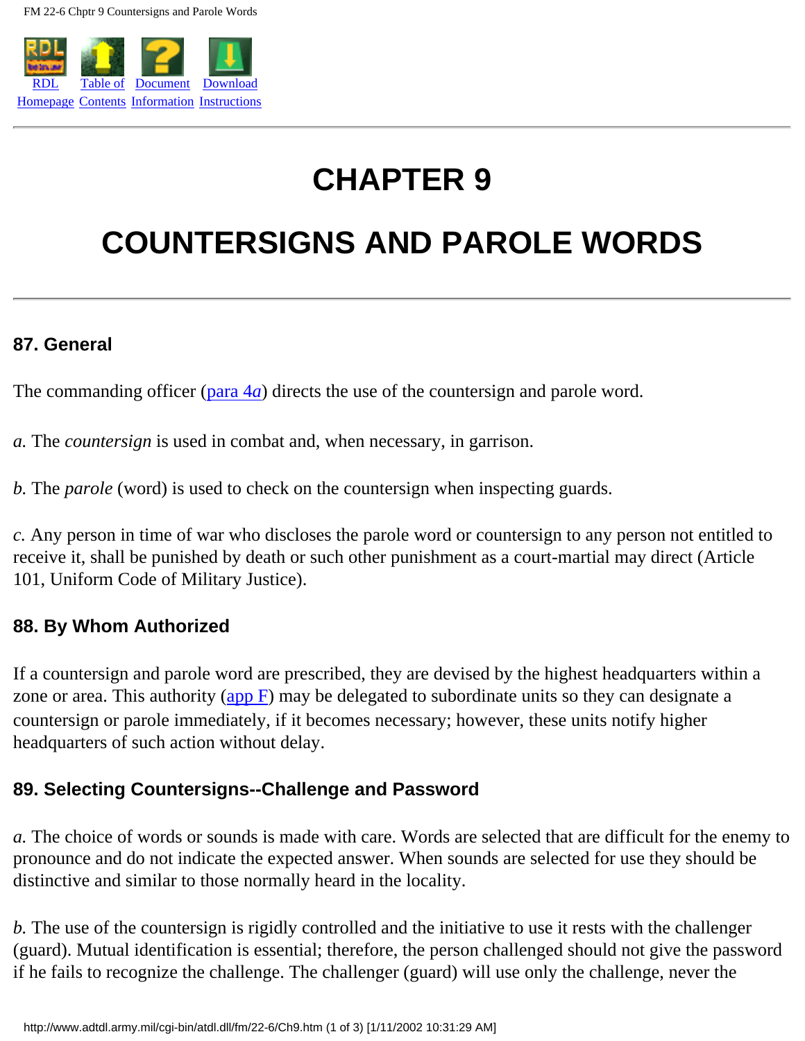# CHAPTER 9

# COUNTERSIGNS AND PAROLE WORDS

### 87. General

The commanding officer (para 4*a*) directs the use of the countersign and parole word.

*a.* The *countersign* is used in combat and, when necessary, in garrison.

*b.* The *parole* (word) is used to check on the countersign when inspecting guards.

*c.* Any person in time of war who discloses the parole word or countersign to any person not entitled to receive it, shall be punished by death or such other punishment as a court-martial may direct (Article 101, Uniform Code of Military Justice).

### 88. By Whom Authorized

If a countersign and parole word are prescribed, they are devised by the highest headquarters within a zone or area. This authority (app F) may be delegated to subordinate units so they can designate a countersign or parole immediately, if it becomes necessary; however, these units notify higher headquarters of such action without delay.

### 89. Selecting Countersigns--Challenge and Password

*a.* The choice of words or sounds is made with care. Words are selected that are difficult for the enemy to pronounce and do not indicate the expected answer. When sounds are selected for use they should be distinctive and similar to those normally heard in the locality.

*b.* The use of the countersign is rigidly controlled and the initiative to use it rests with the challenger (guard). Mutual identification is essential; therefore, the person challenged should not give the password if he fails to recognize the challenge. The challenger (guard) will use only the challenge, never the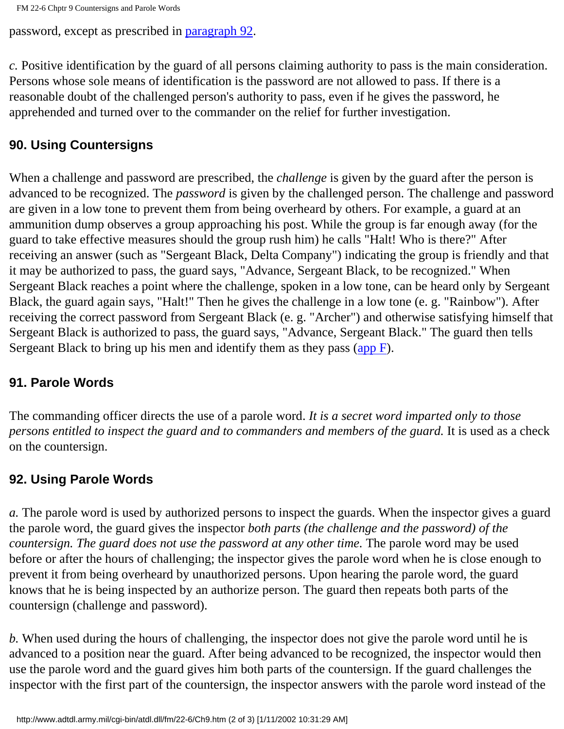password, except as prescribed in paragraph 92.

*c.* Positive identification by the guard of all persons claiming authority to pass is the main consideration. Persons whose sole means of identification is the password are not allowed to pass. If there is a reasonable doubt of the challenged person's authority to pass, even if he gives the password, he apprehended and turned over to the commander on the relief for further investigation.

## 90. Using Countersigns

When a challenge and password are prescribed, the *challenge* is given by the guard after the person is advanced to be recognized. The *password* is given by the challenged person. The challenge and password are given in a low tone to prevent them from being overheard by others. For example, a guard at an ammunition dump observes a group approaching his post. While the group is far enough away (for the guard to take effective measures should the group rush him) he calls "Halt! Who is there?" After receiving an answer (such as "Sergeant Black, Delta Company") indicating the group is friendly and that it may be authorized to pass, the guard says, "Advance, Sergeant Black, to be recognized." When Sergeant Black reaches a point where the challenge, spoken in a low tone, can be heard only by Sergeant Black, the guard again says, "Halt!" Then he gives the challenge in a low tone (e. g. "Rainbow"). After receiving the correct password from Sergeant Black (e. g. "Archer") and otherwise satisfying himself that Sergeant Black is authorized to pass, the guard says, "Advance, Sergeant Black." The guard then tells Sergeant Black to bring up his men and identify them as they pass (app F).

## 91. Parole Words

The commanding officer directs the use of a parole word. *It is a secret word imparted only to those persons entitled to inspect the guard and to commanders and members of the guard.* It is used as a check on the countersign.

## 92. Using Parole Words

*a.* The parole word is used by authorized persons to inspect the guards. When the inspector gives a guard the parole word, the guard gives the inspector *both parts (the challenge and the password) of the countersign. The guard does not use the password at any other time.* The parole word may be used before or after the hours of challenging; the inspector gives the parole word when he is close enough to prevent it from being overheard by unauthorized persons. Upon hearing the parole word, the guard knows that he is being inspected by an authorize person. The guard then repeats both parts of the countersign (challenge and password).

*b.* When used during the hours of challenging, the inspector does not give the parole word until he is advanced to a position near the guard. After being advanced to be recognized, the inspector would then use the parole word and the guard gives him both parts of the countersign. If the guard challenges the inspector with the first part of the countersign, the inspector answers with the parole word instead of the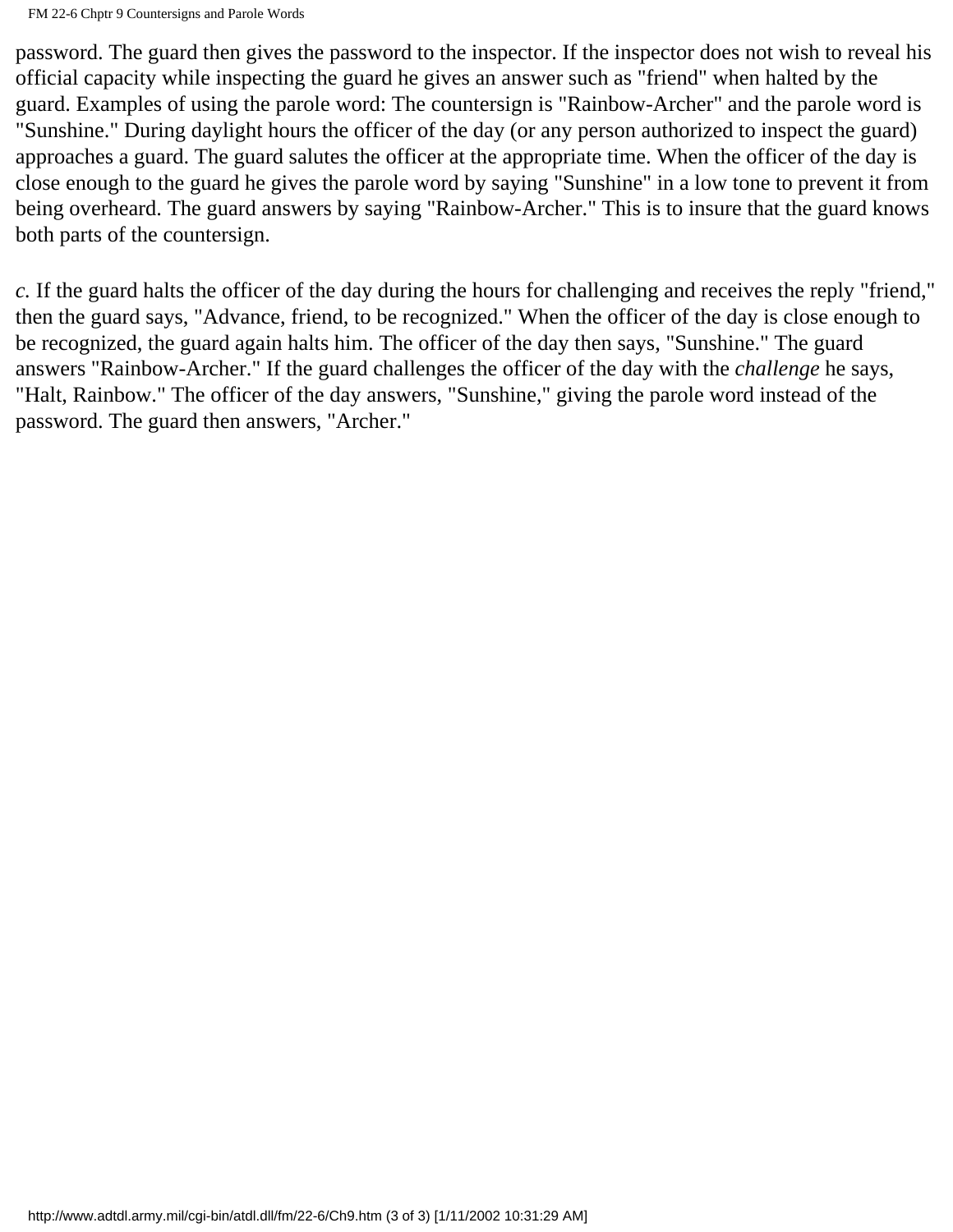password. The guard then gives the password to the inspector. If the inspector does not wish to reveal his official capacity while inspecting the guard he gives an answer such as "friend" when halted by the guard. Examples of using the parole word: The countersign is "Rainbow-Archer" and the parole word is "Sunshine." During daylight hours the officer of the day (or any person authorized to inspect the guard) approaches a guard. The guard salutes the officer at the appropriate time. When the officer of the day is close enough to the guard he gives the parole word by saying "Sunshine" in a low tone to prevent it from being overheard. The guard answers by saying "Rainbow-Archer." This is to insure that the guard knows both parts of the countersign.

*c.* If the guard halts the officer of the day during the hours for challenging and receives the reply "friend," then the guard says, "Advance, friend, to be recognized." When the officer of the day is close enough to be recognized, the guard again halts him. The officer of the day then says, "Sunshine." The guard answers "Rainbow-Archer." If the guard challenges the officer of the day with the *challenge* he says, "Halt, Rainbow." The officer of the day answers, "Sunshine," giving the parole word instead of the password. The guard then answers, "Archer."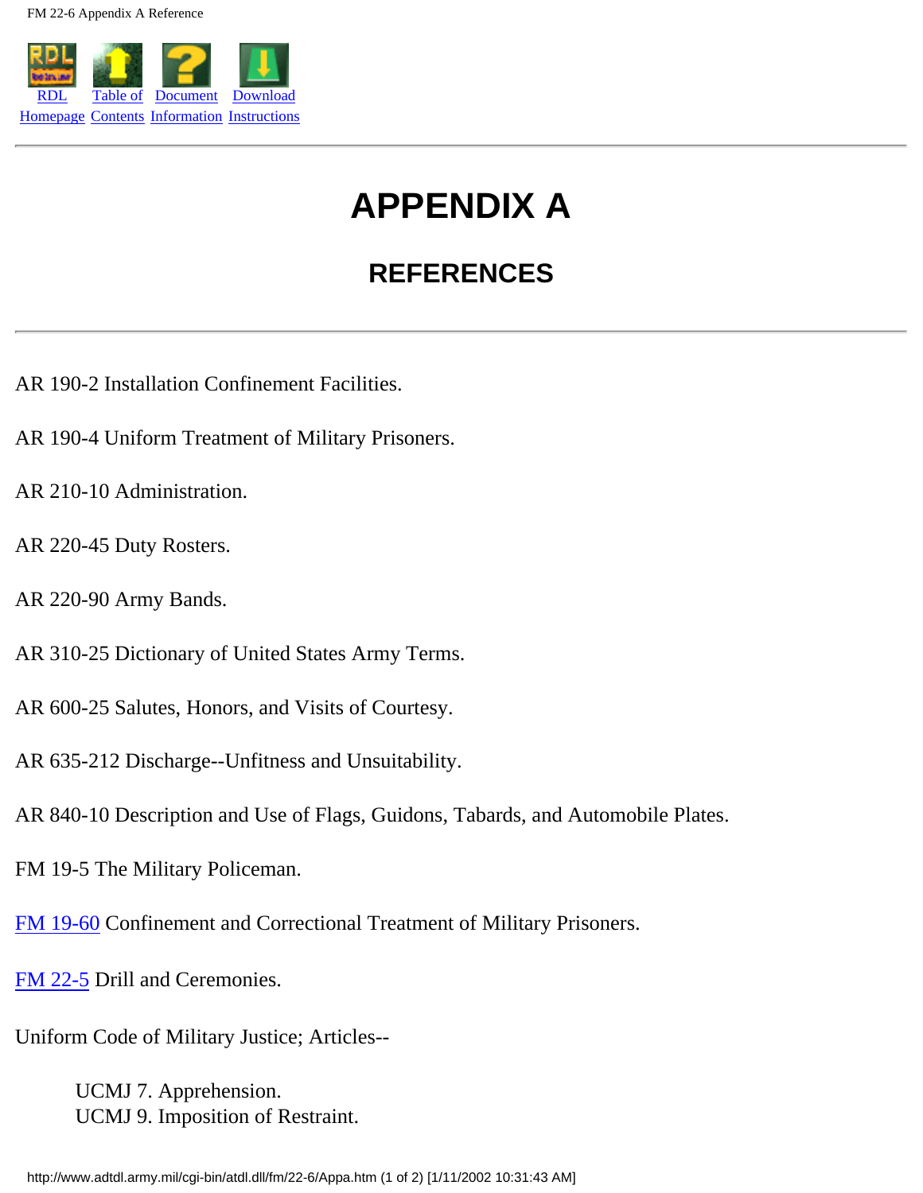# APPENDIX A

## REFERENCES

AR 190-2 Installation Confinement Facilities.

AR 190-4 Uniform Treatment of Military Prisoners.

AR 210-10 Administration.

AR 220-45 Duty Rosters.

AR 220-90 Army Bands.

AR 310-25 Dictionary of United States Army Terms.

AR 600-25 Salutes, Honors, and Visits of Courtesy.

AR 635-212 Discharge--Unfitness and Unsuitability.

AR 840-10 Description and Use of Flags, Guidons, Tabards, and Automobile Plates.

FM 19-5 The Military Policeman.

FM 19-60 Confinement and Correctional Treatment of Military Prisoners.

FM 22-5 Drill and Ceremonies.

Uniform Code of Military Justice; Articles--

> UCMJ 7. Apprehension.
> UCMJ 9. Imposition of Restraint.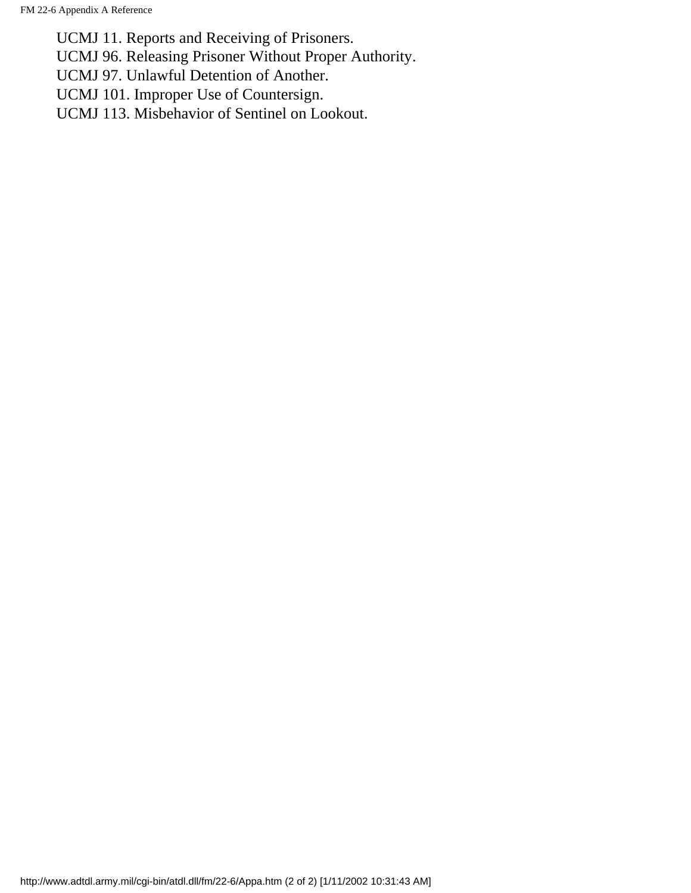UCMJ 11. Reports and Receiving of Prisoners.
UCMJ 96. Releasing Prisoner Without Proper Authority.
UCMJ 97. Unlawful Detention of Another.
UCMJ 101. Improper Use of Countersign.
UCMJ 113. Misbehavior of Sentinel on Lookout.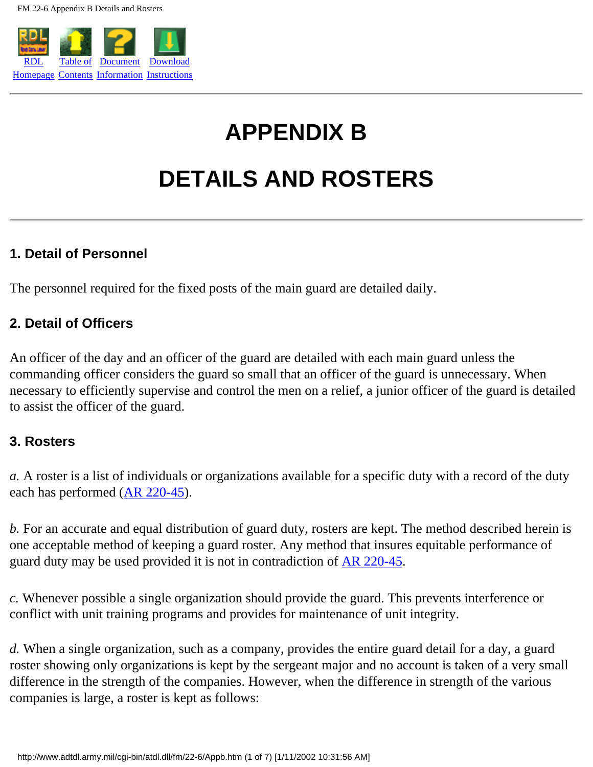# APPENDIX B

# DETAILS AND ROSTERS

### 1. Detail of Personnel

The personnel required for the fixed posts of the main guard are detailed daily.

### 2. Detail of Officers

An officer of the day and an officer of the guard are detailed with each main guard unless the commanding officer considers the guard so small that an officer of the guard is unnecessary. When necessary to efficiently supervise and control the men on a relief, a junior officer of the guard is detailed to assist the officer of the guard.

### 3. Rosters

*a.* A roster is a list of individuals or organizations available for a specific duty with a record of the duty each has performed (AR 220-45).

*b.* For an accurate and equal distribution of guard duty, rosters are kept. The method described herein is one acceptable method of keeping a guard roster. Any method that insures equitable performance of guard duty may be used provided it is not in contradiction of AR 220-45.

*c.* Whenever possible a single organization should provide the guard. This prevents interference or conflict with unit training programs and provides for maintenance of unit integrity.

*d.* When a single organization, such as a company, provides the entire guard detail for a day, a guard roster showing only organizations is kept by the sergeant major and no account is taken of a very small difference in the strength of the companies. However, when the difference in strength of the various companies is large, a roster is kept as follows: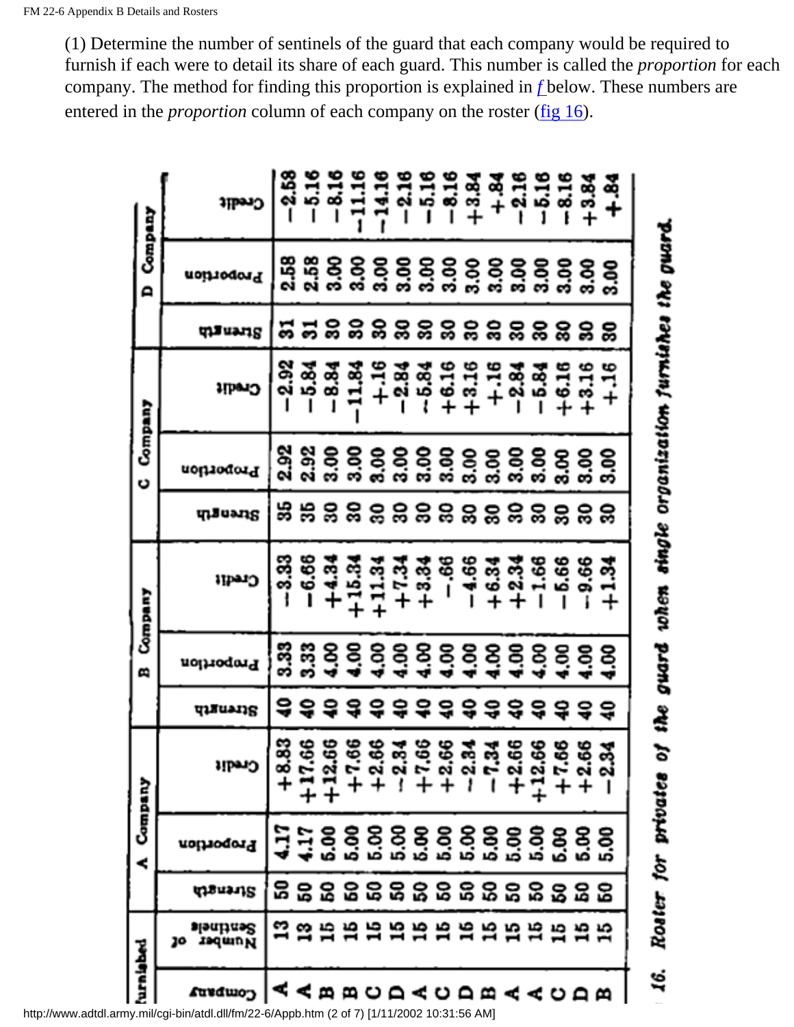(1) Determine the number of sentinels of the guard that each company would be required to furnish if each were to detail its share of each guard. This number is called the *proportion* for each company. The method for finding this proportion is explained in *f* below. These numbers are entered in the *proportion* column of each company on the roster (fig 16).

| Furnished | | A Company | | | B Company | | | C Company | | | D Company | | |
|---|---|---|---|---|---|---|---|---|---|---|---|---|---|
| Company | Number of Sentinels | Strength | Proportion | Credit | Strength | Proportion | Credit | Strength | Proportion | Credit | Strength | Proportion | Credit |
| A | 13 | 50 | 4.17 | +8.83 | 40 | 3.33 | −3.33 | 35 | 2.92 | −2.92 | 31 | 2.58 | −2.58 |
| A | 13 | 50 | 4.17 | +17.66 | 40 | 3.33 | −6.66 | 35 | 2.92 | −5.84 | 31 | 2.58 | −5.16 |
| B | 15 | 50 | 5.00 | +12.66 | 40 | 4.00 | +4.34 | 30 | 3.00 | −8.84 | 30 | 3.00 | −8.16 |
| B | 15 | 50 | 5.00 | +7.66 | 40 | 4.00 | +15.34 | 30 | 3.00 | −11.84 | 30 | 3.00 | −11.16 |
| C | 15 | 50 | 5.00 | +2.66 | 40 | 4.00 | +11.34 | 30 | 3.00 | +.16 | 30 | 3.00 | −14.16 |
| D | 15 | 50 | 5.00 | −2.34 | 40 | 4.00 | +7.34 | 30 | 3.00 | −2.84 | 30 | 3.00 | −2.16 |
| A | 15 | 50 | 5.00 | +7.66 | 40 | 4.00 | +3.34 | 30 | 3.00 | −5.84 | 30 | 3.00 | −5.16 |
| C | 15 | 50 | 5.00 | +2.66 | 40 | 4.00 | −.66 | 30 | 3.00 | +6.16 | 30 | 3.00 | −8.16 |
| D | 15 | 50 | 5.00 | −2.34 | 40 | 4.00 | −4.66 | 30 | 3.00 | +3.16 | 30 | 3.00 | +3.84 |
| B | 15 | 50 | 5.00 | −7.34 | 40 | 4.00 | +6.34 | 30 | 3.00 | +.16 | 30 | 3.00 | +.84 |
| A | 15 | 50 | 5.00 | +2.66 | 40 | 4.00 | +2.34 | 30 | 3.00 | −2.84 | 30 | 3.00 | −2.16 |
| A | 15 | 50 | 5.00 | +12.66 | 40 | 4.00 | −1.66 | 30 | 3.00 | −5.84 | 30 | 3.00 | −5.16 |
| C | 15 | 50 | 5.00 | +7.66 | 40 | 4.00 | −5.66 | 30 | 3.00 | +6.16 | 30 | 3.00 | −8.16 |
| D | 15 | 50 | 5.00 | +2.66 | 40 | 4.00 | −9.66 | 30 | 3.00 | +3.16 | 30 | 3.00 | +3.84 |
| B | 15 | 50 | 5.00 | −2.34 | 40 | 4.00 | +1.34 | 30 | 3.00 | +.16 | 30 | 3.00 | +.84 |

16. *Roster for privates of the guard when single organization furnishes the guard.*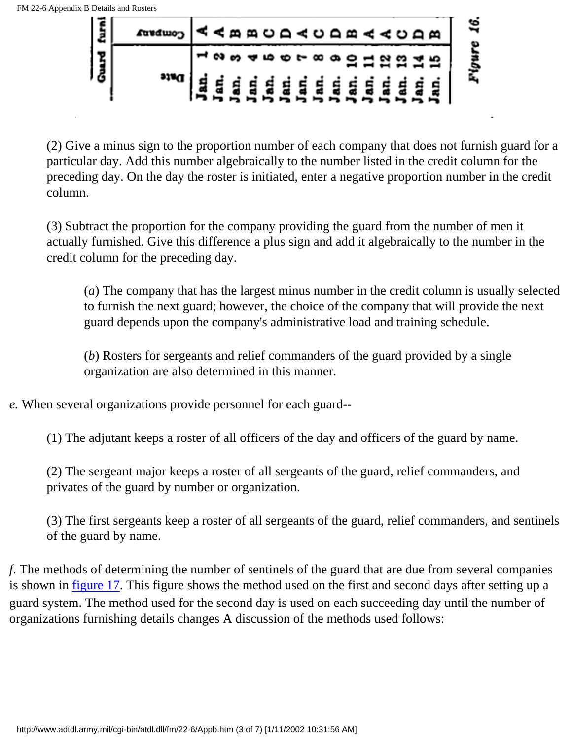| Date | Company |
| --- | --- |
| Jan. 1 | A |
| Jan. 2 | A |
| Jan. 3 | B |
| Jan. 4 | B |
| Jan. 5 | C |
| Jan. 6 | D |
| Jan. 7 | A |
| Jan. 8 | C |
| Jan. 9 | D |
| Jan. 10 | B |
| Jan. 11 | A |
| Jan. 12 | A |
| Jan. 13 | C |
| Jan. 14 | D |
| Jan. 15 | B |

Figure 16. Guard furnished

(2) Give a minus sign to the proportion number of each company that does not furnish guard for a particular day. Add this number algebraically to the number listed in the credit column for the preceding day. On the day the roster is initiated, enter a negative proportion number in the credit column.

(3) Subtract the proportion for the company providing the guard from the number of men it actually furnished. Give this difference a plus sign and add it algebraically to the number in the credit column for the preceding day.

(*a*) The company that has the largest minus number in the credit column is usually selected to furnish the next guard; however, the choice of the company that will provide the next guard depends upon the company's administrative load and training schedule.

(*b*) Rosters for sergeants and relief commanders of the guard provided by a single organization are also determined in this manner.

*e.* When several organizations provide personnel for each guard--

(1) The adjutant keeps a roster of all officers of the day and officers of the guard by name.

(2) The sergeant major keeps a roster of all sergeants of the guard, relief commanders, and privates of the guard by number or organization.

(3) The first sergeants keep a roster of all sergeants of the guard, relief commanders, and sentinels of the guard by name.

*f.* The methods of determining the number of sentinels of the guard that are due from several companies is shown in figure 17. This figure shows the method used on the first and second days after setting up a guard system. The method used for the second day is used on each succeeding day until the number of organizations furnishing details changes A discussion of the methods used follows: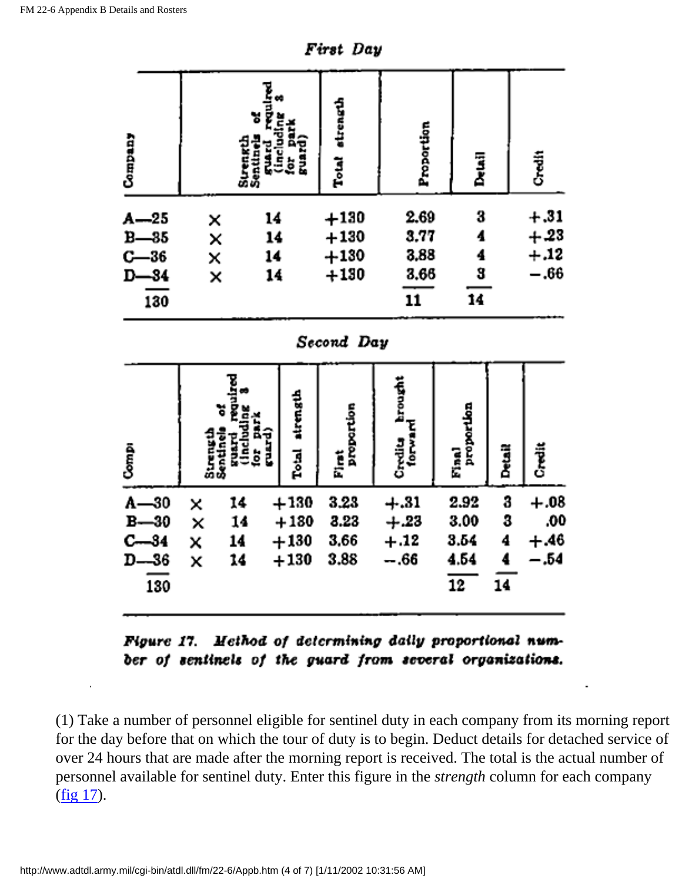*First Day*

| Company | | Strength Sentinels of guard required (including 8 for park guard) | Total strength | Proportion | Detail | Credit |
|---|---|---|---|---|---|---|
| A—25 | × | 14 | +130 | 2.69 | 3 | +.31 |
| B—35 | × | 14 | +130 | 3.77 | 4 | +.23 |
| C—36 | × | 14 | +130 | 3.88 | 4 | +.12 |
| D—34 | × | 14 | +130 | 3.66 | 3 | −.66 |
| 130 | | | | 11 | 14 | |

*Second Day*

| Compi | | Strength Sentinels of guard required (including 8 for park guard) | Total strength | First proportion | Credits brought forward | Final proportion | Detail | Credit |
|---|---|---|---|---|---|---|---|---|
| A—30 | × | 14 | +130 | 3.23 | +.31 | 2.92 | 3 | +.08 |
| B—30 | × | 14 | +130 | 3.23 | +.23 | 3.00 | 3 | .00 |
| C—34 | × | 14 | +130 | 3.66 | +.12 | 3.54 | 4 | +.46 |
| D—36 | × | 14 | +130 | 3.88 | −.66 | 4.54 | 4 | −.54 |
| 130 | | | | | | 12 | 14 | |

*Figure 17. Method of determining daily proportional number of sentinels of the guard from several organizations.*

(1) Take a number of personnel eligible for sentinel duty in each company from its morning report for the day before that on which the tour of duty is to begin. Deduct details for detached service of over 24 hours that are made after the morning report is received. The total is the actual number of personnel available for sentinel duty. Enter this figure in the *strength* column for each company (fig 17).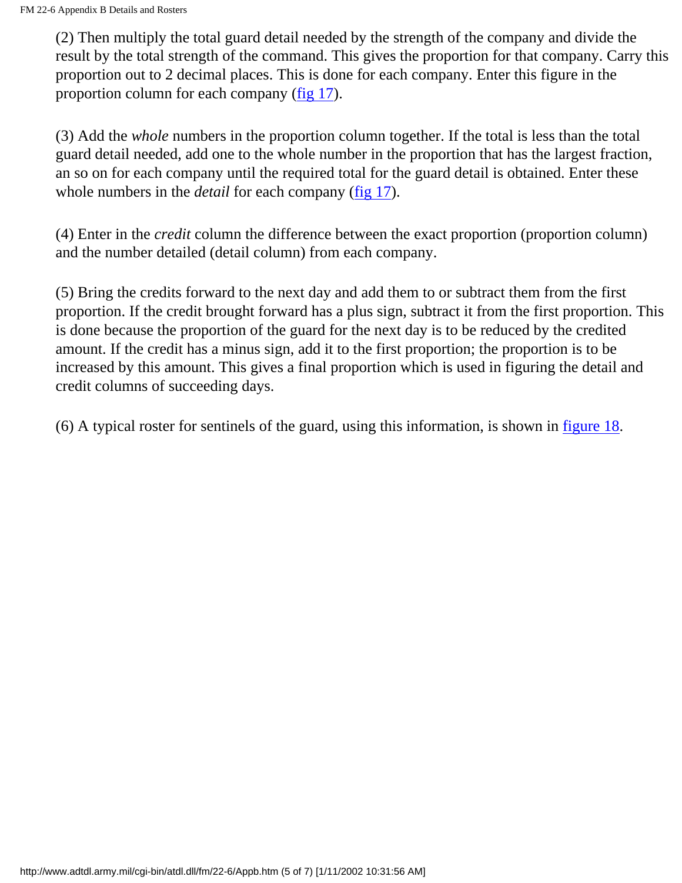(2) Then multiply the total guard detail needed by the strength of the company and divide the result by the total strength of the command. This gives the proportion for that company. Carry this proportion out to 2 decimal places. This is done for each company. Enter this figure in the proportion column for each company (fig 17).

(3) Add the *whole* numbers in the proportion column together. If the total is less than the total guard detail needed, add one to the whole number in the proportion that has the largest fraction, an so on for each company until the required total for the guard detail is obtained. Enter these whole numbers in the *detail* for each company (fig 17).

(4) Enter in the *credit* column the difference between the exact proportion (proportion column) and the number detailed (detail column) from each company.

(5) Bring the credits forward to the next day and add them to or subtract them from the first proportion. If the credit brought forward has a plus sign, subtract it from the first proportion. This is done because the proportion of the guard for the next day is to be reduced by the credited amount. If the credit has a minus sign, add it to the first proportion; the proportion is to be increased by this amount. This gives a final proportion which is used in figuring the detail and credit columns of succeeding days.

(6) A typical roster for sentinels of the guard, using this information, is shown in figure 18.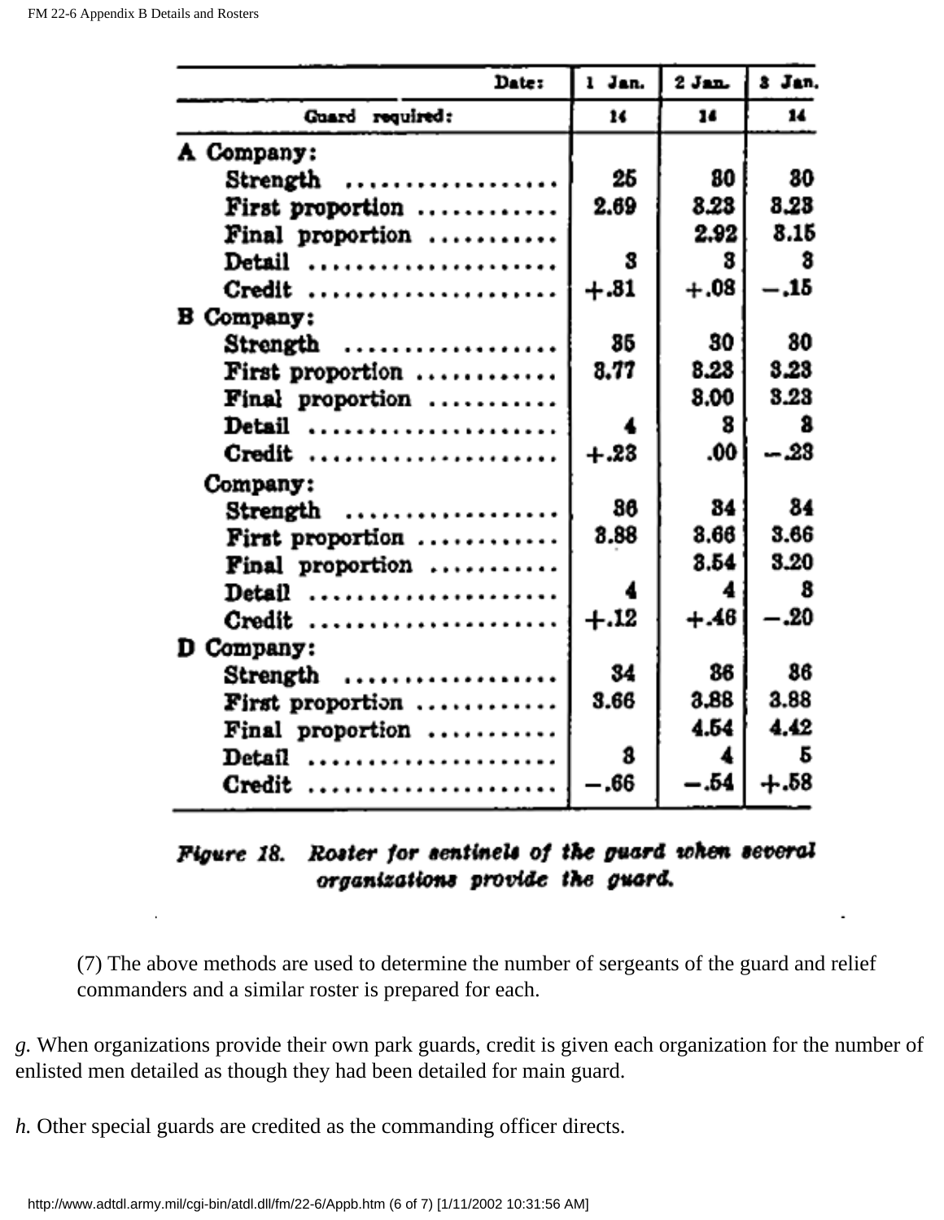| Date: | 1 Jan. | 2 Jan. | 3 Jan. |
|---|---|---|---|
| Guard required: | 14 | 14 | 14 |
| **A Company:** | | | |
| Strength | 25 | 30 | 30 |
| First proportion | 2.69 | 3.23 | 3.23 |
| Final proportion | | 2.92 | 3.15 |
| Detail | 3 | 3 | 3 |
| Credit | +.31 | +.08 | −.15 |
| **B Company:** | | | |
| Strength | 35 | 30 | 30 |
| First proportion | 3.77 | 3.23 | 3.23 |
| Final proportion | | 3.00 | 3.23 |
| Detail | 4 | 3 | 3 |
| Credit | +.23 | .00 | −.23 |
| **C Company:** | | | |
| Strength | 36 | 34 | 34 |
| First proportion | 3.88 | 3.66 | 3.66 |
| Final proportion | | 3.54 | 3.20 |
| Detail | 4 | 4 | 3 |
| Credit | +.12 | +.46 | −.20 |
| **D Company:** | | | |
| Strength | 34 | 36 | 36 |
| First proportion | 3.66 | 3.88 | 3.88 |
| Final proportion | | 4.54 | 4.42 |
| Detail | 3 | 4 | 5 |
| Credit | −.66 | −.54 | +.58 |

*Figure 18. Roster for sentinels of the guard when several organizations provide the guard.*

(7) The above methods are used to determine the number of sergeants of the guard and relief commanders and a similar roster is prepared for each.

*g.* When organizations provide their own park guards, credit is given each organization for the number of enlisted men detailed as though they had been detailed for main guard.

*h.* Other special guards are credited as the commanding officer directs.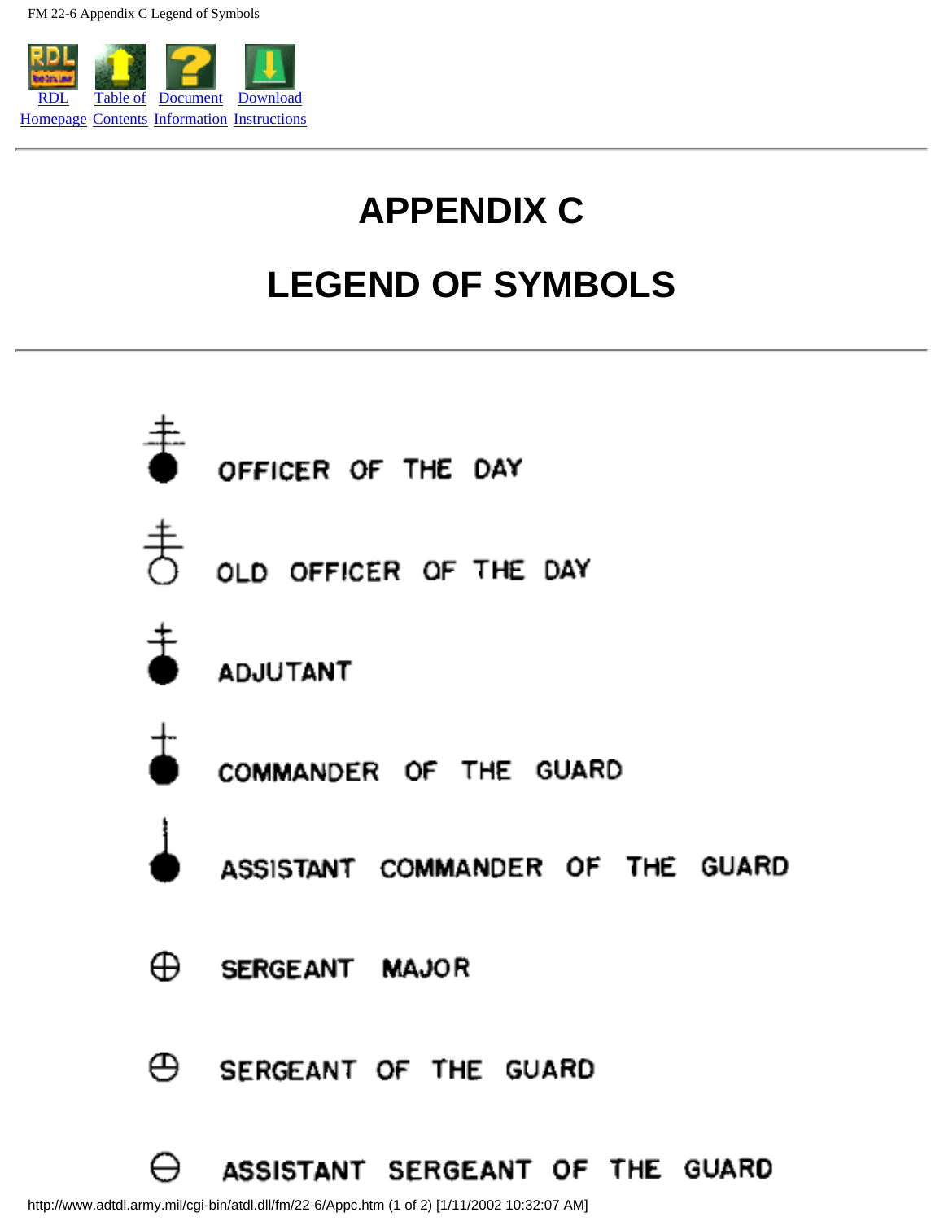# APPENDIX C

# LEGEND OF SYMBOLS

OFFICER OF THE DAY

OLD OFFICER OF THE DAY

ADJUTANT

COMMANDER OF THE GUARD

ASSISTANT COMMANDER OF THE GUARD

SERGEANT MAJOR

SERGEANT OF THE GUARD

ASSISTANT SERGEANT OF THE GUARD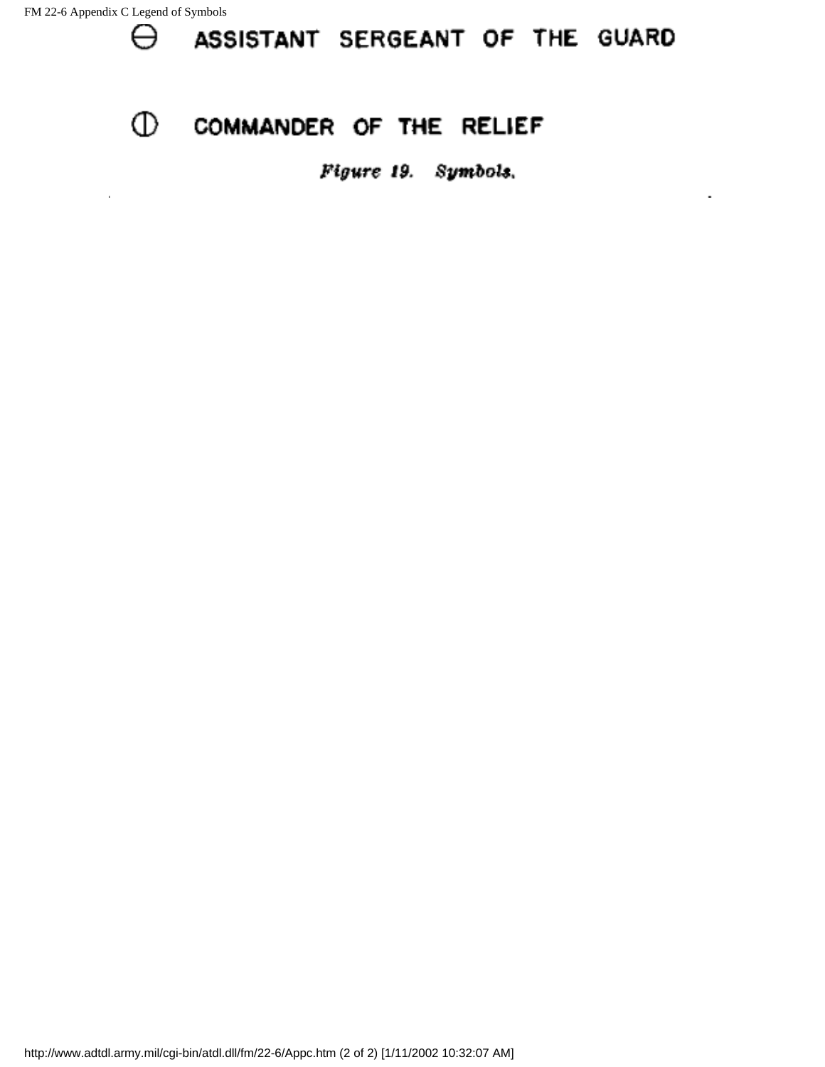⊖ ASSISTANT SERGEANT OF THE GUARD

⦶ COMMANDER OF THE RELIEF

*Figure 19. Symbols.*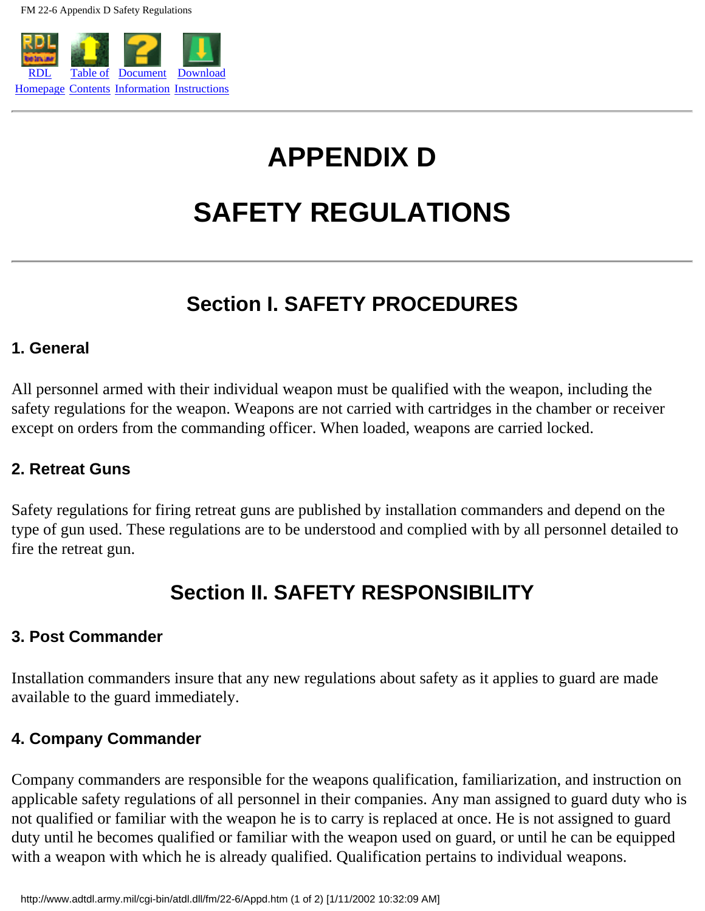# APPENDIX D

# SAFETY REGULATIONS

## Section I. SAFETY PROCEDURES

### 1. General

All personnel armed with their individual weapon must be qualified with the weapon, including the safety regulations for the weapon. Weapons are not carried with cartridges in the chamber or receiver except on orders from the commanding officer. When loaded, weapons are carried locked.

### 2. Retreat Guns

Safety regulations for firing retreat guns are published by installation commanders and depend on the type of gun used. These regulations are to be understood and complied with by all personnel detailed to fire the retreat gun.

## Section II. SAFETY RESPONSIBILITY

### 3. Post Commander

Installation commanders insure that any new regulations about safety as it applies to guard are made available to the guard immediately.

### 4. Company Commander

Company commanders are responsible for the weapons qualification, familiarization, and instruction on applicable safety regulations of all personnel in their companies. Any man assigned to guard duty who is not qualified or familiar with the weapon he is to carry is replaced at once. He is not assigned to guard duty until he becomes qualified or familiar with the weapon used on guard, or until he can be equipped with a weapon with which he is already qualified. Qualification pertains to individual weapons.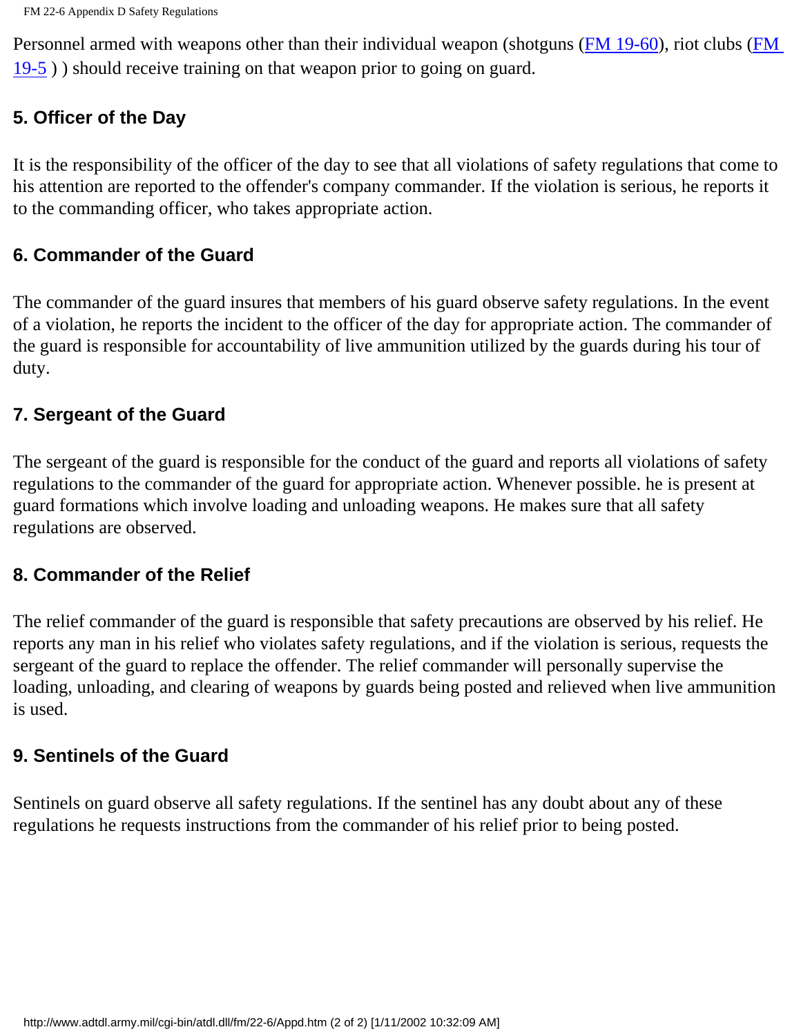Personnel armed with weapons other than their individual weapon (shotguns (FM 19-60), riot clubs (FM 19-5 ) ) should receive training on that weapon prior to going on guard.

## 5. Officer of the Day

It is the responsibility of the officer of the day to see that all violations of safety regulations that come to his attention are reported to the offender's company commander. If the violation is serious, he reports it to the commanding officer, who takes appropriate action.

## 6. Commander of the Guard

The commander of the guard insures that members of his guard observe safety regulations. In the event of a violation, he reports the incident to the officer of the day for appropriate action. The commander of the guard is responsible for accountability of live ammunition utilized by the guards during his tour of duty.

## 7. Sergeant of the Guard

The sergeant of the guard is responsible for the conduct of the guard and reports all violations of safety regulations to the commander of the guard for appropriate action. Whenever possible. he is present at guard formations which involve loading and unloading weapons. He makes sure that all safety regulations are observed.

## 8. Commander of the Relief

The relief commander of the guard is responsible that safety precautions are observed by his relief. He reports any man in his relief who violates safety regulations, and if the violation is serious, requests the sergeant of the guard to replace the offender. The relief commander will personally supervise the loading, unloading, and clearing of weapons by guards being posted and relieved when live ammunition is used.

## 9. Sentinels of the Guard

Sentinels on guard observe all safety regulations. If the sentinel has any doubt about any of these regulations he requests instructions from the commander of his relief prior to being posted.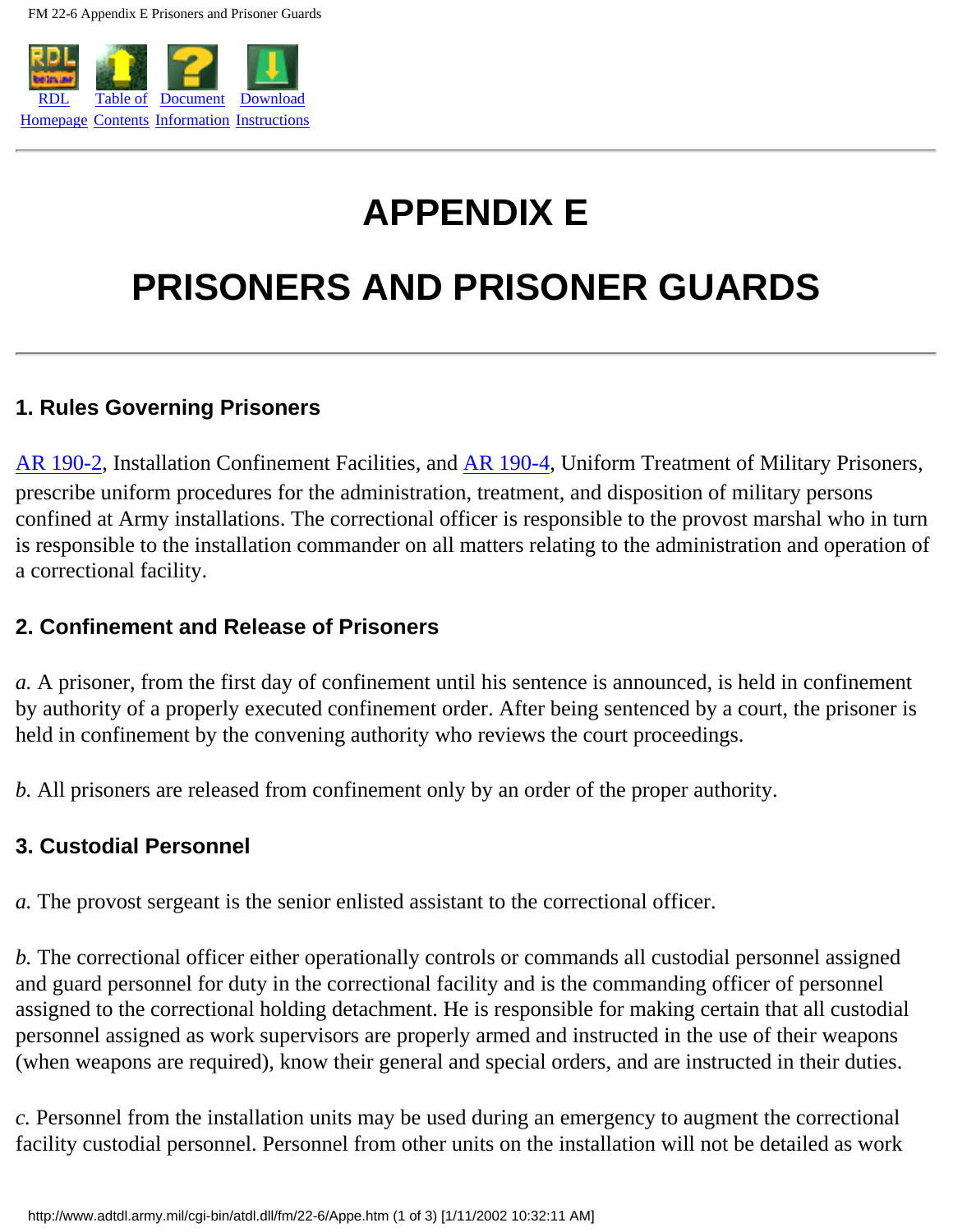# APPENDIX E

# PRISONERS AND PRISONER GUARDS

### 1. Rules Governing Prisoners

AR 190-2, Installation Confinement Facilities, and AR 190-4, Uniform Treatment of Military Prisoners, prescribe uniform procedures for the administration, treatment, and disposition of military persons confined at Army installations. The correctional officer is responsible to the provost marshal who in turn is responsible to the installation commander on all matters relating to the administration and operation of a correctional facility.

### 2. Confinement and Release of Prisoners

*a.* A prisoner, from the first day of confinement until his sentence is announced, is held in confinement by authority of a properly executed confinement order. After being sentenced by a court, the prisoner is held in confinement by the convening authority who reviews the court proceedings.

*b.* All prisoners are released from confinement only by an order of the proper authority.

### 3. Custodial Personnel

*a.* The provost sergeant is the senior enlisted assistant to the correctional officer.

*b.* The correctional officer either operationally controls or commands all custodial personnel assigned and guard personnel for duty in the correctional facility and is the commanding officer of personnel assigned to the correctional holding detachment. He is responsible for making certain that all custodial personnel assigned as work supervisors are properly armed and instructed in the use of their weapons (when weapons are required), know their general and special orders, and are instructed in their duties.

*c.* Personnel from the installation units may be used during an emergency to augment the correctional facility custodial personnel. Personnel from other units on the installation will not be detailed as work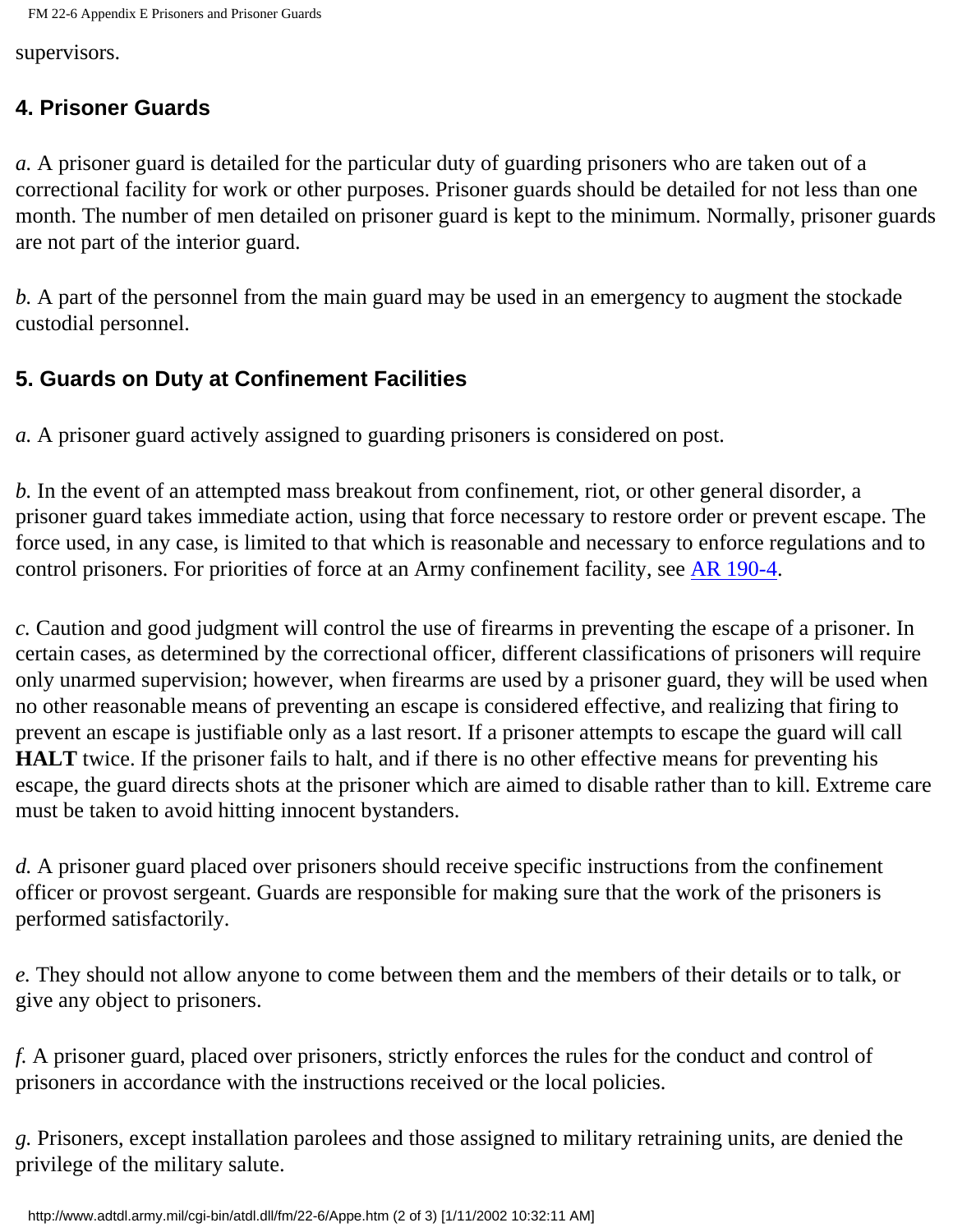supervisors.

## 4. Prisoner Guards

*a.* A prisoner guard is detailed for the particular duty of guarding prisoners who are taken out of a correctional facility for work or other purposes. Prisoner guards should be detailed for not less than one month. The number of men detailed on prisoner guard is kept to the minimum. Normally, prisoner guards are not part of the interior guard.

*b.* A part of the personnel from the main guard may be used in an emergency to augment the stockade custodial personnel.

## 5. Guards on Duty at Confinement Facilities

*a.* A prisoner guard actively assigned to guarding prisoners is considered on post.

*b.* In the event of an attempted mass breakout from confinement, riot, or other general disorder, a prisoner guard takes immediate action, using that force necessary to restore order or prevent escape. The force used, in any case, is limited to that which is reasonable and necessary to enforce regulations and to control prisoners. For priorities of force at an Army confinement facility, see AR 190-4.

*c.* Caution and good judgment will control the use of firearms in preventing the escape of a prisoner. In certain cases, as determined by the correctional officer, different classifications of prisoners will require only unarmed supervision; however, when firearms are used by a prisoner guard, they will be used when no other reasonable means of preventing an escape is considered effective, and realizing that firing to prevent an escape is justifiable only as a last resort. If a prisoner attempts to escape the guard will call **HALT** twice. If the prisoner fails to halt, and if there is no other effective means for preventing his escape, the guard directs shots at the prisoner which are aimed to disable rather than to kill. Extreme care must be taken to avoid hitting innocent bystanders.

*d.* A prisoner guard placed over prisoners should receive specific instructions from the confinement officer or provost sergeant. Guards are responsible for making sure that the work of the prisoners is performed satisfactorily.

*e.* They should not allow anyone to come between them and the members of their details or to talk, or give any object to prisoners.

*f.* A prisoner guard, placed over prisoners, strictly enforces the rules for the conduct and control of prisoners in accordance with the instructions received or the local policies.

*g.* Prisoners, except installation parolees and those assigned to military retraining units, are denied the privilege of the military salute.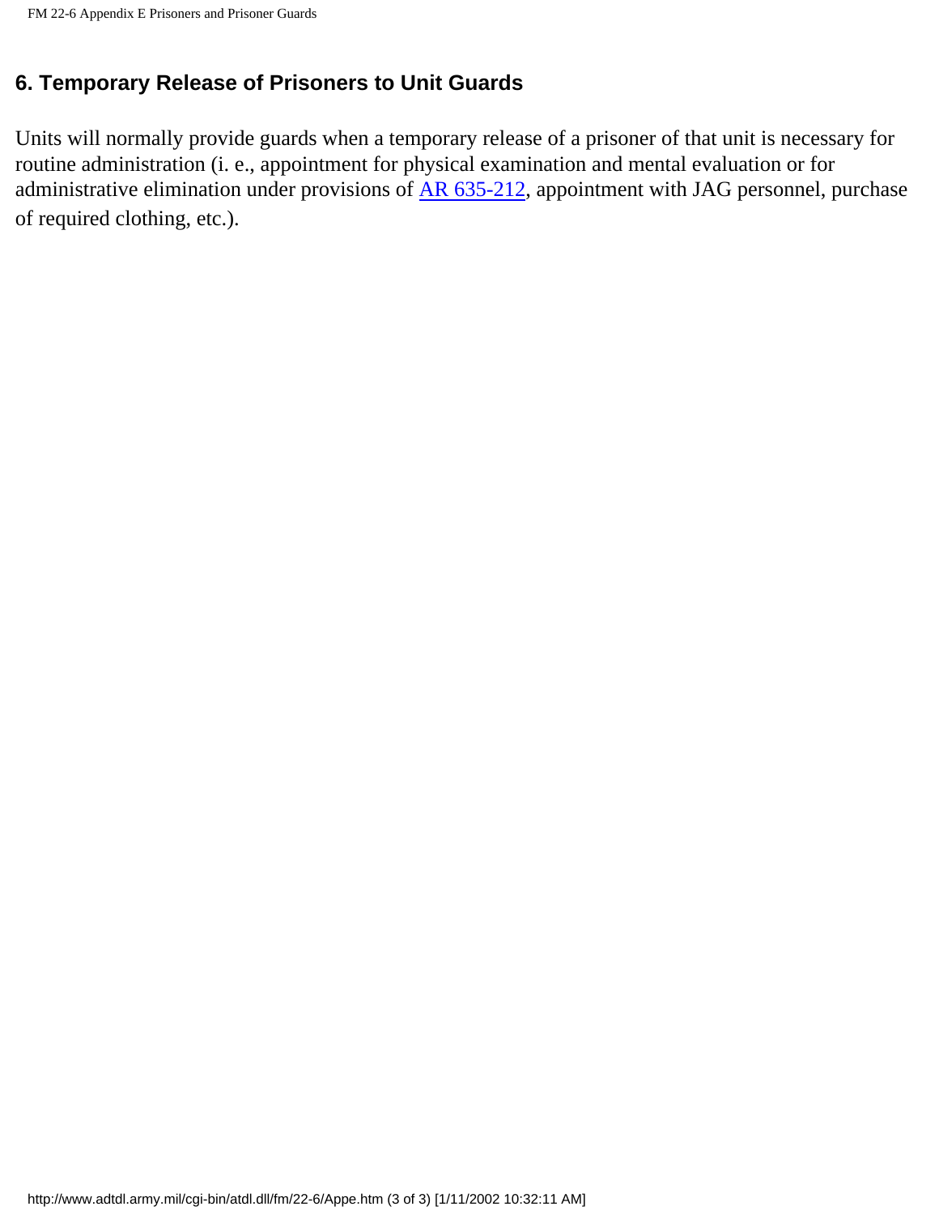## 6. Temporary Release of Prisoners to Unit Guards

Units will normally provide guards when a temporary release of a prisoner of that unit is necessary for routine administration (i. e., appointment for physical examination and mental evaluation or for administrative elimination under provisions of AR 635-212, appointment with JAG personnel, purchase of required clothing, etc.).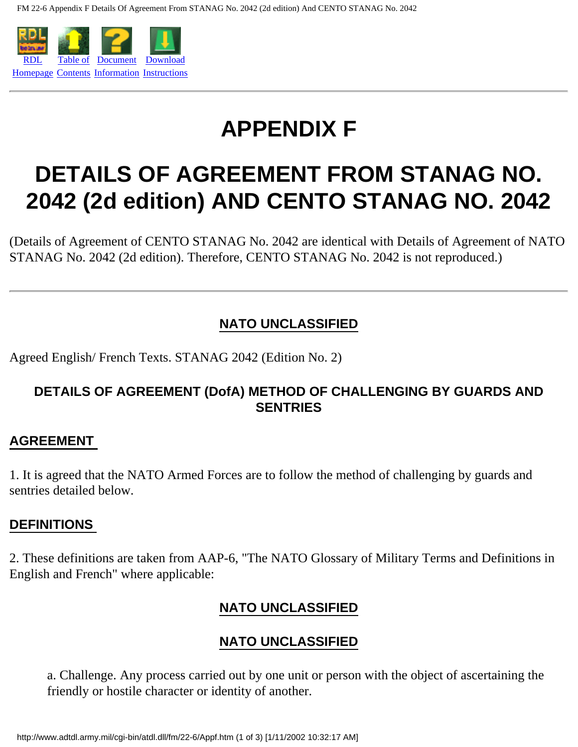# APPENDIX F

# DETAILS OF AGREEMENT FROM STANAG NO. 2042 (2d edition) AND CENTO STANAG NO. 2042

(Details of Agreement of CENTO STANAG No. 2042 are identical with Details of Agreement of NATO STANAG No. 2042 (2d edition). Therefore, CENTO STANAG No. 2042 is not reproduced.)

---

**NATO UNCLASSIFIED**

Agreed English/ French Texts. STANAG 2042 (Edition No. 2)

### DETAILS OF AGREEMENT (DofA) METHOD OF CHALLENGING BY GUARDS AND SENTRIES

## AGREEMENT

1. It is agreed that the NATO Armed Forces are to follow the method of challenging by guards and sentries detailed below.

## DEFINITIONS

2. These definitions are taken from AAP-6, "The NATO Glossary of Military Terms and Definitions in English and French" where applicable:

**NATO UNCLASSIFIED**

**NATO UNCLASSIFIED**

a. Challenge. Any process carried out by one unit or person with the object of ascertaining the friendly or hostile character or identity of another.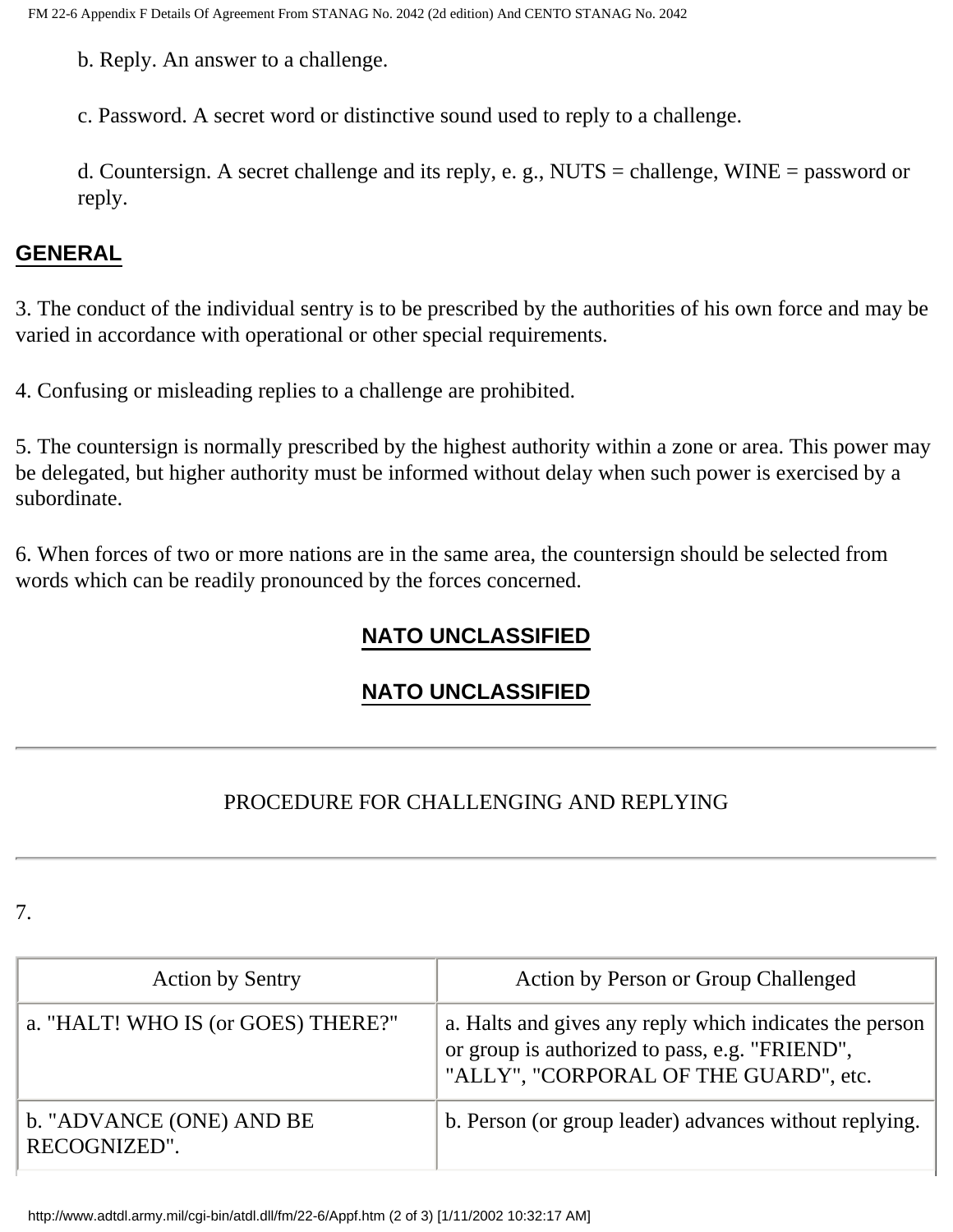b. Reply. An answer to a challenge.

c. Password. A secret word or distinctive sound used to reply to a challenge.

d. Countersign. A secret challenge and its reply, e. g., NUTS = challenge, WINE = password or reply.

## GENERAL

3. The conduct of the individual sentry is to be prescribed by the authorities of his own force and may be varied in accordance with operational or other special requirements.

4. Confusing or misleading replies to a challenge are prohibited.

5. The countersign is normally prescribed by the highest authority within a zone or area. This power may be delegated, but higher authority must be informed without delay when such power is exercised by a subordinate.

6. When forces of two or more nations are in the same area, the countersign should be selected from words which can be readily pronounced by the forces concerned.

**NATO UNCLASSIFIED**

**NATO UNCLASSIFIED**

---

PROCEDURE FOR CHALLENGING AND REPLYING

---

7.

| Action by Sentry | Action by Person or Group Challenged |
|---|---|
| a. "HALT! WHO IS (or GOES) THERE?" | a. Halts and gives any reply which indicates the person or group is authorized to pass, e.g. "FRIEND", "ALLY", "CORPORAL OF THE GUARD", etc. |
| b. "ADVANCE (ONE) AND BE RECOGNIZED". | b. Person (or group leader) advances without replying. |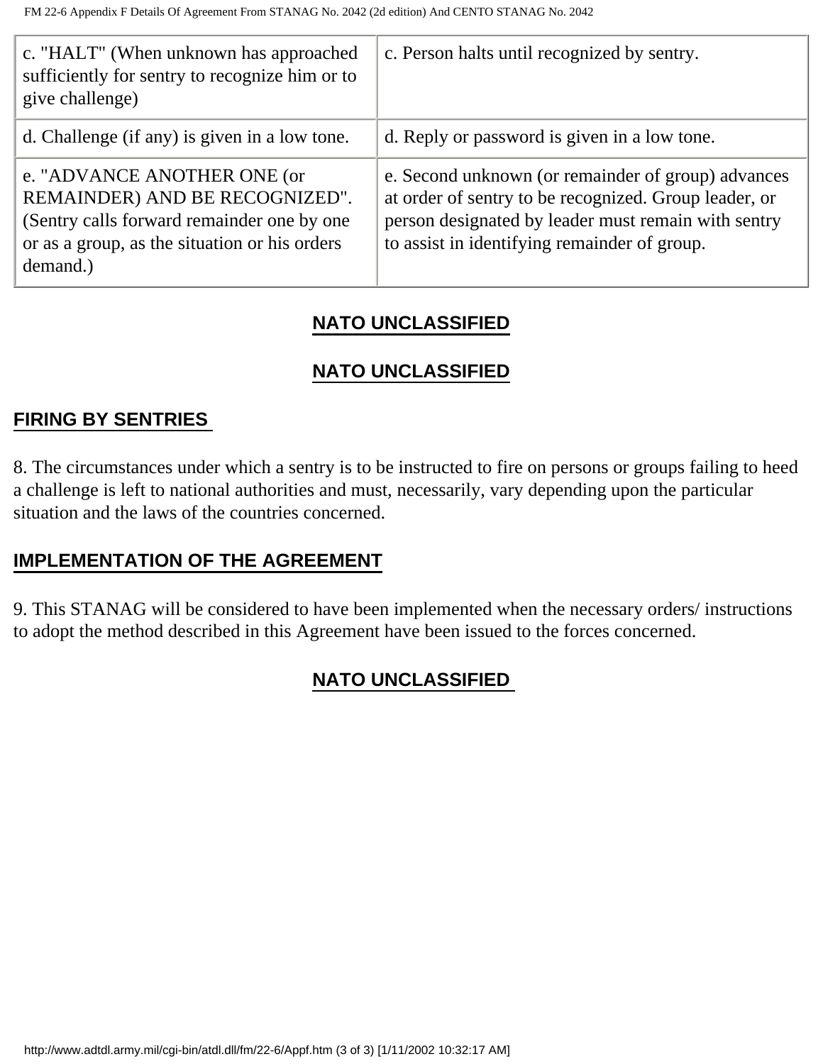| | |
|---|---|
| c. "HALT" (When unknown has approached sufficiently for sentry to recognize him or to give challenge) | c. Person halts until recognized by sentry. |
| d. Challenge (if any) is given in a low tone. | d. Reply or password is given in a low tone. |
| e. "ADVANCE ANOTHER ONE (or REMAINDER) AND BE RECOGNIZED". (Sentry calls forward remainder one by one or as a group, as the situation or his orders demand.) | e. Second unknown (or remainder of group) advances at order of sentry to be recognized. Group leader, or person designated by leader must remain with sentry to assist in identifying remainder of group. |

**NATO UNCLASSIFIED**

**NATO UNCLASSIFIED**

## FIRING BY SENTRIES

8. The circumstances under which a sentry is to be instructed to fire on persons or groups failing to heed a challenge is left to national authorities and must, necessarily, vary depending upon the particular situation and the laws of the countries concerned.

## IMPLEMENTATION OF THE AGREEMENT

9. This STANAG will be considered to have been implemented when the necessary orders/ instructions to adopt the method described in this Agreement have been issued to the forces concerned.

**NATO UNCLASSIFIED**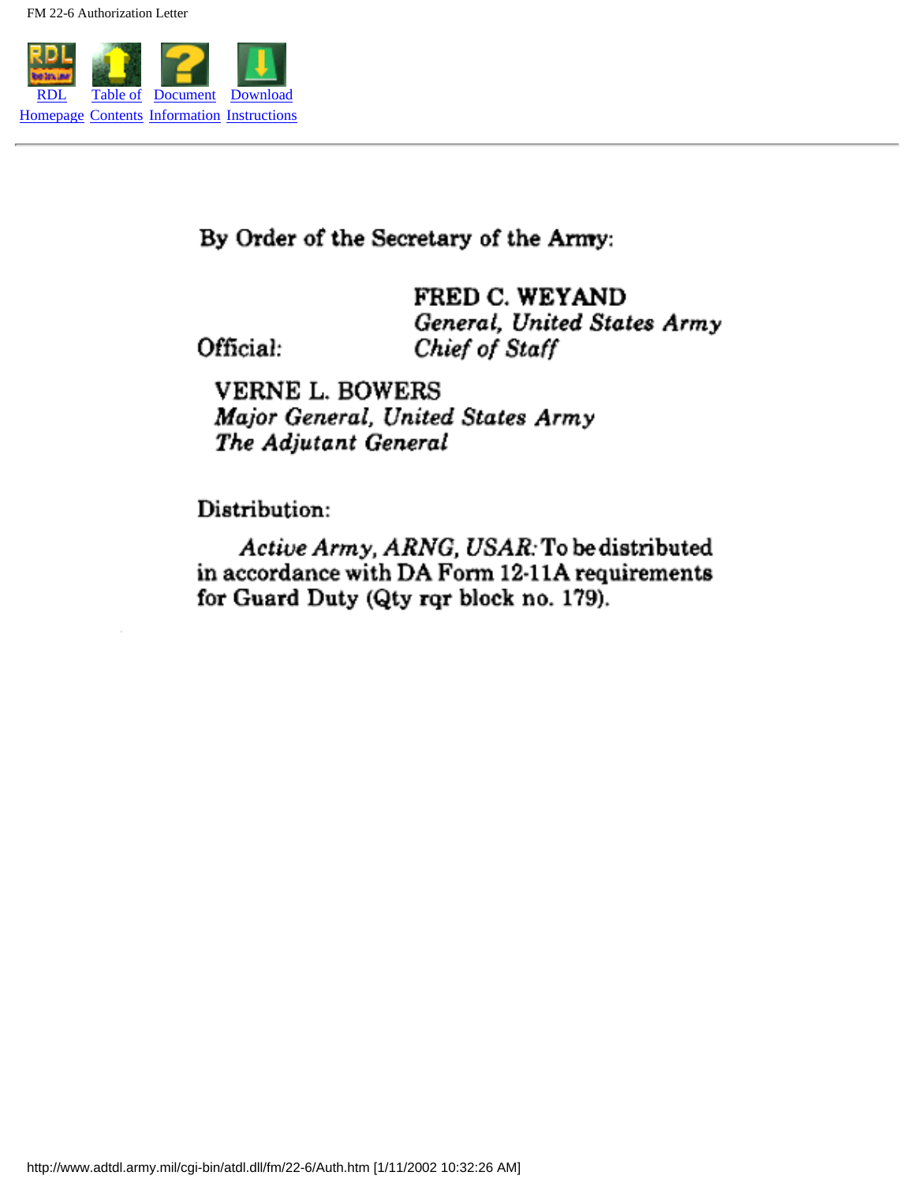RDL Homepage | Table of Contents | Document Information | Download Instructions

---

By Order of the Secretary of the Army:

**FRED C. WEYAND**
*General, United States Army*
*Chief of Staff*

Official:

**VERNE L. BOWERS**
*Major General, United States Army*
*The Adjutant General*

Distribution:

*Active Army, ARNG, USAR:* To be distributed in accordance with DA Form 12-11A requirements for Guard Duty (Qty rqr block no. 179).